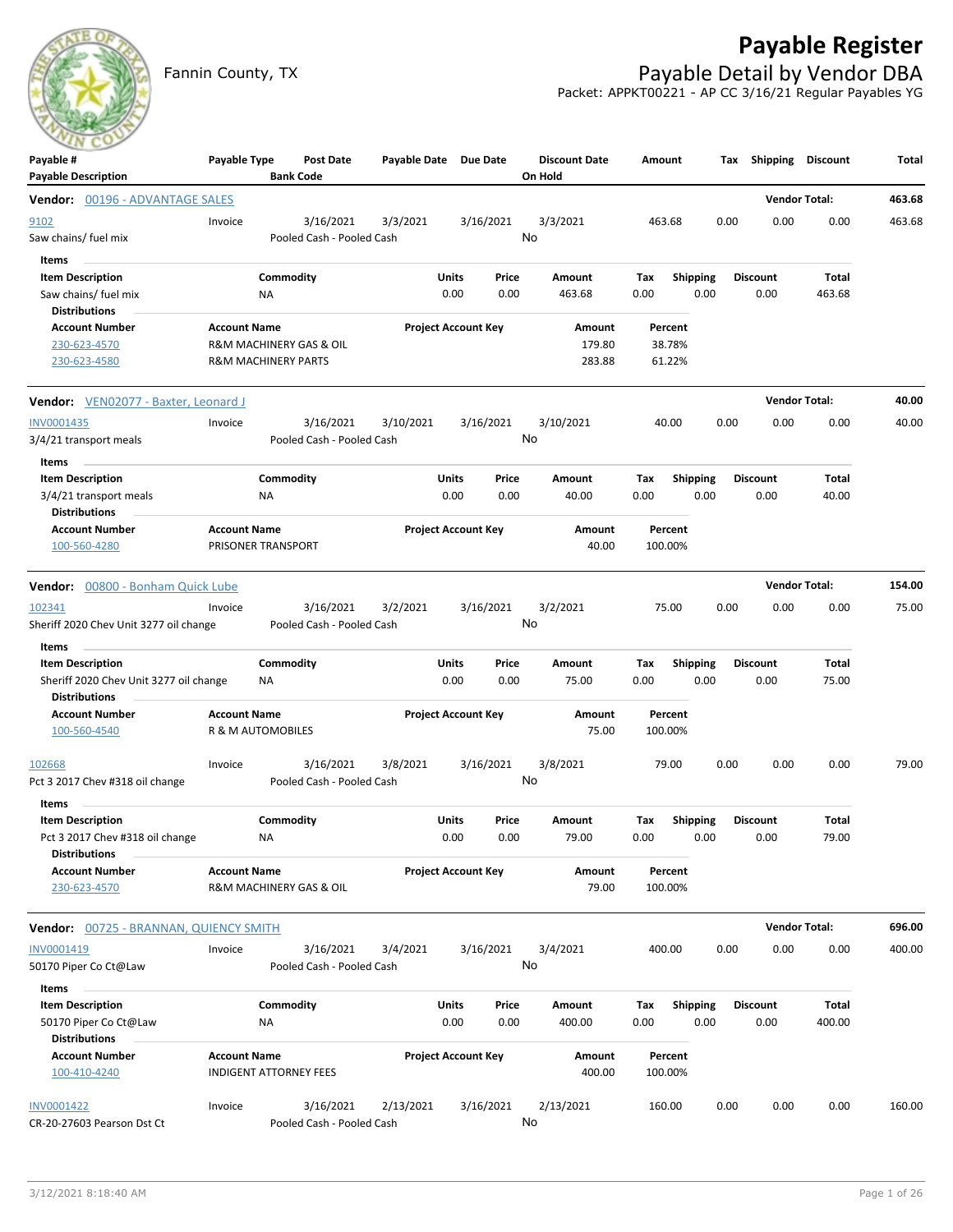# Payable Register

Fannin County, TX

## Payable Detail by Vendor DBA

Packet: APPKT00221 - AP CC 3/16/21 Regular Payables YG

| Payable # / Payable Description | Payable Type | Post Date / Bank Code | Payable Date | Due Date | Discount Date / On Hold | Amount | Tax | Shipping | Discount | Total |
|---|---|---|---|---|---|---|---|---|---|---|

**Vendor: 00196 - ADVANTAGE SALES** — Vendor Total: **463.68**

| Payable # | Payable Type | Post Date | Payable Date | Due Date | Discount Date | Amount | Tax | Shipping | Discount | Total |
|---|---|---|---|---|---|---|---|---|---|---|
| 9102 | Invoice | 3/16/2021 | 3/3/2021 | 3/16/2021 | 3/3/2021 | 463.68 | 0.00 | 0.00 | 0.00 | 463.68 |
| Saw chains/ fuel mix | | Pooled Cash - Pooled Cash | | | No | | | | | |

Items

| Item Description | Commodity | Units | Price | Amount | Tax | Shipping | Discount | Total |
|---|---|---|---|---|---|---|---|---|
| Saw chains/ fuel mix | NA | 0.00 | 0.00 | 463.68 | 0.00 | 0.00 | 0.00 | 463.68 |

Distributions

| Account Number | Account Name | Project Account Key | Amount | Percent |
|---|---|---|---|---|
| 230-623-4570 | R&M MACHINERY GAS & OIL | | 179.80 | 38.78% |
| 230-623-4580 | R&M MACHINERY PARTS | | 283.88 | 61.22% |

**Vendor: VEN02077 - Baxter, Leonard J** — Vendor Total: **40.00**

| Payable # | Payable Type | Post Date | Payable Date | Due Date | Discount Date | Amount | Tax | Shipping | Discount | Total |
|---|---|---|---|---|---|---|---|---|---|---|
| INV0001435 | Invoice | 3/16/2021 | 3/10/2021 | 3/16/2021 | 3/10/2021 | 40.00 | 0.00 | 0.00 | 0.00 | 40.00 |
| 3/4/21 transport meals | | Pooled Cash - Pooled Cash | | | No | | | | | |

Items

| Item Description | Commodity | Units | Price | Amount | Tax | Shipping | Discount | Total |
|---|---|---|---|---|---|---|---|---|
| 3/4/21 transport meals | NA | 0.00 | 0.00 | 40.00 | 0.00 | 0.00 | 0.00 | 40.00 |

Distributions

| Account Number | Account Name | Project Account Key | Amount | Percent |
|---|---|---|---|---|
| 100-560-4280 | PRISONER TRANSPORT | | 40.00 | 100.00% |

**Vendor: 00800 - Bonham Quick Lube** — Vendor Total: **154.00**

| Payable # | Payable Type | Post Date | Payable Date | Due Date | Discount Date | Amount | Tax | Shipping | Discount | Total |
|---|---|---|---|---|---|---|---|---|---|---|
| 102341 | Invoice | 3/16/2021 | 3/2/2021 | 3/16/2021 | 3/2/2021 | 75.00 | 0.00 | 0.00 | 0.00 | 75.00 |
| Sheriff 2020 Chev Unit 3277 oil change | | Pooled Cash - Pooled Cash | | | No | | | | | |

Items

| Item Description | Commodity | Units | Price | Amount | Tax | Shipping | Discount | Total |
|---|---|---|---|---|---|---|---|---|
| Sheriff 2020 Chev Unit 3277 oil change | NA | 0.00 | 0.00 | 75.00 | 0.00 | 0.00 | 0.00 | 75.00 |

Distributions

| Account Number | Account Name | Project Account Key | Amount | Percent |
|---|---|---|---|---|
| 100-560-4540 | R & M AUTOMOBILES | | 75.00 | 100.00% |

| Payable # | Payable Type | Post Date | Payable Date | Due Date | Discount Date | Amount | Tax | Shipping | Discount | Total |
|---|---|---|---|---|---|---|---|---|---|---|
| 102668 | Invoice | 3/16/2021 | 3/8/2021 | 3/16/2021 | 3/8/2021 | 79.00 | 0.00 | 0.00 | 0.00 | 79.00 |
| Pct 3 2017 Chev #318 oil change | | Pooled Cash - Pooled Cash | | | No | | | | | |

Items

| Item Description | Commodity | Units | Price | Amount | Tax | Shipping | Discount | Total |
|---|---|---|---|---|---|---|---|---|
| Pct 3 2017 Chev #318 oil change | NA | 0.00 | 0.00 | 79.00 | 0.00 | 0.00 | 0.00 | 79.00 |

Distributions

| Account Number | Account Name | Project Account Key | Amount | Percent |
|---|---|---|---|---|
| 230-623-4570 | R&M MACHINERY GAS & OIL | | 79.00 | 100.00% |

**Vendor: 00725 - BRANNAN, QUIENCY SMITH** — Vendor Total: **696.00**

| Payable # | Payable Type | Post Date | Payable Date | Due Date | Discount Date | Amount | Tax | Shipping | Discount | Total |
|---|---|---|---|---|---|---|---|---|---|---|
| INV0001419 | Invoice | 3/16/2021 | 3/4/2021 | 3/16/2021 | 3/4/2021 | 400.00 | 0.00 | 0.00 | 0.00 | 400.00 |
| 50170 Piper Co Ct@Law | | Pooled Cash - Pooled Cash | | | No | | | | | |

Items

| Item Description | Commodity | Units | Price | Amount | Tax | Shipping | Discount | Total |
|---|---|---|---|---|---|---|---|---|
| 50170 Piper Co Ct@Law | NA | 0.00 | 0.00 | 400.00 | 0.00 | 0.00 | 0.00 | 400.00 |

Distributions

| Account Number | Account Name | Project Account Key | Amount | Percent |
|---|---|---|---|---|
| 100-410-4240 | INDIGENT ATTORNEY FEES | | 400.00 | 100.00% |

| Payable # | Payable Type | Post Date | Payable Date | Due Date | Discount Date | Amount | Tax | Shipping | Discount | Total |
|---|---|---|---|---|---|---|---|---|---|---|
| INV0001422 | Invoice | 3/16/2021 | 2/13/2021 | 3/16/2021 | 2/13/2021 | 160.00 | 0.00 | 0.00 | 0.00 | 160.00 |
| CR-20-27603 Pearson Dst Ct | | Pooled Cash - Pooled Cash | | | No | | | | | |

3/12/2021 8:18:40 AM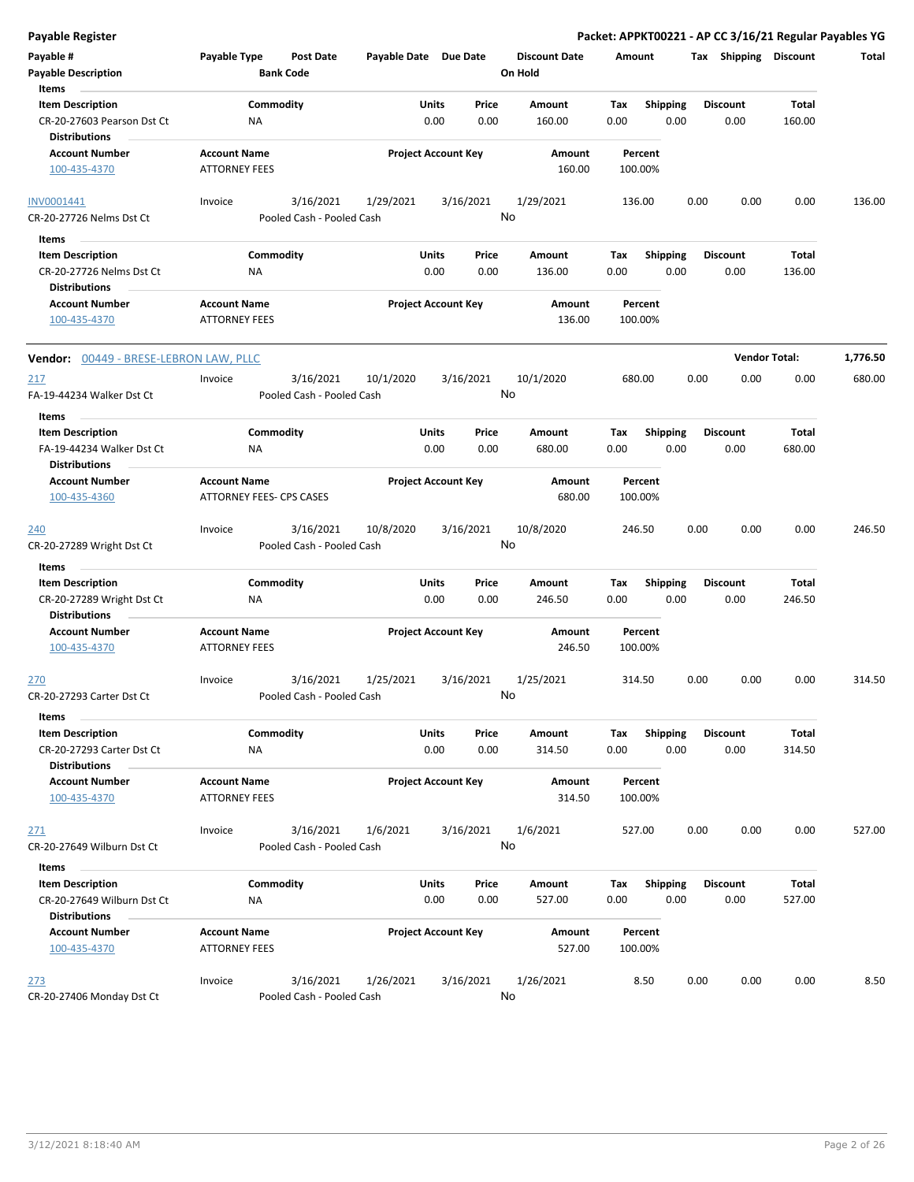**Payable Register** | **Packet: APPKT00221 - AP CC 3/16/21 Regular Payables YG**

| Payable # | Payable Type | Post Date | Payable Date | Due Date | Discount Date | Amount | Tax | Shipping | Discount | Total |
|---|---|---|---|---|---|---|---|---|---|---|
| **Payable Description** | | **Bank Code** | | | **On Hold** | | | | | |

**Items**

| Item Description | Commodity | Units | Price | Amount | Tax | Shipping | Discount | Total |
|---|---|---|---|---|---|---|---|---|
| CR-20-27603 Pearson Dst Ct | NA | 0.00 | 0.00 | 160.00 | 0.00 | 0.00 | 0.00 | 160.00 |

**Distributions**

| Account Number | Account Name | Project Account Key | Amount | Percent |
|---|---|---|---|---|
| 100-435-4370 | ATTORNEY FEES | | 160.00 | 100.00% |

| Payable # | Payable Type | Post Date | Payable Date | Due Date | Discount Date | Amount | Tax | Shipping | Discount | Total |
|---|---|---|---|---|---|---|---|---|---|---|
| INV0001441 | Invoice | 3/16/2021 | 1/29/2021 | 3/16/2021 | 1/29/2021 | 136.00 | 0.00 | 0.00 | 0.00 | 136.00 |
| CR-20-27726 Nelms Dst Ct | | Pooled Cash - Pooled Cash | | | No | | | | | |

**Items**

| Item Description | Commodity | Units | Price | Amount | Tax | Shipping | Discount | Total |
|---|---|---|---|---|---|---|---|---|
| CR-20-27726 Nelms Dst Ct | NA | 0.00 | 0.00 | 136.00 | 0.00 | 0.00 | 0.00 | 136.00 |

**Distributions**

| Account Number | Account Name | Project Account Key | Amount | Percent |
|---|---|---|---|---|
| 100-435-4370 | ATTORNEY FEES | | 136.00 | 100.00% |

**Vendor:** 00449 - BRESE-LEBRON LAW, PLLC — **Vendor Total:** 1,776.50

| Payable # | Payable Type | Post Date | Payable Date | Due Date | Discount Date | Amount | Tax | Shipping | Discount | Total |
|---|---|---|---|---|---|---|---|---|---|---|
| 217 | Invoice | 3/16/2021 | 10/1/2020 | 3/16/2021 | 10/1/2020 | 680.00 | 0.00 | 0.00 | 0.00 | 680.00 |
| FA-19-44234 Walker Dst Ct | | Pooled Cash - Pooled Cash | | | No | | | | | |

**Items**

| Item Description | Commodity | Units | Price | Amount | Tax | Shipping | Discount | Total |
|---|---|---|---|---|---|---|---|---|
| FA-19-44234 Walker Dst Ct | NA | 0.00 | 0.00 | 680.00 | 0.00 | 0.00 | 0.00 | 680.00 |

**Distributions**

| Account Number | Account Name | Project Account Key | Amount | Percent |
|---|---|---|---|---|
| 100-435-4360 | ATTORNEY FEES- CPS CASES | | 680.00 | 100.00% |

| Payable # | Payable Type | Post Date | Payable Date | Due Date | Discount Date | Amount | Tax | Shipping | Discount | Total |
|---|---|---|---|---|---|---|---|---|---|---|
| 240 | Invoice | 3/16/2021 | 10/8/2020 | 3/16/2021 | 10/8/2020 | 246.50 | 0.00 | 0.00 | 0.00 | 246.50 |
| CR-20-27289 Wright Dst Ct | | Pooled Cash - Pooled Cash | | | No | | | | | |

**Items**

| Item Description | Commodity | Units | Price | Amount | Tax | Shipping | Discount | Total |
|---|---|---|---|---|---|---|---|---|
| CR-20-27289 Wright Dst Ct | NA | 0.00 | 0.00 | 246.50 | 0.00 | 0.00 | 0.00 | 246.50 |

**Distributions**

| Account Number | Account Name | Project Account Key | Amount | Percent |
|---|---|---|---|---|
| 100-435-4370 | ATTORNEY FEES | | 246.50 | 100.00% |

| Payable # | Payable Type | Post Date | Payable Date | Due Date | Discount Date | Amount | Tax | Shipping | Discount | Total |
|---|---|---|---|---|---|---|---|---|---|---|
| 270 | Invoice | 3/16/2021 | 1/25/2021 | 3/16/2021 | 1/25/2021 | 314.50 | 0.00 | 0.00 | 0.00 | 314.50 |
| CR-20-27293 Carter Dst Ct | | Pooled Cash - Pooled Cash | | | No | | | | | |

**Items**

| Item Description | Commodity | Units | Price | Amount | Tax | Shipping | Discount | Total |
|---|---|---|---|---|---|---|---|---|
| CR-20-27293 Carter Dst Ct | NA | 0.00 | 0.00 | 314.50 | 0.00 | 0.00 | 0.00 | 314.50 |

**Distributions**

| Account Number | Account Name | Project Account Key | Amount | Percent |
|---|---|---|---|---|
| 100-435-4370 | ATTORNEY FEES | | 314.50 | 100.00% |

| Payable # | Payable Type | Post Date | Payable Date | Due Date | Discount Date | Amount | Tax | Shipping | Discount | Total |
|---|---|---|---|---|---|---|---|---|---|---|
| 271 | Invoice | 3/16/2021 | 1/6/2021 | 3/16/2021 | 1/6/2021 | 527.00 | 0.00 | 0.00 | 0.00 | 527.00 |
| CR-20-27649 Wilburn Dst Ct | | Pooled Cash - Pooled Cash | | | No | | | | | |

**Items**

| Item Description | Commodity | Units | Price | Amount | Tax | Shipping | Discount | Total |
|---|---|---|---|---|---|---|---|---|
| CR-20-27649 Wilburn Dst Ct | NA | 0.00 | 0.00 | 527.00 | 0.00 | 0.00 | 0.00 | 527.00 |

**Distributions**

| Account Number | Account Name | Project Account Key | Amount | Percent |
|---|---|---|---|---|
| 100-435-4370 | ATTORNEY FEES | | 527.00 | 100.00% |

| Payable # | Payable Type | Post Date | Payable Date | Due Date | Discount Date | Amount | Tax | Shipping | Discount | Total |
|---|---|---|---|---|---|---|---|---|---|---|
| 273 | Invoice | 3/16/2021 | 1/26/2021 | 3/16/2021 | 1/26/2021 | 8.50 | 0.00 | 0.00 | 0.00 | 8.50 |
| CR-20-27406 Monday Dst Ct | | Pooled Cash - Pooled Cash | | | No | | | | | |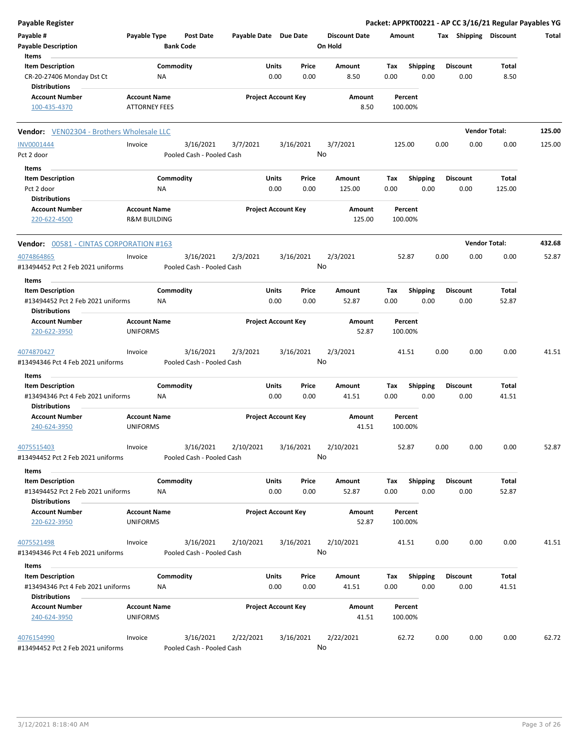**Payable Register** — **Packet: APPKT00221 - AP CC 3/16/21 Regular Payables YG**

| Payable # | Payable Type | Post Date | Payable Date | Due Date | Discount Date | Amount | Tax | Shipping | Discount | Total |
|---|---|---|---|---|---|---|---|---|---|---|
| Payable Description | | Bank Code | | | On Hold | | | | | |

**Items**

| Item Description | Commodity | Units | Price | Amount | Tax | Shipping | Discount | Total |
|---|---|---|---|---|---|---|---|---|
| CR-20-27406 Monday Dst Ct | NA | 0.00 | 0.00 | 8.50 | 0.00 | 0.00 | 0.00 | 8.50 |

**Distributions**

| Account Number | Account Name | Project Account Key | Amount | Percent |
|---|---|---|---|---|
| 100-435-4370 | ATTORNEY FEES | | 8.50 | 100.00% |

---

**Vendor:** VEN02304 - Brothers Wholesale LLC — **Vendor Total: 125.00**

| Payable # | Payable Type | Post Date | Payable Date | Due Date | Discount Date | Amount | Tax | Shipping | Discount | Total |
|---|---|---|---|---|---|---|---|---|---|---|
| INV0001444 | Invoice | 3/16/2021 | 3/7/2021 | 3/16/2021 | 3/7/2021 | 125.00 | 0.00 | 0.00 | 0.00 | 125.00 |
| Pct 2 door | | Pooled Cash - Pooled Cash | | | No | | | | | |

**Items**

| Item Description | Commodity | Units | Price | Amount | Tax | Shipping | Discount | Total |
|---|---|---|---|---|---|---|---|---|
| Pct 2 door | NA | 0.00 | 0.00 | 125.00 | 0.00 | 0.00 | 0.00 | 125.00 |

**Distributions**

| Account Number | Account Name | Project Account Key | Amount | Percent |
|---|---|---|---|---|
| 220-622-4500 | R&M BUILDING | | 125.00 | 100.00% |

---

**Vendor:** 00581 - CINTAS CORPORATION #163 — **Vendor Total: 432.68**

| Payable # | Payable Type | Post Date | Payable Date | Due Date | Discount Date | Amount | Tax | Shipping | Discount | Total |
|---|---|---|---|---|---|---|---|---|---|---|
| 4074864865 | Invoice | 3/16/2021 | 2/3/2021 | 3/16/2021 | 2/3/2021 | 52.87 | 0.00 | 0.00 | 0.00 | 52.87 |
| #13494452 Pct 2 Feb 2021 uniforms | | Pooled Cash - Pooled Cash | | | No | | | | | |

**Items**

| Item Description | Commodity | Units | Price | Amount | Tax | Shipping | Discount | Total |
|---|---|---|---|---|---|---|---|---|
| #13494452 Pct 2 Feb 2021 uniforms | NA | 0.00 | 0.00 | 52.87 | 0.00 | 0.00 | 0.00 | 52.87 |

**Distributions**

| Account Number | Account Name | Project Account Key | Amount | Percent |
|---|---|---|---|---|
| 220-622-3950 | UNIFORMS | | 52.87 | 100.00% |

| Payable # | Payable Type | Post Date | Payable Date | Due Date | Discount Date | Amount | Tax | Shipping | Discount | Total |
|---|---|---|---|---|---|---|---|---|---|---|
| 4074870427 | Invoice | 3/16/2021 | 2/3/2021 | 3/16/2021 | 2/3/2021 | 41.51 | 0.00 | 0.00 | 0.00 | 41.51 |
| #13494346 Pct 4 Feb 2021 uniforms | | Pooled Cash - Pooled Cash | | | No | | | | | |

**Items**

| Item Description | Commodity | Units | Price | Amount | Tax | Shipping | Discount | Total |
|---|---|---|---|---|---|---|---|---|
| #13494346 Pct 4 Feb 2021 uniforms | NA | 0.00 | 0.00 | 41.51 | 0.00 | 0.00 | 0.00 | 41.51 |

**Distributions**

| Account Number | Account Name | Project Account Key | Amount | Percent |
|---|---|---|---|---|
| 240-624-3950 | UNIFORMS | | 41.51 | 100.00% |

| Payable # | Payable Type | Post Date | Payable Date | Due Date | Discount Date | Amount | Tax | Shipping | Discount | Total |
|---|---|---|---|---|---|---|---|---|---|---|
| 4075515403 | Invoice | 3/16/2021 | 2/10/2021 | 3/16/2021 | 2/10/2021 | 52.87 | 0.00 | 0.00 | 0.00 | 52.87 |
| #13494452 Pct 2 Feb 2021 uniforms | | Pooled Cash - Pooled Cash | | | No | | | | | |

**Items**

| Item Description | Commodity | Units | Price | Amount | Tax | Shipping | Discount | Total |
|---|---|---|---|---|---|---|---|---|
| #13494452 Pct 2 Feb 2021 uniforms | NA | 0.00 | 0.00 | 52.87 | 0.00 | 0.00 | 0.00 | 52.87 |

**Distributions**

| Account Number | Account Name | Project Account Key | Amount | Percent |
|---|---|---|---|---|
| 220-622-3950 | UNIFORMS | | 52.87 | 100.00% |

| Payable # | Payable Type | Post Date | Payable Date | Due Date | Discount Date | Amount | Tax | Shipping | Discount | Total |
|---|---|---|---|---|---|---|---|---|---|---|
| 4075521498 | Invoice | 3/16/2021 | 2/10/2021 | 3/16/2021 | 2/10/2021 | 41.51 | 0.00 | 0.00 | 0.00 | 41.51 |
| #13494346 Pct 4 Feb 2021 uniforms | | Pooled Cash - Pooled Cash | | | No | | | | | |

**Items**

| Item Description | Commodity | Units | Price | Amount | Tax | Shipping | Discount | Total |
|---|---|---|---|---|---|---|---|---|
| #13494346 Pct 4 Feb 2021 uniforms | NA | 0.00 | 0.00 | 41.51 | 0.00 | 0.00 | 0.00 | 41.51 |

**Distributions**

| Account Number | Account Name | Project Account Key | Amount | Percent |
|---|---|---|---|---|
| 240-624-3950 | UNIFORMS | | 41.51 | 100.00% |

| Payable # | Payable Type | Post Date | Payable Date | Due Date | Discount Date | Amount | Tax | Shipping | Discount | Total |
|---|---|---|---|---|---|---|---|---|---|---|
| 4076154990 | Invoice | 3/16/2021 | 2/22/2021 | 3/16/2021 | 2/22/2021 | 62.72 | 0.00 | 0.00 | 0.00 | 62.72 |
| #13494452 Pct 2 Feb 2021 uniforms | | Pooled Cash - Pooled Cash | | | No | | | | | |

3/12/2021 8:18:40 AM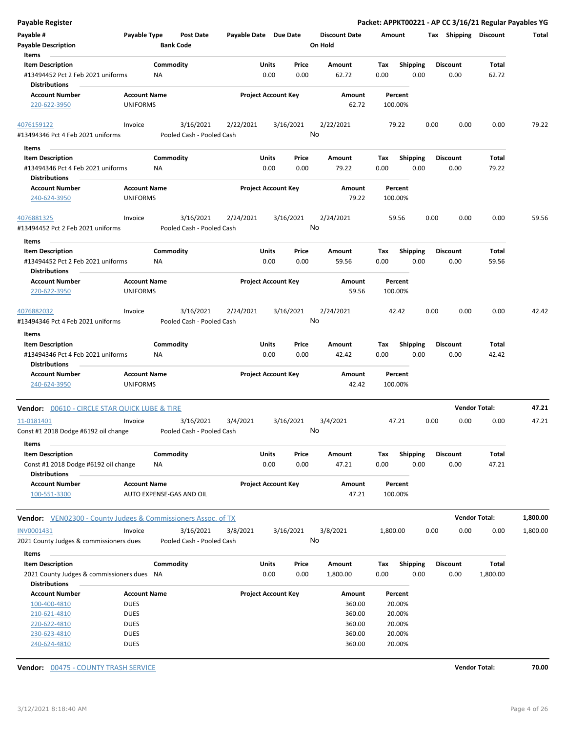| Payable # | Payable Type | Post Date | Payable Date | Due Date | Discount Date | Amount | Tax | Shipping | Discount | Total |
|---|---|---|---|---|---|---|---|---|---|---|
| Payable Description | | Bank Code | | | On Hold | | | | | |

**Items**

| Item Description | Commodity | Units | Price | Amount | Tax | Shipping | Discount | Total |
|---|---|---|---|---|---|---|---|---|
| #13494452 Pct 2 Feb 2021 uniforms | NA | 0.00 | 0.00 | 62.72 | 0.00 | 0.00 | 0.00 | 62.72 |

**Distributions**

| Account Number | Account Name | Project Account Key | Amount | Percent |
|---|---|---|---|---|
| 220-622-3950 | UNIFORMS | | 62.72 | 100.00% |

| 4076159122 | Invoice | 3/16/2021 | 2/22/2021 | 3/16/2021 | 2/22/2021 | 79.22 | 0.00 | 0.00 | 0.00 | 79.22 |
|---|---|---|---|---|---|---|---|---|---|---|
| #13494346 Pct 4 Feb 2021 uniforms | | Pooled Cash - Pooled Cash | | | No | | | | | |

**Items**

| Item Description | Commodity | Units | Price | Amount | Tax | Shipping | Discount | Total |
|---|---|---|---|---|---|---|---|---|
| #13494346 Pct 4 Feb 2021 uniforms | NA | 0.00 | 0.00 | 79.22 | 0.00 | 0.00 | 0.00 | 79.22 |

**Distributions**

| Account Number | Account Name | Project Account Key | Amount | Percent |
|---|---|---|---|---|
| 240-624-3950 | UNIFORMS | | 79.22 | 100.00% |

| 4076881325 | Invoice | 3/16/2021 | 2/24/2021 | 3/16/2021 | 2/24/2021 | 59.56 | 0.00 | 0.00 | 0.00 | 59.56 |
|---|---|---|---|---|---|---|---|---|---|---|
| #13494452 Pct 2 Feb 2021 uniforms | | Pooled Cash - Pooled Cash | | | No | | | | | |

**Items**

| Item Description | Commodity | Units | Price | Amount | Tax | Shipping | Discount | Total |
|---|---|---|---|---|---|---|---|---|
| #13494452 Pct 2 Feb 2021 uniforms | NA | 0.00 | 0.00 | 59.56 | 0.00 | 0.00 | 0.00 | 59.56 |

**Distributions**

| Account Number | Account Name | Project Account Key | Amount | Percent |
|---|---|---|---|---|
| 220-622-3950 | UNIFORMS | | 59.56 | 100.00% |

| 4076882032 | Invoice | 3/16/2021 | 2/24/2021 | 3/16/2021 | 2/24/2021 | 42.42 | 0.00 | 0.00 | 0.00 | 42.42 |
|---|---|---|---|---|---|---|---|---|---|---|
| #13494346 Pct 4 Feb 2021 uniforms | | Pooled Cash - Pooled Cash | | | No | | | | | |

**Items**

| Item Description | Commodity | Units | Price | Amount | Tax | Shipping | Discount | Total |
|---|---|---|---|---|---|---|---|---|
| #13494346 Pct 4 Feb 2021 uniforms | NA | 0.00 | 0.00 | 42.42 | 0.00 | 0.00 | 0.00 | 42.42 |

**Distributions**

| Account Number | Account Name | Project Account Key | Amount | Percent |
|---|---|---|---|---|
| 240-624-3950 | UNIFORMS | | 42.42 | 100.00% |

**Vendor:** 00610 - CIRCLE STAR QUICK LUBE & TIRE — **Vendor Total: 47.21**

| 11-0181401 | Invoice | 3/16/2021 | 3/4/2021 | 3/16/2021 | 3/4/2021 | 47.21 | 0.00 | 0.00 | 0.00 | 47.21 |
|---|---|---|---|---|---|---|---|---|---|---|
| Const #1 2018 Dodge #6192 oil change | | Pooled Cash - Pooled Cash | | | No | | | | | |

**Items**

| Item Description | Commodity | Units | Price | Amount | Tax | Shipping | Discount | Total |
|---|---|---|---|---|---|---|---|---|
| Const #1 2018 Dodge #6192 oil change | NA | 0.00 | 0.00 | 47.21 | 0.00 | 0.00 | 0.00 | 47.21 |

**Distributions**

| Account Number | Account Name | Project Account Key | Amount | Percent |
|---|---|---|---|---|
| 100-551-3300 | AUTO EXPENSE-GAS AND OIL | | 47.21 | 100.00% |

**Vendor:** VEN02300 - County Judges & Commissioners Assoc. of TX — **Vendor Total: 1,800.00**

| INV0001431 | Invoice | 3/16/2021 | 3/8/2021 | 3/16/2021 | 3/8/2021 | 1,800.00 | 0.00 | 0.00 | 0.00 | 1,800.00 |
|---|---|---|---|---|---|---|---|---|---|---|
| 2021 County Judges & commissioners dues | | Pooled Cash - Pooled Cash | | | No | | | | | |

**Items**

| Item Description | Commodity | Units | Price | Amount | Tax | Shipping | Discount | Total |
|---|---|---|---|---|---|---|---|---|
| 2021 County Judges & commissioners dues | NA | 0.00 | 0.00 | 1,800.00 | 0.00 | 0.00 | 0.00 | 1,800.00 |

**Distributions**

| Account Number | Account Name | Project Account Key | Amount | Percent |
|---|---|---|---|---|
| 100-400-4810 | DUES | | 360.00 | 20.00% |
| 210-621-4810 | DUES | | 360.00 | 20.00% |
| 220-622-4810 | DUES | | 360.00 | 20.00% |
| 230-623-4810 | DUES | | 360.00 | 20.00% |
| 240-624-4810 | DUES | | 360.00 | 20.00% |

**Vendor:** 00475 - COUNTY TRASH SERVICE — **Vendor Total: 70.00**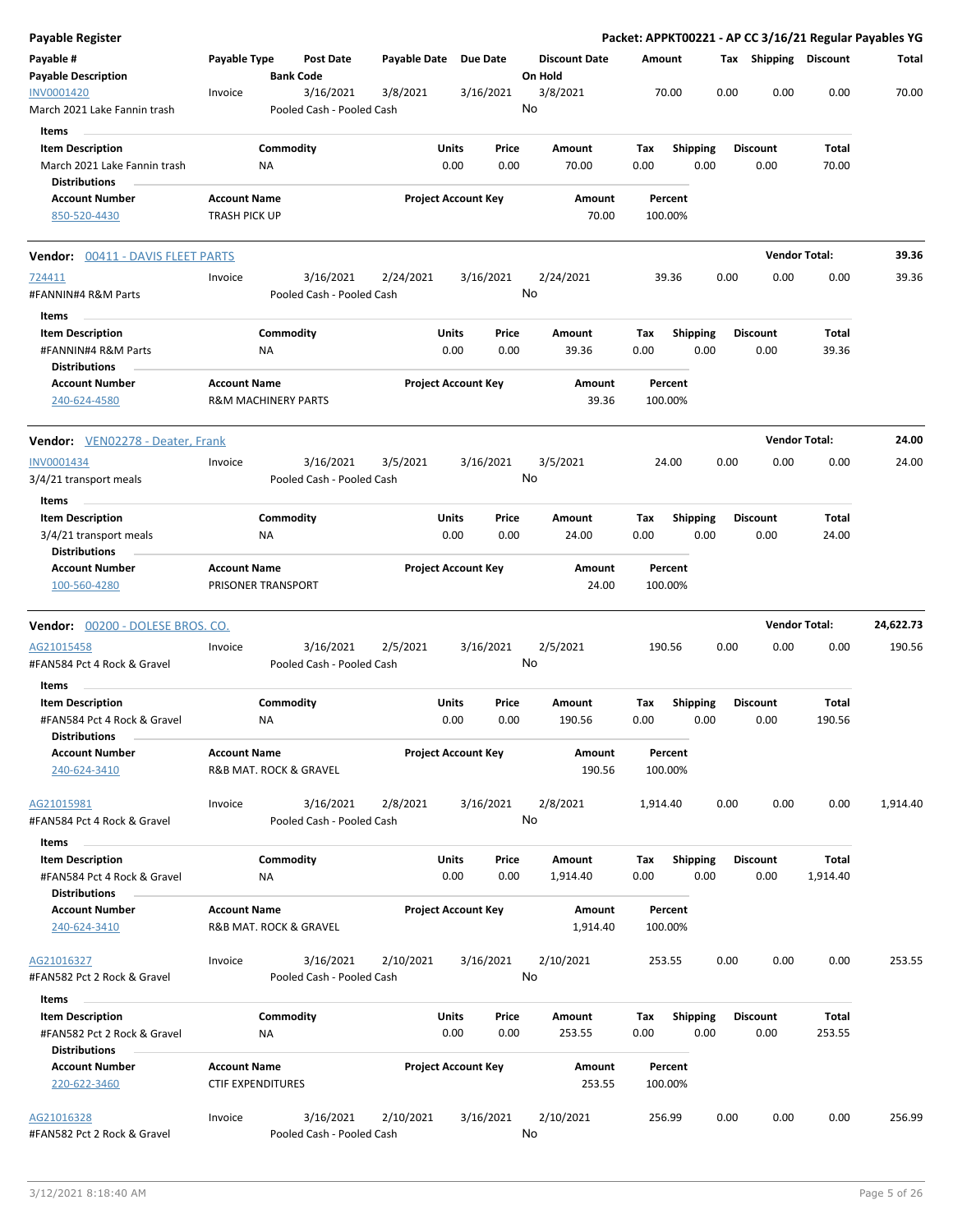## Payable Register

**Packet: APPKT00221 - AP CC 3/16/21 Regular Payables YG**

| Payable # / Payable Description | Payable Type | Post Date / Bank Code | Payable Date | Due Date | Discount Date / On Hold | Amount | Tax | Shipping | Discount | Total |
|---|---|---|---|---|---|---|---|---|---|---|
| INV0001420 / March 2021 Lake Fannin trash | Invoice | 3/16/2021 / Pooled Cash - Pooled Cash | 3/8/2021 | 3/16/2021 | 3/8/2021 / No | 70.00 | 0.00 | 0.00 | 0.00 | 70.00 |

**Items**

| Item Description | Commodity | Units | Price | Amount | Tax | Shipping | Discount | Total |
|---|---|---|---|---|---|---|---|---|
| March 2021 Lake Fannin trash | NA | 0.00 | 0.00 | 70.00 | 0.00 | 0.00 | 0.00 | 70.00 |

**Distributions**

| Account Number | Account Name | Project Account Key | Amount | Percent |
|---|---|---|---|---|
| 850-520-4430 | TRASH PICK UP | | 70.00 | 100.00% |

### Vendor: 00411 - DAVIS FLEET PARTS — Vendor Total: 39.36

| Payable # / Payable Description | Payable Type | Post Date / Bank Code | Payable Date | Due Date | Discount Date / On Hold | Amount | Tax | Shipping | Discount | Total |
|---|---|---|---|---|---|---|---|---|---|---|
| 724411 / #FANNIN#4 R&M Parts | Invoice | 3/16/2021 / Pooled Cash - Pooled Cash | 2/24/2021 | 3/16/2021 | 2/24/2021 / No | 39.36 | 0.00 | 0.00 | 0.00 | 39.36 |

**Items**

| Item Description | Commodity | Units | Price | Amount | Tax | Shipping | Discount | Total |
|---|---|---|---|---|---|---|---|---|
| #FANNIN#4 R&M Parts | NA | 0.00 | 0.00 | 39.36 | 0.00 | 0.00 | 0.00 | 39.36 |

**Distributions**

| Account Number | Account Name | Project Account Key | Amount | Percent |
|---|---|---|---|---|
| 240-624-4580 | R&M MACHINERY PARTS | | 39.36 | 100.00% |

### Vendor: VEN02278 - Deater, Frank — Vendor Total: 24.00

| Payable # / Payable Description | Payable Type | Post Date / Bank Code | Payable Date | Due Date | Discount Date / On Hold | Amount | Tax | Shipping | Discount | Total |
|---|---|---|---|---|---|---|---|---|---|---|
| INV0001434 / 3/4/21 transport meals | Invoice | 3/16/2021 / Pooled Cash - Pooled Cash | 3/5/2021 | 3/16/2021 | 3/5/2021 / No | 24.00 | 0.00 | 0.00 | 0.00 | 24.00 |

**Items**

| Item Description | Commodity | Units | Price | Amount | Tax | Shipping | Discount | Total |
|---|---|---|---|---|---|---|---|---|
| 3/4/21 transport meals | NA | 0.00 | 0.00 | 24.00 | 0.00 | 0.00 | 0.00 | 24.00 |

**Distributions**

| Account Number | Account Name | Project Account Key | Amount | Percent |
|---|---|---|---|---|
| 100-560-4280 | PRISONER TRANSPORT | | 24.00 | 100.00% |

### Vendor: 00200 - DOLESE BROS. CO. — Vendor Total: 24,622.73

| Payable # / Payable Description | Payable Type | Post Date / Bank Code | Payable Date | Due Date | Discount Date / On Hold | Amount | Tax | Shipping | Discount | Total |
|---|---|---|---|---|---|---|---|---|---|---|
| AG21015458 / #FAN584 Pct 4 Rock & Gravel | Invoice | 3/16/2021 / Pooled Cash - Pooled Cash | 2/5/2021 | 3/16/2021 | 2/5/2021 / No | 190.56 | 0.00 | 0.00 | 0.00 | 190.56 |

**Items**

| Item Description | Commodity | Units | Price | Amount | Tax | Shipping | Discount | Total |
|---|---|---|---|---|---|---|---|---|
| #FAN584 Pct 4 Rock & Gravel | NA | 0.00 | 0.00 | 190.56 | 0.00 | 0.00 | 0.00 | 190.56 |

**Distributions**

| Account Number | Account Name | Project Account Key | Amount | Percent |
|---|---|---|---|---|
| 240-624-3410 | R&B MAT. ROCK & GRAVEL | | 190.56 | 100.00% |

| Payable # / Payable Description | Payable Type | Post Date / Bank Code | Payable Date | Due Date | Discount Date / On Hold | Amount | Tax | Shipping | Discount | Total |
|---|---|---|---|---|---|---|---|---|---|---|
| AG21015981 / #FAN584 Pct 4 Rock & Gravel | Invoice | 3/16/2021 / Pooled Cash - Pooled Cash | 2/8/2021 | 3/16/2021 | 2/8/2021 / No | 1,914.40 | 0.00 | 0.00 | 0.00 | 1,914.40 |

**Items**

| Item Description | Commodity | Units | Price | Amount | Tax | Shipping | Discount | Total |
|---|---|---|---|---|---|---|---|---|
| #FAN584 Pct 4 Rock & Gravel | NA | 0.00 | 0.00 | 1,914.40 | 0.00 | 0.00 | 0.00 | 1,914.40 |

**Distributions**

| Account Number | Account Name | Project Account Key | Amount | Percent |
|---|---|---|---|---|
| 240-624-3410 | R&B MAT. ROCK & GRAVEL | | 1,914.40 | 100.00% |

| Payable # / Payable Description | Payable Type | Post Date / Bank Code | Payable Date | Due Date | Discount Date / On Hold | Amount | Tax | Shipping | Discount | Total |
|---|---|---|---|---|---|---|---|---|---|---|
| AG21016327 / #FAN582 Pct 2 Rock & Gravel | Invoice | 3/16/2021 / Pooled Cash - Pooled Cash | 2/10/2021 | 3/16/2021 | 2/10/2021 / No | 253.55 | 0.00 | 0.00 | 0.00 | 253.55 |

**Items**

| Item Description | Commodity | Units | Price | Amount | Tax | Shipping | Discount | Total |
|---|---|---|---|---|---|---|---|---|
| #FAN582 Pct 2 Rock & Gravel | NA | 0.00 | 0.00 | 253.55 | 0.00 | 0.00 | 0.00 | 253.55 |

**Distributions**

| Account Number | Account Name | Project Account Key | Amount | Percent |
|---|---|---|---|---|
| 220-622-3460 | CTIF EXPENDITURES | | 253.55 | 100.00% |

| Payable # / Payable Description | Payable Type | Post Date / Bank Code | Payable Date | Due Date | Discount Date / On Hold | Amount | Tax | Shipping | Discount | Total |
|---|---|---|---|---|---|---|---|---|---|---|
| AG21016328 / #FAN582 Pct 2 Rock & Gravel | Invoice | 3/16/2021 / Pooled Cash - Pooled Cash | 2/10/2021 | 3/16/2021 | 2/10/2021 / No | 256.99 | 0.00 | 0.00 | 0.00 | 256.99 |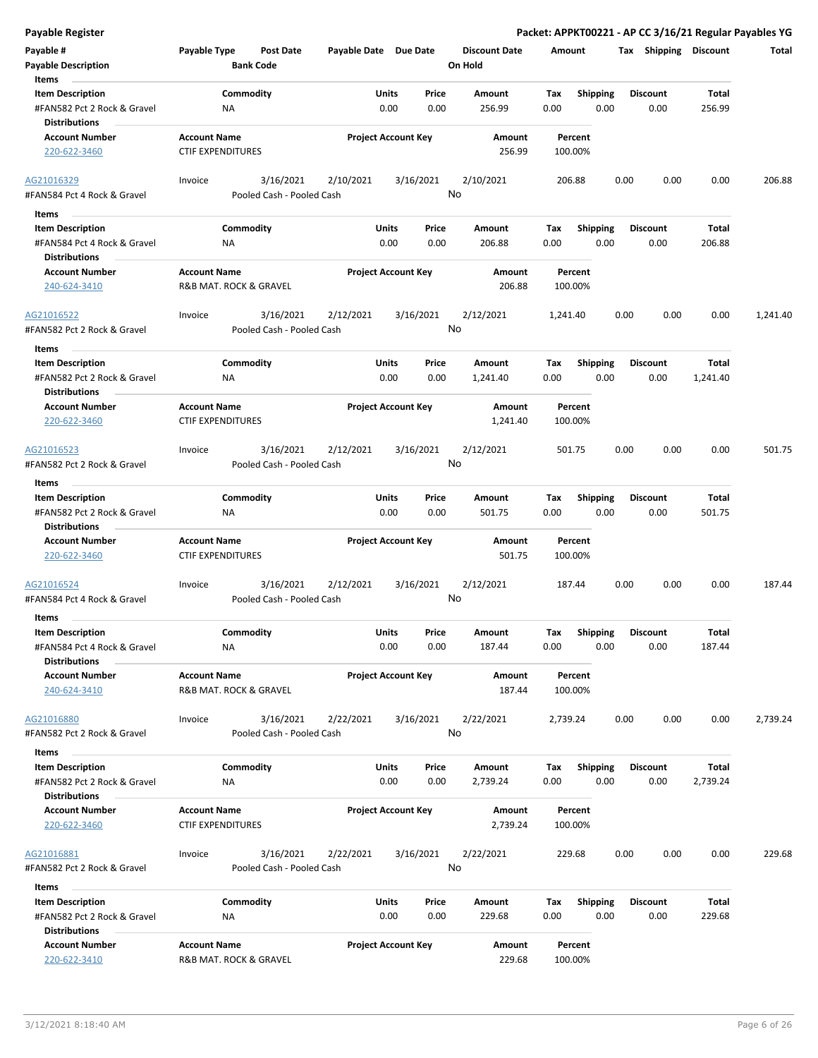**Payable Register** — **Packet: APPKT00221 - AP CC 3/16/21 Regular Payables YG**

| Payable # | Payable Type | Post Date | Payable Date | Due Date | Discount Date | Amount | Tax | Shipping | Discount | Total |
|---|---|---|---|---|---|---|---|---|---|---|
| Payable Description | | Bank Code | | | On Hold | | | | | |

**Items**

| Item Description | Commodity | Units | Price | Amount | Tax | Shipping | Discount | Total |
|---|---|---|---|---|---|---|---|---|
| #FAN582 Pct 2 Rock & Gravel | NA | 0.00 | 0.00 | 256.99 | 0.00 | 0.00 | 0.00 | 256.99 |

**Distributions**

| Account Number | Account Name | Project Account Key | Amount | Percent |
|---|---|---|---|---|
| 220-622-3460 | CTIF EXPENDITURES | | 256.99 | 100.00% |

---

| Payable # | Payable Type | Post Date | Payable Date | Due Date | Discount Date | Amount | Tax | Shipping | Discount | Total |
|---|---|---|---|---|---|---|---|---|---|---|
| AG21016329 | Invoice | 3/16/2021 | 2/10/2021 | 3/16/2021 | 2/10/2021 | 206.88 | 0.00 | 0.00 | 0.00 | 206.88 |
| #FAN584 Pct 4 Rock & Gravel | | Pooled Cash - Pooled Cash | | | No | | | | | |

**Items**

| Item Description | Commodity | Units | Price | Amount | Tax | Shipping | Discount | Total |
|---|---|---|---|---|---|---|---|---|
| #FAN584 Pct 4 Rock & Gravel | NA | 0.00 | 0.00 | 206.88 | 0.00 | 0.00 | 0.00 | 206.88 |

**Distributions**

| Account Number | Account Name | Project Account Key | Amount | Percent |
|---|---|---|---|---|
| 240-624-3410 | R&B MAT. ROCK & GRAVEL | | 206.88 | 100.00% |

---

| Payable # | Payable Type | Post Date | Payable Date | Due Date | Discount Date | Amount | Tax | Shipping | Discount | Total |
|---|---|---|---|---|---|---|---|---|---|---|
| AG21016522 | Invoice | 3/16/2021 | 2/12/2021 | 3/16/2021 | 2/12/2021 | 1,241.40 | 0.00 | 0.00 | 0.00 | 1,241.40 |
| #FAN582 Pct 2 Rock & Gravel | | Pooled Cash - Pooled Cash | | | No | | | | | |

**Items**

| Item Description | Commodity | Units | Price | Amount | Tax | Shipping | Discount | Total |
|---|---|---|---|---|---|---|---|---|
| #FAN582 Pct 2 Rock & Gravel | NA | 0.00 | 0.00 | 1,241.40 | 0.00 | 0.00 | 0.00 | 1,241.40 |

**Distributions**

| Account Number | Account Name | Project Account Key | Amount | Percent |
|---|---|---|---|---|
| 220-622-3460 | CTIF EXPENDITURES | | 1,241.40 | 100.00% |

---

| Payable # | Payable Type | Post Date | Payable Date | Due Date | Discount Date | Amount | Tax | Shipping | Discount | Total |
|---|---|---|---|---|---|---|---|---|---|---|
| AG21016523 | Invoice | 3/16/2021 | 2/12/2021 | 3/16/2021 | 2/12/2021 | 501.75 | 0.00 | 0.00 | 0.00 | 501.75 |
| #FAN582 Pct 2 Rock & Gravel | | Pooled Cash - Pooled Cash | | | No | | | | | |

**Items**

| Item Description | Commodity | Units | Price | Amount | Tax | Shipping | Discount | Total |
|---|---|---|---|---|---|---|---|---|
| #FAN582 Pct 2 Rock & Gravel | NA | 0.00 | 0.00 | 501.75 | 0.00 | 0.00 | 0.00 | 501.75 |

**Distributions**

| Account Number | Account Name | Project Account Key | Amount | Percent |
|---|---|---|---|---|
| 220-622-3460 | CTIF EXPENDITURES | | 501.75 | 100.00% |

---

| Payable # | Payable Type | Post Date | Payable Date | Due Date | Discount Date | Amount | Tax | Shipping | Discount | Total |
|---|---|---|---|---|---|---|---|---|---|---|
| AG21016524 | Invoice | 3/16/2021 | 2/12/2021 | 3/16/2021 | 2/12/2021 | 187.44 | 0.00 | 0.00 | 0.00 | 187.44 |
| #FAN584 Pct 4 Rock & Gravel | | Pooled Cash - Pooled Cash | | | No | | | | | |

**Items**

| Item Description | Commodity | Units | Price | Amount | Tax | Shipping | Discount | Total |
|---|---|---|---|---|---|---|---|---|
| #FAN584 Pct 4 Rock & Gravel | NA | 0.00 | 0.00 | 187.44 | 0.00 | 0.00 | 0.00 | 187.44 |

**Distributions**

| Account Number | Account Name | Project Account Key | Amount | Percent |
|---|---|---|---|---|
| 240-624-3410 | R&B MAT. ROCK & GRAVEL | | 187.44 | 100.00% |

---

| Payable # | Payable Type | Post Date | Payable Date | Due Date | Discount Date | Amount | Tax | Shipping | Discount | Total |
|---|---|---|---|---|---|---|---|---|---|---|
| AG21016880 | Invoice | 3/16/2021 | 2/22/2021 | 3/16/2021 | 2/22/2021 | 2,739.24 | 0.00 | 0.00 | 0.00 | 2,739.24 |
| #FAN582 Pct 2 Rock & Gravel | | Pooled Cash - Pooled Cash | | | No | | | | | |

**Items**

| Item Description | Commodity | Units | Price | Amount | Tax | Shipping | Discount | Total |
|---|---|---|---|---|---|---|---|---|
| #FAN582 Pct 2 Rock & Gravel | NA | 0.00 | 0.00 | 2,739.24 | 0.00 | 0.00 | 0.00 | 2,739.24 |

**Distributions**

| Account Number | Account Name | Project Account Key | Amount | Percent |
|---|---|---|---|---|
| 220-622-3460 | CTIF EXPENDITURES | | 2,739.24 | 100.00% |

---

| Payable # | Payable Type | Post Date | Payable Date | Due Date | Discount Date | Amount | Tax | Shipping | Discount | Total |
|---|---|---|---|---|---|---|---|---|---|---|
| AG21016881 | Invoice | 3/16/2021 | 2/22/2021 | 3/16/2021 | 2/22/2021 | 229.68 | 0.00 | 0.00 | 0.00 | 229.68 |
| #FAN582 Pct 2 Rock & Gravel | | Pooled Cash - Pooled Cash | | | No | | | | | |

**Items**

| Item Description | Commodity | Units | Price | Amount | Tax | Shipping | Discount | Total |
|---|---|---|---|---|---|---|---|---|
| #FAN582 Pct 2 Rock & Gravel | NA | 0.00 | 0.00 | 229.68 | 0.00 | 0.00 | 0.00 | 229.68 |

**Distributions**

| Account Number | Account Name | Project Account Key | Amount | Percent |
|---|---|---|---|---|
| 220-622-3410 | R&B MAT. ROCK & GRAVEL | | 229.68 | 100.00% |

3/12/2021 8:18:40 AM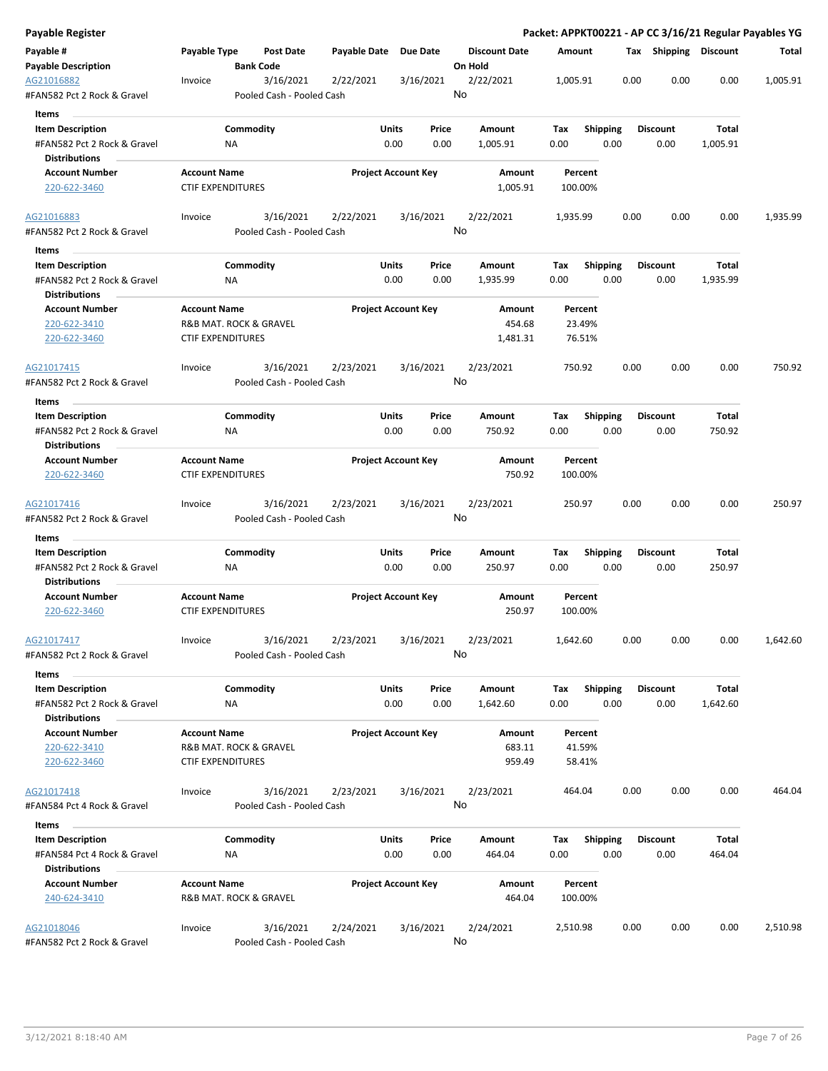## Payable Register

**Packet: APPKT00221 - AP CC 3/16/21 Regular Payables YG**

| Payable # | Payable Type | Post Date | Payable Date | Due Date | Discount Date | Amount | Tax | Shipping | Discount | Total |
|---|---|---|---|---|---|---|---|---|---|---|
| **Payable Description** | | **Bank Code** | | | **On Hold** | | | | | |
| AG21016882 | Invoice | 3/16/2021 | 2/22/2021 | 3/16/2021 | 2/22/2021 | 1,005.91 | 0.00 | 0.00 | 0.00 | 1,005.91 |
| #FAN582 Pct 2 Rock & Gravel | | Pooled Cash - Pooled Cash | | | No | | | | | |

**Items**

| Item Description | Commodity | Units | Price | Amount | Tax | Shipping | Discount | Total |
|---|---|---|---|---|---|---|---|---|
| #FAN582 Pct 2 Rock & Gravel | NA | 0.00 | 0.00 | 1,005.91 | 0.00 | 0.00 | 0.00 | 1,005.91 |

**Distributions**

| Account Number | Account Name | Project Account Key | Amount | Percent |
|---|---|---|---|---|
| 220-622-3460 | CTIF EXPENDITURES | | 1,005.91 | 100.00% |

| Payable # | Payable Type | Post Date | Payable Date | Due Date | Discount Date | Amount | Tax | Shipping | Discount | Total |
|---|---|---|---|---|---|---|---|---|---|---|
| AG21016883 | Invoice | 3/16/2021 | 2/22/2021 | 3/16/2021 | 2/22/2021 | 1,935.99 | 0.00 | 0.00 | 0.00 | 1,935.99 |
| #FAN582 Pct 2 Rock & Gravel | | Pooled Cash - Pooled Cash | | | No | | | | | |

**Items**

| Item Description | Commodity | Units | Price | Amount | Tax | Shipping | Discount | Total |
|---|---|---|---|---|---|---|---|---|
| #FAN582 Pct 2 Rock & Gravel | NA | 0.00 | 0.00 | 1,935.99 | 0.00 | 0.00 | 0.00 | 1,935.99 |

**Distributions**

| Account Number | Account Name | Project Account Key | Amount | Percent |
|---|---|---|---|---|
| 220-622-3410 | R&B MAT. ROCK & GRAVEL | | 454.68 | 23.49% |
| 220-622-3460 | CTIF EXPENDITURES | | 1,481.31 | 76.51% |

| Payable # | Payable Type | Post Date | Payable Date | Due Date | Discount Date | Amount | Tax | Shipping | Discount | Total |
|---|---|---|---|---|---|---|---|---|---|---|
| AG21017415 | Invoice | 3/16/2021 | 2/23/2021 | 3/16/2021 | 2/23/2021 | 750.92 | 0.00 | 0.00 | 0.00 | 750.92 |
| #FAN582 Pct 2 Rock & Gravel | | Pooled Cash - Pooled Cash | | | No | | | | | |

**Items**

| Item Description | Commodity | Units | Price | Amount | Tax | Shipping | Discount | Total |
|---|---|---|---|---|---|---|---|---|
| #FAN582 Pct 2 Rock & Gravel | NA | 0.00 | 0.00 | 750.92 | 0.00 | 0.00 | 0.00 | 750.92 |

**Distributions**

| Account Number | Account Name | Project Account Key | Amount | Percent |
|---|---|---|---|---|
| 220-622-3460 | CTIF EXPENDITURES | | 750.92 | 100.00% |

| Payable # | Payable Type | Post Date | Payable Date | Due Date | Discount Date | Amount | Tax | Shipping | Discount | Total |
|---|---|---|---|---|---|---|---|---|---|---|
| AG21017416 | Invoice | 3/16/2021 | 2/23/2021 | 3/16/2021 | 2/23/2021 | 250.97 | 0.00 | 0.00 | 0.00 | 250.97 |
| #FAN582 Pct 2 Rock & Gravel | | Pooled Cash - Pooled Cash | | | No | | | | | |

**Items**

| Item Description | Commodity | Units | Price | Amount | Tax | Shipping | Discount | Total |
|---|---|---|---|---|---|---|---|---|
| #FAN582 Pct 2 Rock & Gravel | NA | 0.00 | 0.00 | 250.97 | 0.00 | 0.00 | 0.00 | 250.97 |

**Distributions**

| Account Number | Account Name | Project Account Key | Amount | Percent |
|---|---|---|---|---|
| 220-622-3460 | CTIF EXPENDITURES | | 250.97 | 100.00% |

| Payable # | Payable Type | Post Date | Payable Date | Due Date | Discount Date | Amount | Tax | Shipping | Discount | Total |
|---|---|---|---|---|---|---|---|---|---|---|
| AG21017417 | Invoice | 3/16/2021 | 2/23/2021 | 3/16/2021 | 2/23/2021 | 1,642.60 | 0.00 | 0.00 | 0.00 | 1,642.60 |
| #FAN582 Pct 2 Rock & Gravel | | Pooled Cash - Pooled Cash | | | No | | | | | |

**Items**

| Item Description | Commodity | Units | Price | Amount | Tax | Shipping | Discount | Total |
|---|---|---|---|---|---|---|---|---|
| #FAN582 Pct 2 Rock & Gravel | NA | 0.00 | 0.00 | 1,642.60 | 0.00 | 0.00 | 0.00 | 1,642.60 |

**Distributions**

| Account Number | Account Name | Project Account Key | Amount | Percent |
|---|---|---|---|---|
| 220-622-3410 | R&B MAT. ROCK & GRAVEL | | 683.11 | 41.59% |
| 220-622-3460 | CTIF EXPENDITURES | | 959.49 | 58.41% |

| Payable # | Payable Type | Post Date | Payable Date | Due Date | Discount Date | Amount | Tax | Shipping | Discount | Total |
|---|---|---|---|---|---|---|---|---|---|---|
| AG21017418 | Invoice | 3/16/2021 | 2/23/2021 | 3/16/2021 | 2/23/2021 | 464.04 | 0.00 | 0.00 | 0.00 | 464.04 |
| #FAN584 Pct 4 Rock & Gravel | | Pooled Cash - Pooled Cash | | | No | | | | | |

**Items**

| Item Description | Commodity | Units | Price | Amount | Tax | Shipping | Discount | Total |
|---|---|---|---|---|---|---|---|---|
| #FAN584 Pct 4 Rock & Gravel | NA | 0.00 | 0.00 | 464.04 | 0.00 | 0.00 | 0.00 | 464.04 |

**Distributions**

| Account Number | Account Name | Project Account Key | Amount | Percent |
|---|---|---|---|---|
| 240-624-3410 | R&B MAT. ROCK & GRAVEL | | 464.04 | 100.00% |

| Payable # | Payable Type | Post Date | Payable Date | Due Date | Discount Date | Amount | Tax | Shipping | Discount | Total |
|---|---|---|---|---|---|---|---|---|---|---|
| AG21018046 | Invoice | 3/16/2021 | 2/24/2021 | 3/16/2021 | 2/24/2021 | 2,510.98 | 0.00 | 0.00 | 0.00 | 2,510.98 |
| #FAN582 Pct 2 Rock & Gravel | | Pooled Cash - Pooled Cash | | | No | | | | | |

3/12/2021 8:18:40 AM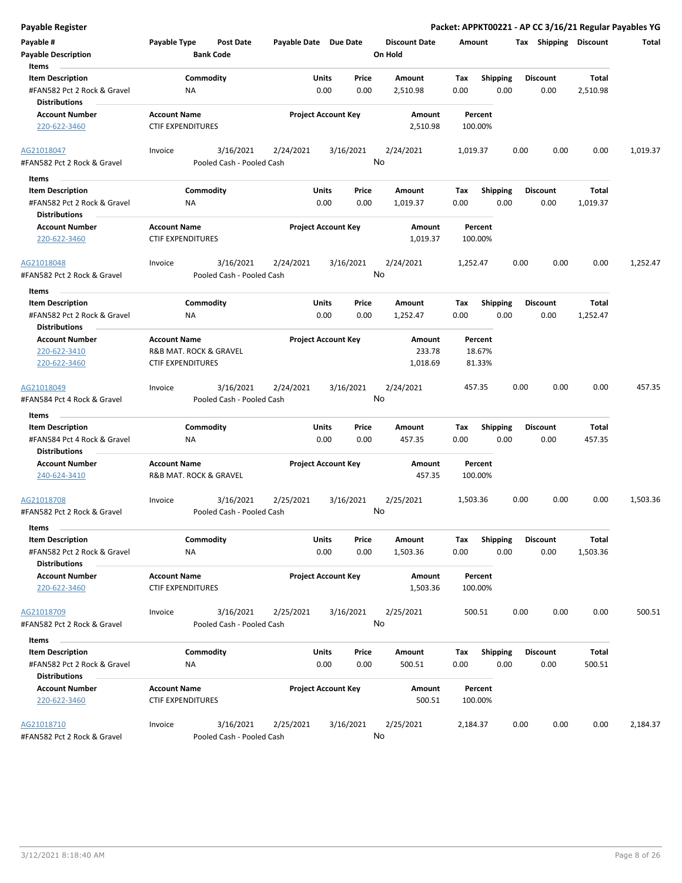**Payable Register** — **Packet: APPKT00221 - AP CC 3/16/21 Regular Payables YG**

| Payable # | Payable Type | Post Date | Payable Date | Due Date | Discount Date | Amount | Tax | Shipping | Discount | Total |
|---|---|---|---|---|---|---|---|---|---|---|
| Payable Description | | Bank Code | | | On Hold | | | | | |

**Items**

| Item Description | Commodity | Units | Price | Amount | Tax | Shipping | Discount | Total |
|---|---|---|---|---|---|---|---|---|
| #FAN582 Pct 2 Rock & Gravel | NA | 0.00 | 0.00 | 2,510.98 | 0.00 | 0.00 | 0.00 | 2,510.98 |

**Distributions**

| Account Number | Account Name | Project Account Key | Amount | Percent |
|---|---|---|---|---|
| 220-622-3460 | CTIF EXPENDITURES | | 2,510.98 | 100.00% |

| Payable # | Payable Type | Post Date | Payable Date | Due Date | Discount Date | Amount | Tax | Shipping | Discount | Total |
|---|---|---|---|---|---|---|---|---|---|---|
| AG21018047 | Invoice | 3/16/2021 | 2/24/2021 | 3/16/2021 | 2/24/2021 | 1,019.37 | 0.00 | 0.00 | 0.00 | 1,019.37 |
| #FAN582 Pct 2 Rock & Gravel | | Pooled Cash - Pooled Cash | | | No | | | | | |

**Items**

| Item Description | Commodity | Units | Price | Amount | Tax | Shipping | Discount | Total |
|---|---|---|---|---|---|---|---|---|
| #FAN582 Pct 2 Rock & Gravel | NA | 0.00 | 0.00 | 1,019.37 | 0.00 | 0.00 | 0.00 | 1,019.37 |

**Distributions**

| Account Number | Account Name | Project Account Key | Amount | Percent |
|---|---|---|---|---|
| 220-622-3460 | CTIF EXPENDITURES | | 1,019.37 | 100.00% |

| Payable # | Payable Type | Post Date | Payable Date | Due Date | Discount Date | Amount | Tax | Shipping | Discount | Total |
|---|---|---|---|---|---|---|---|---|---|---|
| AG21018048 | Invoice | 3/16/2021 | 2/24/2021 | 3/16/2021 | 2/24/2021 | 1,252.47 | 0.00 | 0.00 | 0.00 | 1,252.47 |
| #FAN582 Pct 2 Rock & Gravel | | Pooled Cash - Pooled Cash | | | No | | | | | |

**Items**

| Item Description | Commodity | Units | Price | Amount | Tax | Shipping | Discount | Total |
|---|---|---|---|---|---|---|---|---|
| #FAN582 Pct 2 Rock & Gravel | NA | 0.00 | 0.00 | 1,252.47 | 0.00 | 0.00 | 0.00 | 1,252.47 |

**Distributions**

| Account Number | Account Name | Project Account Key | Amount | Percent |
|---|---|---|---|---|
| 220-622-3410 | R&B MAT. ROCK & GRAVEL | | 233.78 | 18.67% |
| 220-622-3460 | CTIF EXPENDITURES | | 1,018.69 | 81.33% |

| Payable # | Payable Type | Post Date | Payable Date | Due Date | Discount Date | Amount | Tax | Shipping | Discount | Total |
|---|---|---|---|---|---|---|---|---|---|---|
| AG21018049 | Invoice | 3/16/2021 | 2/24/2021 | 3/16/2021 | 2/24/2021 | 457.35 | 0.00 | 0.00 | 0.00 | 457.35 |
| #FAN584 Pct 4 Rock & Gravel | | Pooled Cash - Pooled Cash | | | No | | | | | |

**Items**

| Item Description | Commodity | Units | Price | Amount | Tax | Shipping | Discount | Total |
|---|---|---|---|---|---|---|---|---|
| #FAN584 Pct 4 Rock & Gravel | NA | 0.00 | 0.00 | 457.35 | 0.00 | 0.00 | 0.00 | 457.35 |

**Distributions**

| Account Number | Account Name | Project Account Key | Amount | Percent |
|---|---|---|---|---|
| 240-624-3410 | R&B MAT. ROCK & GRAVEL | | 457.35 | 100.00% |

| Payable # | Payable Type | Post Date | Payable Date | Due Date | Discount Date | Amount | Tax | Shipping | Discount | Total |
|---|---|---|---|---|---|---|---|---|---|---|
| AG21018708 | Invoice | 3/16/2021 | 2/25/2021 | 3/16/2021 | 2/25/2021 | 1,503.36 | 0.00 | 0.00 | 0.00 | 1,503.36 |
| #FAN582 Pct 2 Rock & Gravel | | Pooled Cash - Pooled Cash | | | No | | | | | |

**Items**

| Item Description | Commodity | Units | Price | Amount | Tax | Shipping | Discount | Total |
|---|---|---|---|---|---|---|---|---|
| #FAN582 Pct 2 Rock & Gravel | NA | 0.00 | 0.00 | 1,503.36 | 0.00 | 0.00 | 0.00 | 1,503.36 |

**Distributions**

| Account Number | Account Name | Project Account Key | Amount | Percent |
|---|---|---|---|---|
| 220-622-3460 | CTIF EXPENDITURES | | 1,503.36 | 100.00% |

| Payable # | Payable Type | Post Date | Payable Date | Due Date | Discount Date | Amount | Tax | Shipping | Discount | Total |
|---|---|---|---|---|---|---|---|---|---|---|
| AG21018709 | Invoice | 3/16/2021 | 2/25/2021 | 3/16/2021 | 2/25/2021 | 500.51 | 0.00 | 0.00 | 0.00 | 500.51 |
| #FAN582 Pct 2 Rock & Gravel | | Pooled Cash - Pooled Cash | | | No | | | | | |

**Items**

| Item Description | Commodity | Units | Price | Amount | Tax | Shipping | Discount | Total |
|---|---|---|---|---|---|---|---|---|
| #FAN582 Pct 2 Rock & Gravel | NA | 0.00 | 0.00 | 500.51 | 0.00 | 0.00 | 0.00 | 500.51 |

**Distributions**

| Account Number | Account Name | Project Account Key | Amount | Percent |
|---|---|---|---|---|
| 220-622-3460 | CTIF EXPENDITURES | | 500.51 | 100.00% |

| Payable # | Payable Type | Post Date | Payable Date | Due Date | Discount Date | Amount | Tax | Shipping | Discount | Total |
|---|---|---|---|---|---|---|---|---|---|---|
| AG21018710 | Invoice | 3/16/2021 | 2/25/2021 | 3/16/2021 | 2/25/2021 | 2,184.37 | 0.00 | 0.00 | 0.00 | 2,184.37 |
| #FAN582 Pct 2 Rock & Gravel | | Pooled Cash - Pooled Cash | | | No | | | | | |

3/12/2021 8:18:40 AM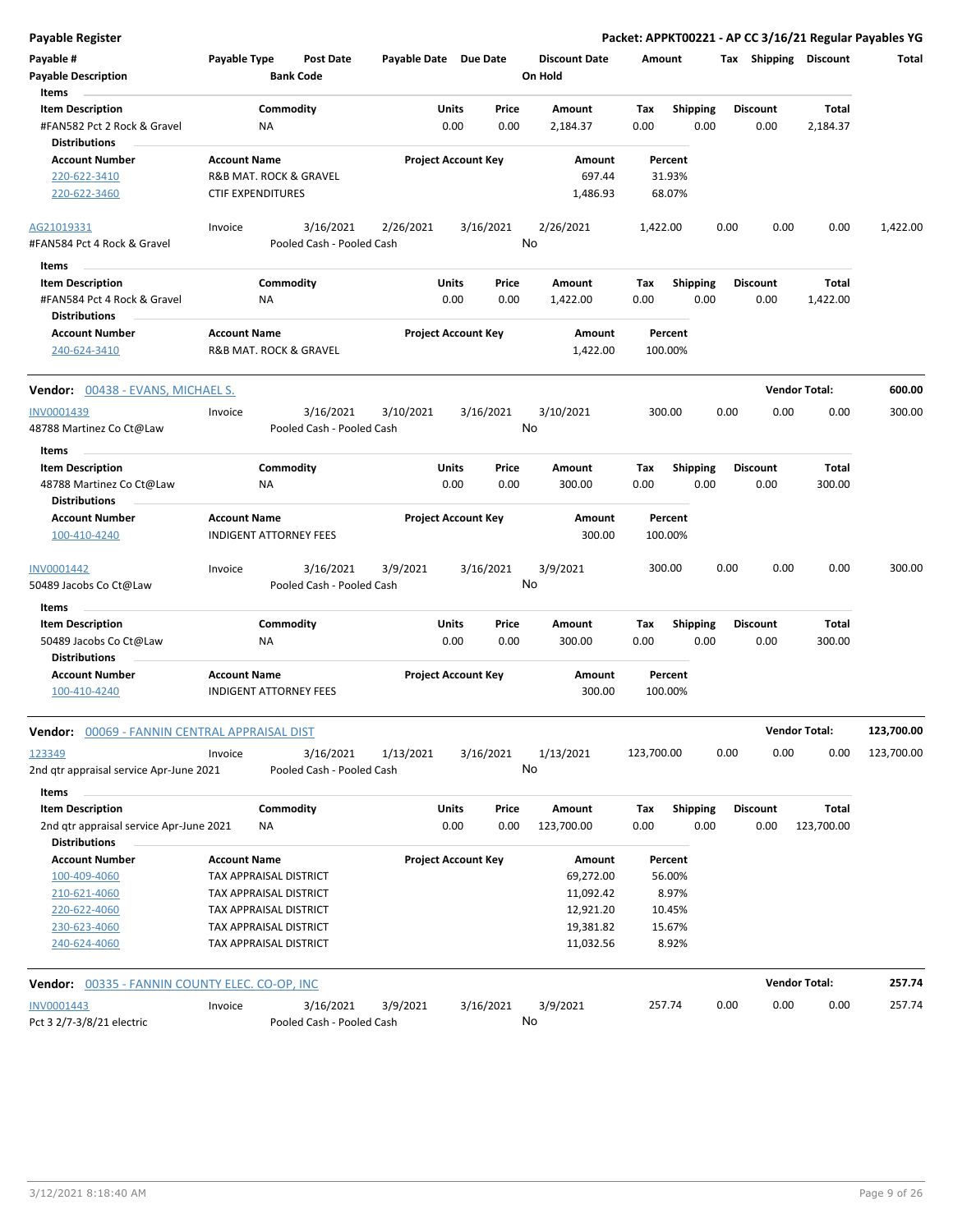**Payable Register** — **Packet: APPKT00221 - AP CC 3/16/21 Regular Payables YG**

| Payable # | Payable Type | Post Date | Payable Date | Due Date | Discount Date | Amount | Tax | Shipping | Discount | Total |
|---|---|---|---|---|---|---|---|---|---|---|
| Payable Description | | Bank Code | | | On Hold | | | | | |

**Items**

| Item Description | Commodity | Units | Price | Amount | Tax | Shipping | Discount | Total |
|---|---|---|---|---|---|---|---|---|
| #FAN582 Pct 2 Rock & Gravel | NA | 0.00 | 0.00 | 2,184.37 | 0.00 | 0.00 | 0.00 | 2,184.37 |

**Distributions**

| Account Number | Account Name | Project Account Key | Amount | Percent |
|---|---|---|---|---|
| 220-622-3410 | R&B MAT. ROCK & GRAVEL | | 697.44 | 31.93% |
| 220-622-3460 | CTIF EXPENDITURES | | 1,486.93 | 68.07% |

| Payable # | Payable Type | Post Date | Payable Date | Due Date | Discount Date | Amount | Tax | Shipping | Discount | Total |
|---|---|---|---|---|---|---|---|---|---|---|
| AG21019331 | Invoice | 3/16/2021 | 2/26/2021 | 3/16/2021 | 2/26/2021 | 1,422.00 | 0.00 | 0.00 | 0.00 | 1,422.00 |
| #FAN584 Pct 4 Rock & Gravel | | Pooled Cash - Pooled Cash | | | No | | | | | |

**Items**

| Item Description | Commodity | Units | Price | Amount | Tax | Shipping | Discount | Total |
|---|---|---|---|---|---|---|---|---|
| #FAN584 Pct 4 Rock & Gravel | NA | 0.00 | 0.00 | 1,422.00 | 0.00 | 0.00 | 0.00 | 1,422.00 |

**Distributions**

| Account Number | Account Name | Project Account Key | Amount | Percent |
|---|---|---|---|---|
| 240-624-3410 | R&B MAT. ROCK & GRAVEL | | 1,422.00 | 100.00% |

**Vendor: 00438 - EVANS, MICHAEL S.** — **Vendor Total: 600.00**

| Payable # | Payable Type | Post Date | Payable Date | Due Date | Discount Date | Amount | Tax | Shipping | Discount | Total |
|---|---|---|---|---|---|---|---|---|---|---|
| INV0001439 | Invoice | 3/16/2021 | 3/10/2021 | 3/16/2021 | 3/10/2021 | 300.00 | 0.00 | 0.00 | 0.00 | 300.00 |
| 48788 Martinez Co Ct@Law | | Pooled Cash - Pooled Cash | | | No | | | | | |

**Items**

| Item Description | Commodity | Units | Price | Amount | Tax | Shipping | Discount | Total |
|---|---|---|---|---|---|---|---|---|
| 48788 Martinez Co Ct@Law | NA | 0.00 | 0.00 | 300.00 | 0.00 | 0.00 | 0.00 | 300.00 |

**Distributions**

| Account Number | Account Name | Project Account Key | Amount | Percent |
|---|---|---|---|---|
| 100-410-4240 | INDIGENT ATTORNEY FEES | | 300.00 | 100.00% |

| Payable # | Payable Type | Post Date | Payable Date | Due Date | Discount Date | Amount | Tax | Shipping | Discount | Total |
|---|---|---|---|---|---|---|---|---|---|---|
| INV0001442 | Invoice | 3/16/2021 | 3/9/2021 | 3/16/2021 | 3/9/2021 | 300.00 | 0.00 | 0.00 | 0.00 | 300.00 |
| 50489 Jacobs Co Ct@Law | | Pooled Cash - Pooled Cash | | | No | | | | | |

**Items**

| Item Description | Commodity | Units | Price | Amount | Tax | Shipping | Discount | Total |
|---|---|---|---|---|---|---|---|---|
| 50489 Jacobs Co Ct@Law | NA | 0.00 | 0.00 | 300.00 | 0.00 | 0.00 | 0.00 | 300.00 |

**Distributions**

| Account Number | Account Name | Project Account Key | Amount | Percent |
|---|---|---|---|---|
| 100-410-4240 | INDIGENT ATTORNEY FEES | | 300.00 | 100.00% |

**Vendor: 00069 - FANNIN CENTRAL APPRAISAL DIST** — **Vendor Total: 123,700.00**

| Payable # | Payable Type | Post Date | Payable Date | Due Date | Discount Date | Amount | Tax | Shipping | Discount | Total |
|---|---|---|---|---|---|---|---|---|---|---|
| 123349 | Invoice | 3/16/2021 | 1/13/2021 | 3/16/2021 | 1/13/2021 | 123,700.00 | 0.00 | 0.00 | 0.00 | 123,700.00 |
| 2nd qtr appraisal service Apr-June 2021 | | Pooled Cash - Pooled Cash | | | No | | | | | |

**Items**

| Item Description | Commodity | Units | Price | Amount | Tax | Shipping | Discount | Total |
|---|---|---|---|---|---|---|---|---|
| 2nd qtr appraisal service Apr-June 2021 | NA | 0.00 | 0.00 | 123,700.00 | 0.00 | 0.00 | 0.00 | 123,700.00 |

**Distributions**

| Account Number | Account Name | Project Account Key | Amount | Percent |
|---|---|---|---|---|
| 100-409-4060 | TAX APPRAISAL DISTRICT | | 69,272.00 | 56.00% |
| 210-621-4060 | TAX APPRAISAL DISTRICT | | 11,092.42 | 8.97% |
| 220-622-4060 | TAX APPRAISAL DISTRICT | | 12,921.20 | 10.45% |
| 230-623-4060 | TAX APPRAISAL DISTRICT | | 19,381.82 | 15.67% |
| 240-624-4060 | TAX APPRAISAL DISTRICT | | 11,032.56 | 8.92% |

**Vendor: 00335 - FANNIN COUNTY ELEC. CO-OP, INC** — **Vendor Total: 257.74**

| Payable # | Payable Type | Post Date | Payable Date | Due Date | Discount Date | Amount | Tax | Shipping | Discount | Total |
|---|---|---|---|---|---|---|---|---|---|---|
| INV0001443 | Invoice | 3/16/2021 | 3/9/2021 | 3/16/2021 | 3/9/2021 | 257.74 | 0.00 | 0.00 | 0.00 | 257.74 |
| Pct 3 2/7-3/8/21 electric | | Pooled Cash - Pooled Cash | | | No | | | | | |

3/12/2021 8:18:40 AM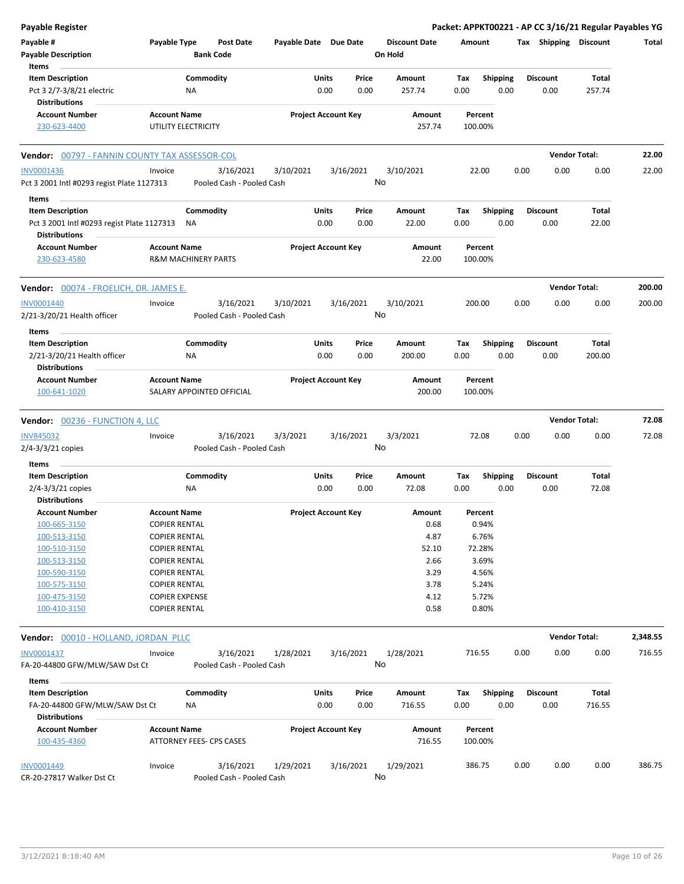**Payable Register** — Packet: APPKT00221 - AP CC 3/16/21 Regular Payables YG

| Payable # | Payable Type | Post Date | Payable Date | Due Date | Discount Date | Amount | Tax | Shipping | Discount | Total |
|---|---|---|---|---|---|---|---|---|---|---|
| Payable Description | | Bank Code | | | On Hold | | | | | |

**Items**

| Item Description | Commodity | Units | Price | Amount | Tax | Shipping | Discount | Total |
|---|---|---|---|---|---|---|---|---|
| Pct 3 2/7-3/8/21 electric | NA | 0.00 | 0.00 | 257.74 | 0.00 | 0.00 | 0.00 | 257.74 |

**Distributions**

| Account Number | Account Name | Project Account Key | Amount | Percent |
|---|---|---|---|---|
| 230-623-4400 | UTILITY ELECTRICITY | | 257.74 | 100.00% |

---

**Vendor: 00797 - FANNIN COUNTY TAX ASSESSOR-COL** — Vendor Total: 22.00

| Payable # | Payable Type | Post Date | Payable Date | Due Date | Discount Date | Amount | Tax | Shipping | Discount | Total |
|---|---|---|---|---|---|---|---|---|---|---|
| INV0001436 | Invoice | 3/16/2021 | 3/10/2021 | 3/16/2021 | 3/10/2021 | 22.00 | 0.00 | 0.00 | 0.00 | 22.00 |
| Pct 3 2001 Intl #0293 regist Plate 1127313 | | Pooled Cash - Pooled Cash | | | No | | | | | |

**Items**

| Item Description | Commodity | Units | Price | Amount | Tax | Shipping | Discount | Total |
|---|---|---|---|---|---|---|---|---|
| Pct 3 2001 Intl #0293 regist Plate 1127313 | NA | 0.00 | 0.00 | 22.00 | 0.00 | 0.00 | 0.00 | 22.00 |

**Distributions**

| Account Number | Account Name | Project Account Key | Amount | Percent |
|---|---|---|---|---|
| 230-623-4580 | R&M MACHINERY PARTS | | 22.00 | 100.00% |

---

**Vendor: 00074 - FROELICH, DR. JAMES E.** — Vendor Total: 200.00

| Payable # | Payable Type | Post Date | Payable Date | Due Date | Discount Date | Amount | Tax | Shipping | Discount | Total |
|---|---|---|---|---|---|---|---|---|---|---|
| INV0001440 | Invoice | 3/16/2021 | 3/10/2021 | 3/16/2021 | 3/10/2021 | 200.00 | 0.00 | 0.00 | 0.00 | 200.00 |
| 2/21-3/20/21 Health officer | | Pooled Cash - Pooled Cash | | | No | | | | | |

**Items**

| Item Description | Commodity | Units | Price | Amount | Tax | Shipping | Discount | Total |
|---|---|---|---|---|---|---|---|---|
| 2/21-3/20/21 Health officer | NA | 0.00 | 0.00 | 200.00 | 0.00 | 0.00 | 0.00 | 200.00 |

**Distributions**

| Account Number | Account Name | Project Account Key | Amount | Percent |
|---|---|---|---|---|
| 100-641-1020 | SALARY APPOINTED OFFICIAL | | 200.00 | 100.00% |

---

**Vendor: 00236 - FUNCTION 4, LLC** — Vendor Total: 72.08

| Payable # | Payable Type | Post Date | Payable Date | Due Date | Discount Date | Amount | Tax | Shipping | Discount | Total |
|---|---|---|---|---|---|---|---|---|---|---|
| INV845032 | Invoice | 3/16/2021 | 3/3/2021 | 3/16/2021 | 3/3/2021 | 72.08 | 0.00 | 0.00 | 0.00 | 72.08 |
| 2/4-3/3/21 copies | | Pooled Cash - Pooled Cash | | | No | | | | | |

**Items**

| Item Description | Commodity | Units | Price | Amount | Tax | Shipping | Discount | Total |
|---|---|---|---|---|---|---|---|---|
| 2/4-3/3/21 copies | NA | 0.00 | 0.00 | 72.08 | 0.00 | 0.00 | 0.00 | 72.08 |

**Distributions**

| Account Number | Account Name | Project Account Key | Amount | Percent |
|---|---|---|---|---|
| 100-665-3150 | COPIER RENTAL | | 0.68 | 0.94% |
| 100-513-3150 | COPIER RENTAL | | 4.87 | 6.76% |
| 100-510-3150 | COPIER RENTAL | | 52.10 | 72.28% |
| 100-513-3150 | COPIER RENTAL | | 2.66 | 3.69% |
| 100-590-3150 | COPIER RENTAL | | 3.29 | 4.56% |
| 100-575-3150 | COPIER RENTAL | | 3.78 | 5.24% |
| 100-475-3150 | COPIER EXPENSE | | 4.12 | 5.72% |
| 100-410-3150 | COPIER RENTAL | | 0.58 | 0.80% |

---

**Vendor: 00010 - HOLLAND, JORDAN PLLC** — Vendor Total: 2,348.55

| Payable # | Payable Type | Post Date | Payable Date | Due Date | Discount Date | Amount | Tax | Shipping | Discount | Total |
|---|---|---|---|---|---|---|---|---|---|---|
| INV0001437 | Invoice | 3/16/2021 | 1/28/2021 | 3/16/2021 | 1/28/2021 | 716.55 | 0.00 | 0.00 | 0.00 | 716.55 |
| FA-20-44800 GFW/MLW/SAW Dst Ct | | Pooled Cash - Pooled Cash | | | No | | | | | |

**Items**

| Item Description | Commodity | Units | Price | Amount | Tax | Shipping | Discount | Total |
|---|---|---|---|---|---|---|---|---|
| FA-20-44800 GFW/MLW/SAW Dst Ct | NA | 0.00 | 0.00 | 716.55 | 0.00 | 0.00 | 0.00 | 716.55 |

**Distributions**

| Account Number | Account Name | Project Account Key | Amount | Percent |
|---|---|---|---|---|
| 100-435-4360 | ATTORNEY FEES- CPS CASES | | 716.55 | 100.00% |

| Payable # | Payable Type | Post Date | Payable Date | Due Date | Discount Date | Amount | Tax | Shipping | Discount | Total |
|---|---|---|---|---|---|---|---|---|---|---|
| INV0001449 | Invoice | 3/16/2021 | 1/29/2021 | 3/16/2021 | 1/29/2021 | 386.75 | 0.00 | 0.00 | 0.00 | 386.75 |
| CR-20-27817 Walker Dst Ct | | Pooled Cash - Pooled Cash | | | No | | | | | |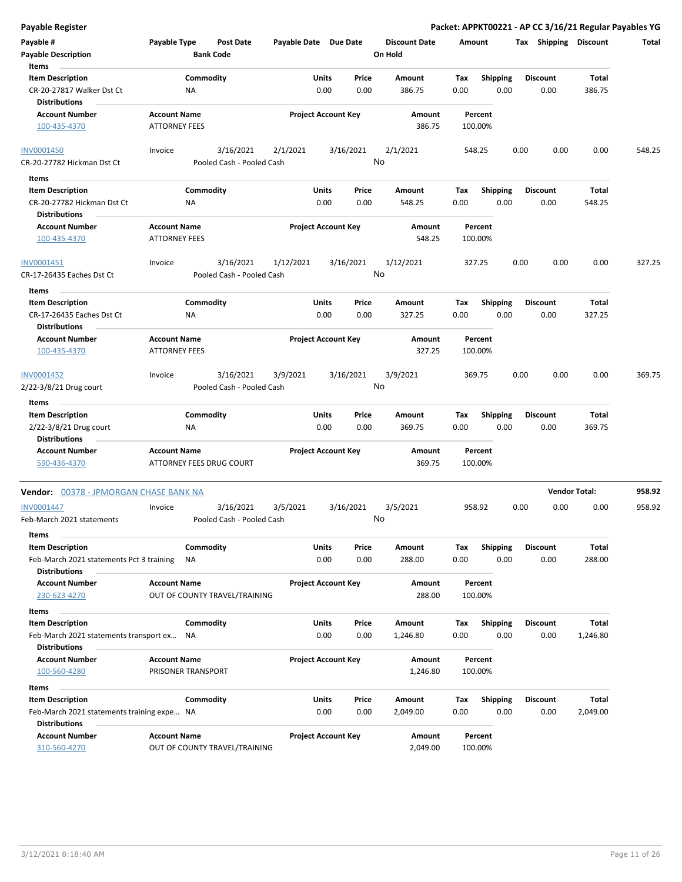**Payable Register** — Packet: APPKT00221 - AP CC 3/16/21 Regular Payables YG

| Payable # | Payable Type | Post Date | Payable Date | Due Date | Discount Date | Amount | Tax | Shipping | Discount | Total |
|---|---|---|---|---|---|---|---|---|---|---|
| **Payable Description** | | **Bank Code** | | | **On Hold** | | | | | |

**Items**

| Item Description | Commodity | Units | Price | Amount | Tax | Shipping | Discount | Total |
|---|---|---|---|---|---|---|---|---|
| CR-20-27817 Walker Dst Ct | NA | 0.00 | 0.00 | 386.75 | 0.00 | 0.00 | 0.00 | 386.75 |

**Distributions**

| Account Number | Account Name | Project Account Key | Amount | Percent |
|---|---|---|---|---|
| 100-435-4370 | ATTORNEY FEES | | 386.75 | 100.00% |

| Payable # | Payable Type | Post Date | Payable Date | Due Date | Discount Date | Amount | Tax | Shipping | Discount | Total |
|---|---|---|---|---|---|---|---|---|---|---|
| INV0001450 | Invoice | 3/16/2021 | 2/1/2021 | 3/16/2021 | 2/1/2021 | 548.25 | 0.00 | 0.00 | 0.00 | 548.25 |
| CR-20-27782 Hickman Dst Ct | | Pooled Cash - Pooled Cash | | | No | | | | | |

**Items**

| Item Description | Commodity | Units | Price | Amount | Tax | Shipping | Discount | Total |
|---|---|---|---|---|---|---|---|---|
| CR-20-27782 Hickman Dst Ct | NA | 0.00 | 0.00 | 548.25 | 0.00 | 0.00 | 0.00 | 548.25 |

**Distributions**

| Account Number | Account Name | Project Account Key | Amount | Percent |
|---|---|---|---|---|
| 100-435-4370 | ATTORNEY FEES | | 548.25 | 100.00% |

| Payable # | Payable Type | Post Date | Payable Date | Due Date | Discount Date | Amount | Tax | Shipping | Discount | Total |
|---|---|---|---|---|---|---|---|---|---|---|
| INV0001451 | Invoice | 3/16/2021 | 1/12/2021 | 3/16/2021 | 1/12/2021 | 327.25 | 0.00 | 0.00 | 0.00 | 327.25 |
| CR-17-26435 Eaches Dst Ct | | Pooled Cash - Pooled Cash | | | No | | | | | |

**Items**

| Item Description | Commodity | Units | Price | Amount | Tax | Shipping | Discount | Total |
|---|---|---|---|---|---|---|---|---|
| CR-17-26435 Eaches Dst Ct | NA | 0.00 | 0.00 | 327.25 | 0.00 | 0.00 | 0.00 | 327.25 |

**Distributions**

| Account Number | Account Name | Project Account Key | Amount | Percent |
|---|---|---|---|---|
| 100-435-4370 | ATTORNEY FEES | | 327.25 | 100.00% |

| Payable # | Payable Type | Post Date | Payable Date | Due Date | Discount Date | Amount | Tax | Shipping | Discount | Total |
|---|---|---|---|---|---|---|---|---|---|---|
| INV0001452 | Invoice | 3/16/2021 | 3/9/2021 | 3/16/2021 | 3/9/2021 | 369.75 | 0.00 | 0.00 | 0.00 | 369.75 |
| 2/22-3/8/21 Drug court | | Pooled Cash - Pooled Cash | | | No | | | | | |

**Items**

| Item Description | Commodity | Units | Price | Amount | Tax | Shipping | Discount | Total |
|---|---|---|---|---|---|---|---|---|
| 2/22-3/8/21 Drug court | NA | 0.00 | 0.00 | 369.75 | 0.00 | 0.00 | 0.00 | 369.75 |

**Distributions**

| Account Number | Account Name | Project Account Key | Amount | Percent |
|---|---|---|---|---|
| 590-436-4370 | ATTORNEY FEES DRUG COURT | | 369.75 | 100.00% |

**Vendor:** 00378 - JPMORGAN CHASE BANK NA — **Vendor Total: 958.92**

| Payable # | Payable Type | Post Date | Payable Date | Due Date | Discount Date | Amount | Tax | Shipping | Discount | Total |
|---|---|---|---|---|---|---|---|---|---|---|
| INV0001447 | Invoice | 3/16/2021 | 3/5/2021 | 3/16/2021 | 3/5/2021 | 958.92 | 0.00 | 0.00 | 0.00 | 958.92 |
| Feb-March 2021 statements | | Pooled Cash - Pooled Cash | | | No | | | | | |

**Items**

| Item Description | Commodity | Units | Price | Amount | Tax | Shipping | Discount | Total |
|---|---|---|---|---|---|---|---|---|
| Feb-March 2021 statements Pct 3 training | NA | 0.00 | 0.00 | 288.00 | 0.00 | 0.00 | 0.00 | 288.00 |

**Distributions**

| Account Number | Account Name | Project Account Key | Amount | Percent |
|---|---|---|---|---|
| 230-623-4270 | OUT OF COUNTY TRAVEL/TRAINING | | 288.00 | 100.00% |

**Items**

| Item Description | Commodity | Units | Price | Amount | Tax | Shipping | Discount | Total |
|---|---|---|---|---|---|---|---|---|
| Feb-March 2021 statements transport ex... | NA | 0.00 | 0.00 | 1,246.80 | 0.00 | 0.00 | 0.00 | 1,246.80 |

**Distributions**

| Account Number | Account Name | Project Account Key | Amount | Percent |
|---|---|---|---|---|
| 100-560-4280 | PRISONER TRANSPORT | | 1,246.80 | 100.00% |

**Items**

| Item Description | Commodity | Units | Price | Amount | Tax | Shipping | Discount | Total |
|---|---|---|---|---|---|---|---|---|
| Feb-March 2021 statements training expe... | NA | 0.00 | 0.00 | 2,049.00 | 0.00 | 0.00 | 0.00 | 2,049.00 |

**Distributions**

| Account Number | Account Name | Project Account Key | Amount | Percent |
|---|---|---|---|---|
| 310-560-4270 | OUT OF COUNTY TRAVEL/TRAINING | | 2,049.00 | 100.00% |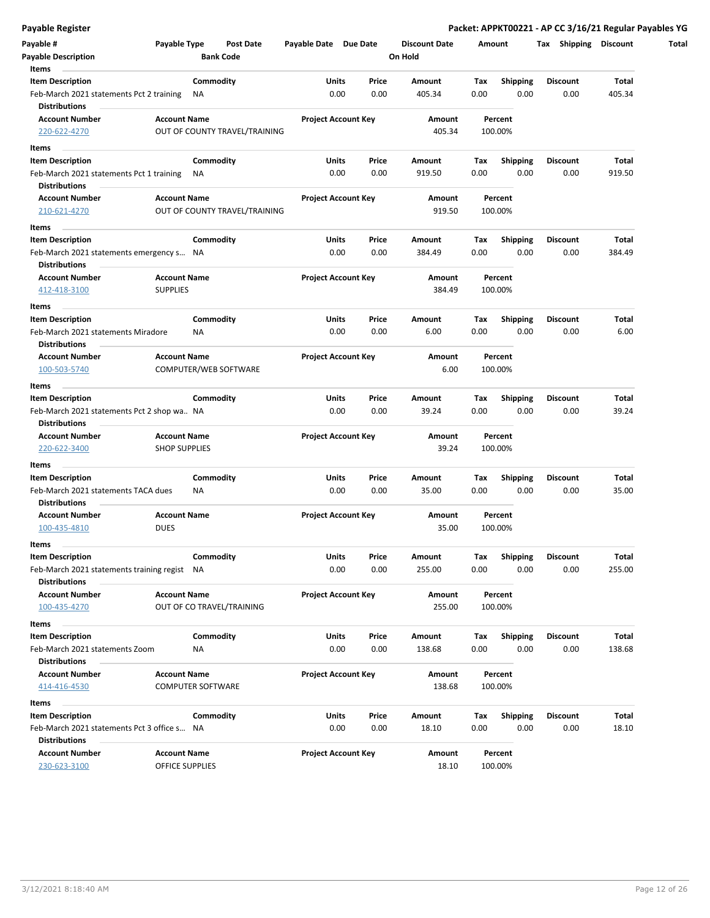## Payable Register

**Packet: APPKT00221 - AP CC 3/16/21 Regular Payables YG**

| Payable # | Payable Type | Post Date | Payable Date | Due Date | Discount Date | Amount | Tax | Shipping | Discount | Total |
|---|---|---|---|---|---|---|---|---|---|---|
| **Payable Description** | | **Bank Code** | | | **On Hold** | | | | | |

**Items**

| Item Description | Commodity | Units | Price | Amount | Tax | Shipping | Discount | Total |
|---|---|---|---|---|---|---|---|---|
| Feb-March 2021 statements Pct 2 training | NA | 0.00 | 0.00 | 405.34 | 0.00 | 0.00 | 0.00 | 405.34 |

**Distributions**

| Account Number | Account Name | Project Account Key | Amount | Percent |
|---|---|---|---|---|
| 220-622-4270 | OUT OF COUNTY TRAVEL/TRAINING | | 405.34 | 100.00% |

**Items**

| Item Description | Commodity | Units | Price | Amount | Tax | Shipping | Discount | Total |
|---|---|---|---|---|---|---|---|---|
| Feb-March 2021 statements Pct 1 training | NA | 0.00 | 0.00 | 919.50 | 0.00 | 0.00 | 0.00 | 919.50 |

**Distributions**

| Account Number | Account Name | Project Account Key | Amount | Percent |
|---|---|---|---|---|
| 210-621-4270 | OUT OF COUNTY TRAVEL/TRAINING | | 919.50 | 100.00% |

**Items**

| Item Description | Commodity | Units | Price | Amount | Tax | Shipping | Discount | Total |
|---|---|---|---|---|---|---|---|---|
| Feb-March 2021 statements emergency s... | NA | 0.00 | 0.00 | 384.49 | 0.00 | 0.00 | 0.00 | 384.49 |

**Distributions**

| Account Number | Account Name | Project Account Key | Amount | Percent |
|---|---|---|---|---|
| 412-418-3100 | SUPPLIES | | 384.49 | 100.00% |

**Items**

| Item Description | Commodity | Units | Price | Amount | Tax | Shipping | Discount | Total |
|---|---|---|---|---|---|---|---|---|
| Feb-March 2021 statements Miradore | NA | 0.00 | 0.00 | 6.00 | 0.00 | 0.00 | 0.00 | 6.00 |

**Distributions**

| Account Number | Account Name | Project Account Key | Amount | Percent |
|---|---|---|---|---|
| 100-503-5740 | COMPUTER/WEB SOFTWARE | | 6.00 | 100.00% |

**Items**

| Item Description | Commodity | Units | Price | Amount | Tax | Shipping | Discount | Total |
|---|---|---|---|---|---|---|---|---|
| Feb-March 2021 statements Pct 2 shop wa... | NA | 0.00 | 0.00 | 39.24 | 0.00 | 0.00 | 0.00 | 39.24 |

**Distributions**

| Account Number | Account Name | Project Account Key | Amount | Percent |
|---|---|---|---|---|
| 220-622-3400 | SHOP SUPPLIES | | 39.24 | 100.00% |

**Items**

| Item Description | Commodity | Units | Price | Amount | Tax | Shipping | Discount | Total |
|---|---|---|---|---|---|---|---|---|
| Feb-March 2021 statements TACA dues | NA | 0.00 | 0.00 | 35.00 | 0.00 | 0.00 | 0.00 | 35.00 |

**Distributions**

| Account Number | Account Name | Project Account Key | Amount | Percent |
|---|---|---|---|---|
| 100-435-4810 | DUES | | 35.00 | 100.00% |

**Items**

| Item Description | Commodity | Units | Price | Amount | Tax | Shipping | Discount | Total |
|---|---|---|---|---|---|---|---|---|
| Feb-March 2021 statements training regist | NA | 0.00 | 0.00 | 255.00 | 0.00 | 0.00 | 0.00 | 255.00 |

**Distributions**

| Account Number | Account Name | Project Account Key | Amount | Percent |
|---|---|---|---|---|
| 100-435-4270 | OUT OF CO TRAVEL/TRAINING | | 255.00 | 100.00% |

**Items**

| Item Description | Commodity | Units | Price | Amount | Tax | Shipping | Discount | Total |
|---|---|---|---|---|---|---|---|---|
| Feb-March 2021 statements Zoom | NA | 0.00 | 0.00 | 138.68 | 0.00 | 0.00 | 0.00 | 138.68 |

**Distributions**

| Account Number | Account Name | Project Account Key | Amount | Percent |
|---|---|---|---|---|
| 414-416-4530 | COMPUTER SOFTWARE | | 138.68 | 100.00% |

**Items**

| Item Description | Commodity | Units | Price | Amount | Tax | Shipping | Discount | Total |
|---|---|---|---|---|---|---|---|---|
| Feb-March 2021 statements Pct 3 office s... | NA | 0.00 | 0.00 | 18.10 | 0.00 | 0.00 | 0.00 | 18.10 |

**Distributions**

| Account Number | Account Name | Project Account Key | Amount | Percent |
|---|---|---|---|---|
| 230-623-3100 | OFFICE SUPPLIES | | 18.10 | 100.00% |

3/12/2021 8:18:40 AM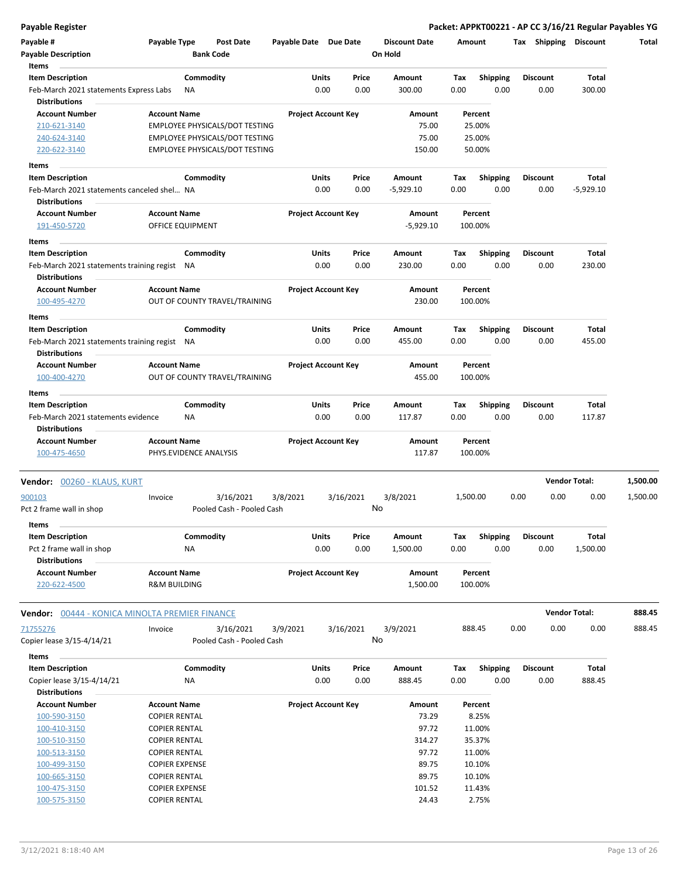**Payable Register** | **Packet: APPKT00221 - AP CC 3/16/21 Regular Payables YG**

| Payable # | Payable Type | Post Date | Payable Date | Due Date | Discount Date | Amount | Tax | Shipping | Discount | Total |
|---|---|---|---|---|---|---|---|---|---|---|
| Payable Description | | Bank Code | | | On Hold | | | | | |

**Items**

| Item Description | Commodity | Units | Price | Amount | Tax | Shipping | Discount | Total |
|---|---|---|---|---|---|---|---|---|
| Feb-March 2021 statements Express Labs | NA | 0.00 | 0.00 | 300.00 | 0.00 | 0.00 | 0.00 | 300.00 |

**Distributions**

| Account Number | Account Name | Project Account Key | Amount | Percent |
|---|---|---|---|---|
| 210-621-3140 | EMPLOYEE PHYSICALS/DOT TESTING | | 75.00 | 25.00% |
| 240-624-3140 | EMPLOYEE PHYSICALS/DOT TESTING | | 75.00 | 25.00% |
| 220-622-3140 | EMPLOYEE PHYSICALS/DOT TESTING | | 150.00 | 50.00% |

**Items**

| Item Description | Commodity | Units | Price | Amount | Tax | Shipping | Discount | Total |
|---|---|---|---|---|---|---|---|---|
| Feb-March 2021 statements canceled shel... | NA | 0.00 | 0.00 | -5,929.10 | 0.00 | 0.00 | 0.00 | -5,929.10 |

**Distributions**

| Account Number | Account Name | Project Account Key | Amount | Percent |
|---|---|---|---|---|
| 191-450-5720 | OFFICE EQUIPMENT | | -5,929.10 | 100.00% |

**Items**

| Item Description | Commodity | Units | Price | Amount | Tax | Shipping | Discount | Total |
|---|---|---|---|---|---|---|---|---|
| Feb-March 2021 statements training regist | NA | 0.00 | 0.00 | 230.00 | 0.00 | 0.00 | 0.00 | 230.00 |

**Distributions**

| Account Number | Account Name | Project Account Key | Amount | Percent |
|---|---|---|---|---|
| 100-495-4270 | OUT OF COUNTY TRAVEL/TRAINING | | 230.00 | 100.00% |

**Items**

| Item Description | Commodity | Units | Price | Amount | Tax | Shipping | Discount | Total |
|---|---|---|---|---|---|---|---|---|
| Feb-March 2021 statements training regist | NA | 0.00 | 0.00 | 455.00 | 0.00 | 0.00 | 0.00 | 455.00 |

**Distributions**

| Account Number | Account Name | Project Account Key | Amount | Percent |
|---|---|---|---|---|
| 100-400-4270 | OUT OF COUNTY TRAVEL/TRAINING | | 455.00 | 100.00% |

**Items**

| Item Description | Commodity | Units | Price | Amount | Tax | Shipping | Discount | Total |
|---|---|---|---|---|---|---|---|---|
| Feb-March 2021 statements evidence | NA | 0.00 | 0.00 | 117.87 | 0.00 | 0.00 | 0.00 | 117.87 |

**Distributions**

| Account Number | Account Name | Project Account Key | Amount | Percent |
|---|---|---|---|---|
| 100-475-4650 | PHYS.EVIDENCE ANALYSIS | | 117.87 | 100.00% |

**Vendor: 00260 - KLAUS, KURT** — **Vendor Total: 1,500.00**

| Payable # | Payable Type | Post Date | Payable Date | Due Date | Discount Date | Amount | Tax | Shipping | Discount | Total |
|---|---|---|---|---|---|---|---|---|---|---|
| 900103 | Invoice | 3/16/2021 | 3/8/2021 | 3/16/2021 | 3/8/2021 | 1,500.00 | 0.00 | 0.00 | 0.00 | 1,500.00 |
| Pct 2 frame wall in shop | | Pooled Cash - Pooled Cash | | | No | | | | | |

**Items**

| Item Description | Commodity | Units | Price | Amount | Tax | Shipping | Discount | Total |
|---|---|---|---|---|---|---|---|---|
| Pct 2 frame wall in shop | NA | 0.00 | 0.00 | 1,500.00 | 0.00 | 0.00 | 0.00 | 1,500.00 |

**Distributions**

| Account Number | Account Name | Project Account Key | Amount | Percent |
|---|---|---|---|---|
| 220-622-4500 | R&M BUILDING | | 1,500.00 | 100.00% |

**Vendor: 00444 - KONICA MINOLTA PREMIER FINANCE** — **Vendor Total: 888.45**

| Payable # | Payable Type | Post Date | Payable Date | Due Date | Discount Date | Amount | Tax | Shipping | Discount | Total |
|---|---|---|---|---|---|---|---|---|---|---|
| 71755276 | Invoice | 3/16/2021 | 3/9/2021 | 3/16/2021 | 3/9/2021 | 888.45 | 0.00 | 0.00 | 0.00 | 888.45 |
| Copier lease 3/15-4/14/21 | | Pooled Cash - Pooled Cash | | | No | | | | | |

**Items**

| Item Description | Commodity | Units | Price | Amount | Tax | Shipping | Discount | Total |
|---|---|---|---|---|---|---|---|---|
| Copier lease 3/15-4/14/21 | NA | 0.00 | 0.00 | 888.45 | 0.00 | 0.00 | 0.00 | 888.45 |

**Distributions**

| Account Number | Account Name | Project Account Key | Amount | Percent |
|---|---|---|---|---|
| 100-590-3150 | COPIER RENTAL | | 73.29 | 8.25% |
| 100-410-3150 | COPIER RENTAL | | 97.72 | 11.00% |
| 100-510-3150 | COPIER RENTAL | | 314.27 | 35.37% |
| 100-513-3150 | COPIER RENTAL | | 97.72 | 11.00% |
| 100-499-3150 | COPIER EXPENSE | | 89.75 | 10.10% |
| 100-665-3150 | COPIER RENTAL | | 89.75 | 10.10% |
| 100-475-3150 | COPIER EXPENSE | | 101.52 | 11.43% |
| 100-575-3150 | COPIER RENTAL | | 24.43 | 2.75% |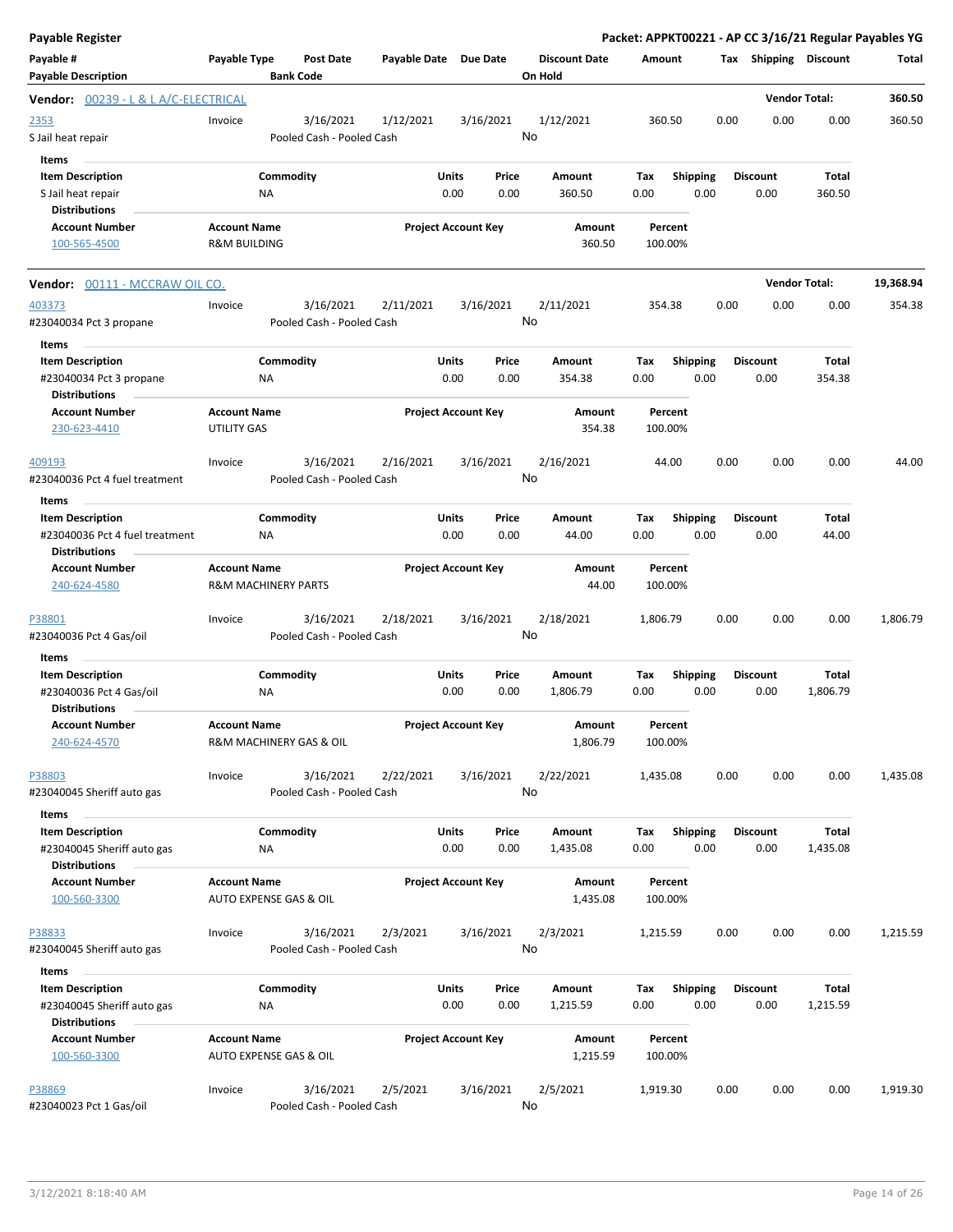# Payable Register

**Packet: APPKT00221 - AP CC 3/16/21 Regular Payables YG**

| Payable # | Payable Type | Post Date | Payable Date | Due Date | Discount Date | Amount | Tax | Shipping | Discount | Total |
|---|---|---|---|---|---|---|---|---|---|---|
| **Payable Description** | | **Bank Code** | | | **On Hold** | | | | | |

## Vendor: 00239 - L & L A/C-ELECTRICAL — Vendor Total: 360.50

| Payable # | Payable Type | Post Date | Payable Date | Due Date | Discount Date | Amount | Tax | Shipping | Discount | Total |
|---|---|---|---|---|---|---|---|---|---|---|
| 2353 | Invoice | 3/16/2021 | 1/12/2021 | 3/16/2021 | 1/12/2021 | 360.50 | 0.00 | 0.00 | 0.00 | 360.50 |
| S Jail heat repair | | Pooled Cash - Pooled Cash | | | No | | | | | |

**Items**

| Item Description | Commodity | Units | Price | Amount | Tax | Shipping | Discount | Total |
|---|---|---|---|---|---|---|---|---|
| S Jail heat repair | NA | 0.00 | 0.00 | 360.50 | 0.00 | 0.00 | 0.00 | 360.50 |

**Distributions**

| Account Number | Account Name | Project Account Key | Amount | Percent |
|---|---|---|---|---|
| 100-565-4500 | R&M BUILDING | | 360.50 | 100.00% |

## Vendor: 00111 - MCCRAW OIL CO. — Vendor Total: 19,368.94

| Payable # | Payable Type | Post Date | Payable Date | Due Date | Discount Date | Amount | Tax | Shipping | Discount | Total |
|---|---|---|---|---|---|---|---|---|---|---|
| 403373 | Invoice | 3/16/2021 | 2/11/2021 | 3/16/2021 | 2/11/2021 | 354.38 | 0.00 | 0.00 | 0.00 | 354.38 |
| #23040034 Pct 3 propane | | Pooled Cash - Pooled Cash | | | No | | | | | |

**Items**

| Item Description | Commodity | Units | Price | Amount | Tax | Shipping | Discount | Total |
|---|---|---|---|---|---|---|---|---|
| #23040034 Pct 3 propane | NA | 0.00 | 0.00 | 354.38 | 0.00 | 0.00 | 0.00 | 354.38 |

**Distributions**

| Account Number | Account Name | Project Account Key | Amount | Percent |
|---|---|---|---|---|
| 230-623-4410 | UTILITY GAS | | 354.38 | 100.00% |

| Payable # | Payable Type | Post Date | Payable Date | Due Date | Discount Date | Amount | Tax | Shipping | Discount | Total |
|---|---|---|---|---|---|---|---|---|---|---|
| 409193 | Invoice | 3/16/2021 | 2/16/2021 | 3/16/2021 | 2/16/2021 | 44.00 | 0.00 | 0.00 | 0.00 | 44.00 |
| #23040036 Pct 4 fuel treatment | | Pooled Cash - Pooled Cash | | | No | | | | | |

**Items**

| Item Description | Commodity | Units | Price | Amount | Tax | Shipping | Discount | Total |
|---|---|---|---|---|---|---|---|---|
| #23040036 Pct 4 fuel treatment | NA | 0.00 | 0.00 | 44.00 | 0.00 | 0.00 | 0.00 | 44.00 |

**Distributions**

| Account Number | Account Name | Project Account Key | Amount | Percent |
|---|---|---|---|---|
| 240-624-4580 | R&M MACHINERY PARTS | | 44.00 | 100.00% |

| Payable # | Payable Type | Post Date | Payable Date | Due Date | Discount Date | Amount | Tax | Shipping | Discount | Total |
|---|---|---|---|---|---|---|---|---|---|---|
| P38801 | Invoice | 3/16/2021 | 2/18/2021 | 3/16/2021 | 2/18/2021 | 1,806.79 | 0.00 | 0.00 | 0.00 | 1,806.79 |
| #23040036 Pct 4 Gas/oil | | Pooled Cash - Pooled Cash | | | No | | | | | |

**Items**

| Item Description | Commodity | Units | Price | Amount | Tax | Shipping | Discount | Total |
|---|---|---|---|---|---|---|---|---|
| #23040036 Pct 4 Gas/oil | NA | 0.00 | 0.00 | 1,806.79 | 0.00 | 0.00 | 0.00 | 1,806.79 |

**Distributions**

| Account Number | Account Name | Project Account Key | Amount | Percent |
|---|---|---|---|---|
| 240-624-4570 | R&M MACHINERY GAS & OIL | | 1,806.79 | 100.00% |

| Payable # | Payable Type | Post Date | Payable Date | Due Date | Discount Date | Amount | Tax | Shipping | Discount | Total |
|---|---|---|---|---|---|---|---|---|---|---|
| P38803 | Invoice | 3/16/2021 | 2/22/2021 | 3/16/2021 | 2/22/2021 | 1,435.08 | 0.00 | 0.00 | 0.00 | 1,435.08 |
| #23040045 Sheriff auto gas | | Pooled Cash - Pooled Cash | | | No | | | | | |

**Items**

| Item Description | Commodity | Units | Price | Amount | Tax | Shipping | Discount | Total |
|---|---|---|---|---|---|---|---|---|
| #23040045 Sheriff auto gas | NA | 0.00 | 0.00 | 1,435.08 | 0.00 | 0.00 | 0.00 | 1,435.08 |

**Distributions**

| Account Number | Account Name | Project Account Key | Amount | Percent |
|---|---|---|---|---|
| 100-560-3300 | AUTO EXPENSE GAS & OIL | | 1,435.08 | 100.00% |

| Payable # | Payable Type | Post Date | Payable Date | Due Date | Discount Date | Amount | Tax | Shipping | Discount | Total |
|---|---|---|---|---|---|---|---|---|---|---|
| P38833 | Invoice | 3/16/2021 | 2/3/2021 | 3/16/2021 | 2/3/2021 | 1,215.59 | 0.00 | 0.00 | 0.00 | 1,215.59 |
| #23040045 Sheriff auto gas | | Pooled Cash - Pooled Cash | | | No | | | | | |

**Items**

| Item Description | Commodity | Units | Price | Amount | Tax | Shipping | Discount | Total |
|---|---|---|---|---|---|---|---|---|
| #23040045 Sheriff auto gas | NA | 0.00 | 0.00 | 1,215.59 | 0.00 | 0.00 | 0.00 | 1,215.59 |

**Distributions**

| Account Number | Account Name | Project Account Key | Amount | Percent |
|---|---|---|---|---|
| 100-560-3300 | AUTO EXPENSE GAS & OIL | | 1,215.59 | 100.00% |

| Payable # | Payable Type | Post Date | Payable Date | Due Date | Discount Date | Amount | Tax | Shipping | Discount | Total |
|---|---|---|---|---|---|---|---|---|---|---|
| P38869 | Invoice | 3/16/2021 | 2/5/2021 | 3/16/2021 | 2/5/2021 | 1,919.30 | 0.00 | 0.00 | 0.00 | 1,919.30 |
| #23040023 Pct 1 Gas/oil | | Pooled Cash - Pooled Cash | | | No | | | | | |

3/12/2021 8:18:40 AM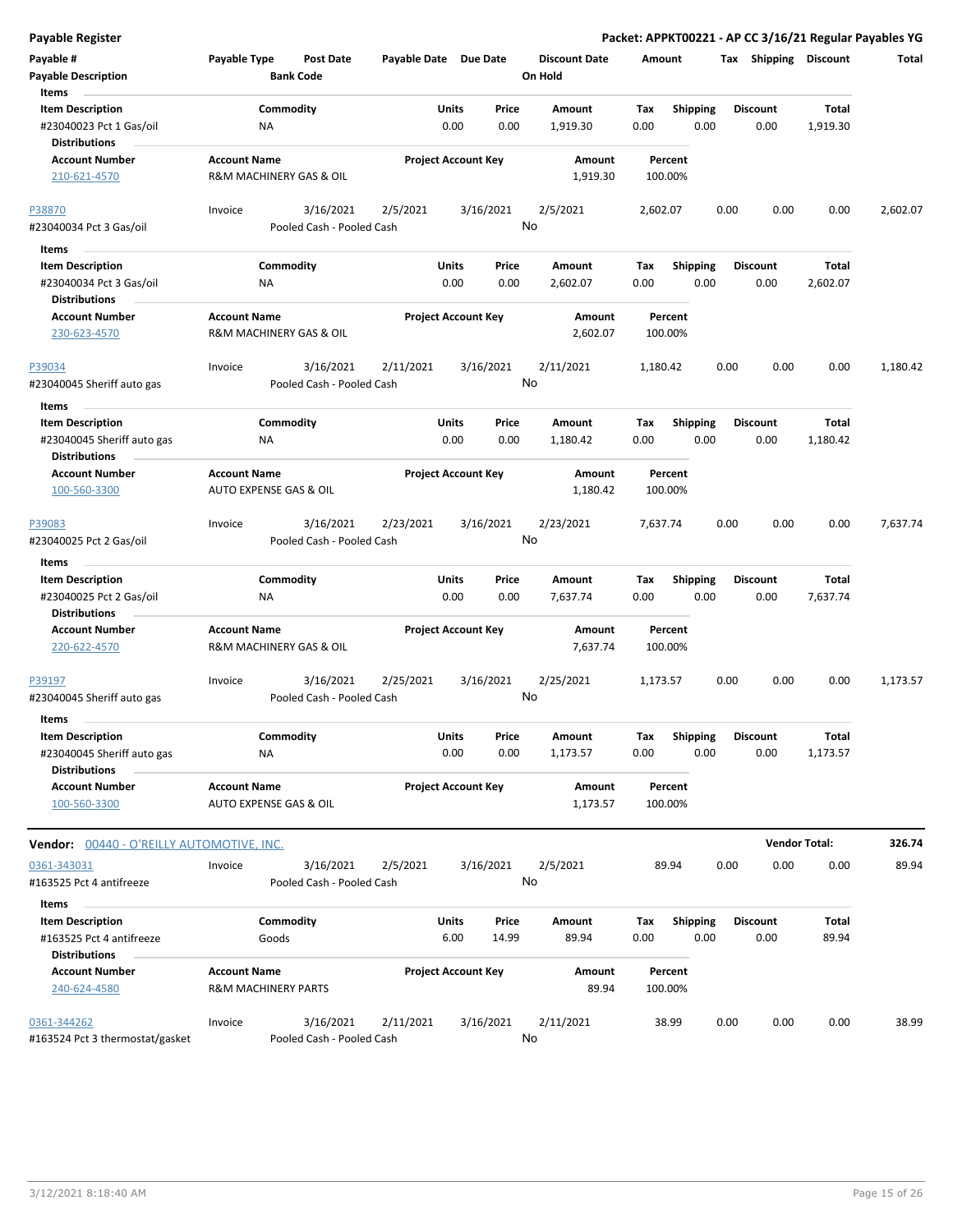**Payable Register** — **Packet: APPKT00221 - AP CC 3/16/21 Regular Payables YG**

| Payable # | Payable Type | Post Date | Payable Date | Due Date | Discount Date | Amount | Tax | Shipping | Discount | Total |
|---|---|---|---|---|---|---|---|---|---|---|
| **Payable Description** | | **Bank Code** | | | **On Hold** | | | | | |

**Items**

| Item Description | Commodity | Units | Price | Amount | Tax | Shipping | Discount | Total |
|---|---|---|---|---|---|---|---|---|
| #23040023 Pct 1 Gas/oil | NA | 0.00 | 0.00 | 1,919.30 | 0.00 | 0.00 | 0.00 | 1,919.30 |

**Distributions**

| Account Number | Account Name | Project Account Key | Amount | Percent |
|---|---|---|---|---|
| 210-621-4570 | R&M MACHINERY GAS & OIL | | 1,919.30 | 100.00% |

| Payable # | Payable Type | Post Date | Payable Date | Due Date | Discount Date | Amount | Tax | Shipping | Discount | Total |
|---|---|---|---|---|---|---|---|---|---|---|
| P38870 | Invoice | 3/16/2021 | 2/5/2021 | 3/16/2021 | 2/5/2021 | 2,602.07 | 0.00 | 0.00 | 0.00 | 2,602.07 |
| #23040034 Pct 3 Gas/oil | | Pooled Cash - Pooled Cash | | | No | | | | | |

**Items**

| Item Description | Commodity | Units | Price | Amount | Tax | Shipping | Discount | Total |
|---|---|---|---|---|---|---|---|---|
| #23040034 Pct 3 Gas/oil | NA | 0.00 | 0.00 | 2,602.07 | 0.00 | 0.00 | 0.00 | 2,602.07 |

**Distributions**

| Account Number | Account Name | Project Account Key | Amount | Percent |
|---|---|---|---|---|
| 230-623-4570 | R&M MACHINERY GAS & OIL | | 2,602.07 | 100.00% |

| Payable # | Payable Type | Post Date | Payable Date | Due Date | Discount Date | Amount | Tax | Shipping | Discount | Total |
|---|---|---|---|---|---|---|---|---|---|---|
| P39034 | Invoice | 3/16/2021 | 2/11/2021 | 3/16/2021 | 2/11/2021 | 1,180.42 | 0.00 | 0.00 | 0.00 | 1,180.42 |
| #23040045 Sheriff auto gas | | Pooled Cash - Pooled Cash | | | No | | | | | |

**Items**

| Item Description | Commodity | Units | Price | Amount | Tax | Shipping | Discount | Total |
|---|---|---|---|---|---|---|---|---|
| #23040045 Sheriff auto gas | NA | 0.00 | 0.00 | 1,180.42 | 0.00 | 0.00 | 0.00 | 1,180.42 |

**Distributions**

| Account Number | Account Name | Project Account Key | Amount | Percent |
|---|---|---|---|---|
| 100-560-3300 | AUTO EXPENSE GAS & OIL | | 1,180.42 | 100.00% |

| Payable # | Payable Type | Post Date | Payable Date | Due Date | Discount Date | Amount | Tax | Shipping | Discount | Total |
|---|---|---|---|---|---|---|---|---|---|---|
| P39083 | Invoice | 3/16/2021 | 2/23/2021 | 3/16/2021 | 2/23/2021 | 7,637.74 | 0.00 | 0.00 | 0.00 | 7,637.74 |
| #23040025 Pct 2 Gas/oil | | Pooled Cash - Pooled Cash | | | No | | | | | |

**Items**

| Item Description | Commodity | Units | Price | Amount | Tax | Shipping | Discount | Total |
|---|---|---|---|---|---|---|---|---|
| #23040025 Pct 2 Gas/oil | NA | 0.00 | 0.00 | 7,637.74 | 0.00 | 0.00 | 0.00 | 7,637.74 |

**Distributions**

| Account Number | Account Name | Project Account Key | Amount | Percent |
|---|---|---|---|---|
| 220-622-4570 | R&M MACHINERY GAS & OIL | | 7,637.74 | 100.00% |

| Payable # | Payable Type | Post Date | Payable Date | Due Date | Discount Date | Amount | Tax | Shipping | Discount | Total |
|---|---|---|---|---|---|---|---|---|---|---|
| P39197 | Invoice | 3/16/2021 | 2/25/2021 | 3/16/2021 | 2/25/2021 | 1,173.57 | 0.00 | 0.00 | 0.00 | 1,173.57 |
| #23040045 Sheriff auto gas | | Pooled Cash - Pooled Cash | | | No | | | | | |

**Items**

| Item Description | Commodity | Units | Price | Amount | Tax | Shipping | Discount | Total |
|---|---|---|---|---|---|---|---|---|
| #23040045 Sheriff auto gas | NA | 0.00 | 0.00 | 1,173.57 | 0.00 | 0.00 | 0.00 | 1,173.57 |

**Distributions**

| Account Number | Account Name | Project Account Key | Amount | Percent |
|---|---|---|---|---|
| 100-560-3300 | AUTO EXPENSE GAS & OIL | | 1,173.57 | 100.00% |

**Vendor:** 00440 - O'REILLY AUTOMOTIVE, INC. — **Vendor Total: 326.74**

| Payable # | Payable Type | Post Date | Payable Date | Due Date | Discount Date | Amount | Tax | Shipping | Discount | Total |
|---|---|---|---|---|---|---|---|---|---|---|
| 0361-343031 | Invoice | 3/16/2021 | 2/5/2021 | 3/16/2021 | 2/5/2021 | 89.94 | 0.00 | 0.00 | 0.00 | 89.94 |
| #163525 Pct 4 antifreeze | | Pooled Cash - Pooled Cash | | | No | | | | | |

**Items**

| Item Description | Commodity | Units | Price | Amount | Tax | Shipping | Discount | Total |
|---|---|---|---|---|---|---|---|---|
| #163525 Pct 4 antifreeze | Goods | 6.00 | 14.99 | 89.94 | 0.00 | 0.00 | 0.00 | 89.94 |

**Distributions**

| Account Number | Account Name | Project Account Key | Amount | Percent |
|---|---|---|---|---|
| 240-624-4580 | R&M MACHINERY PARTS | | 89.94 | 100.00% |

| Payable # | Payable Type | Post Date | Payable Date | Due Date | Discount Date | Amount | Tax | Shipping | Discount | Total |
|---|---|---|---|---|---|---|---|---|---|---|
| 0361-344262 | Invoice | 3/16/2021 | 2/11/2021 | 3/16/2021 | 2/11/2021 | 38.99 | 0.00 | 0.00 | 0.00 | 38.99 |
| #163524 Pct 3 thermostat/gasket | | Pooled Cash - Pooled Cash | | | No | | | | | |

3/12/2021 8:18:40 AM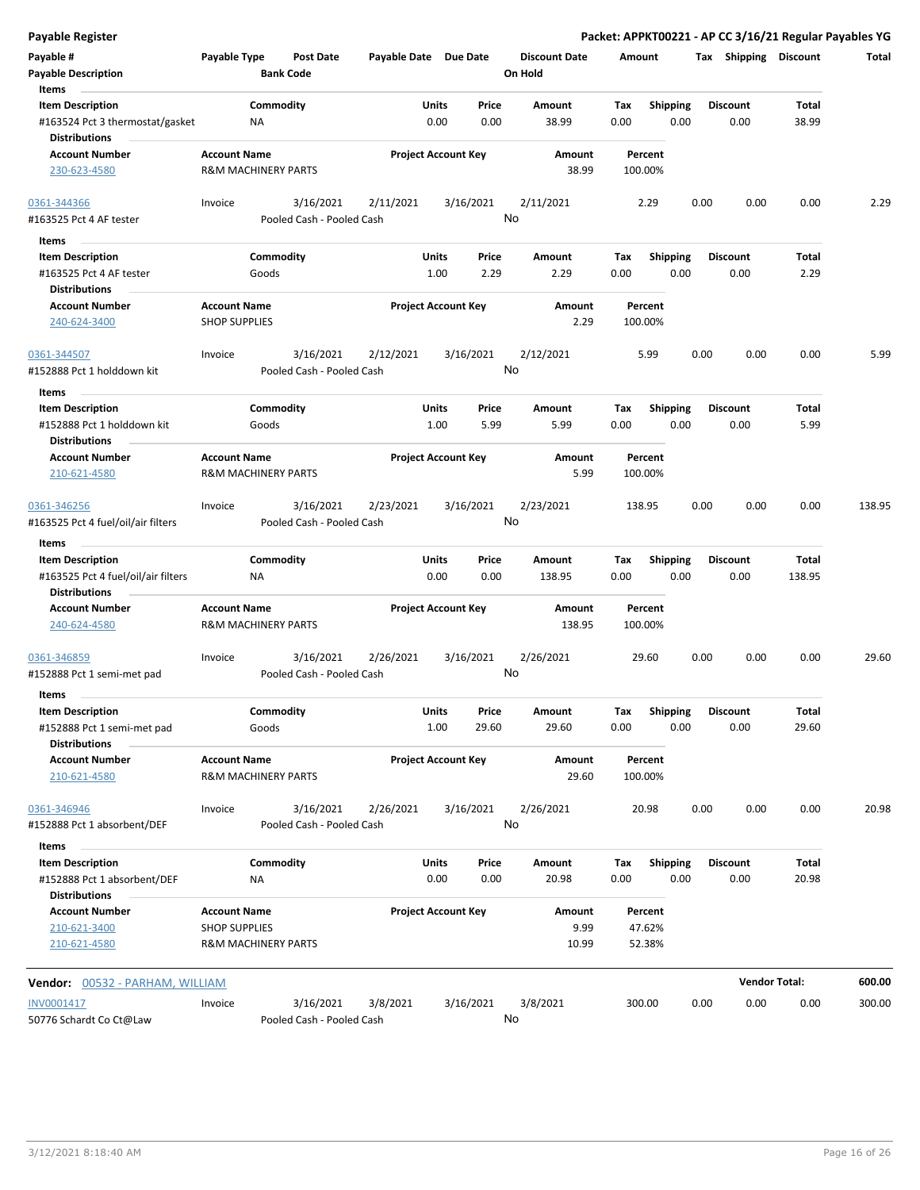**Payable Register** — **Packet: APPKT00221 - AP CC 3/16/21 Regular Payables YG**

| Payable # | Payable Type | Post Date | Payable Date | Due Date | Discount Date | Amount | Tax | Shipping | Discount | Total |
|---|---|---|---|---|---|---|---|---|---|---|
| **Payable Description** | | **Bank Code** | | | **On Hold** | | | | | |

**Items**

| Item Description | Commodity | Units | Price | Amount | Tax | Shipping | Discount | Total |
|---|---|---|---|---|---|---|---|---|
| #163524 Pct 3 thermostat/gasket | NA | 0.00 | 0.00 | 38.99 | 0.00 | 0.00 | 0.00 | 38.99 |

**Distributions**

| Account Number | Account Name | Project Account Key | Amount | Percent |
|---|---|---|---|---|
| 230-623-4580 | R&M MACHINERY PARTS | | 38.99 | 100.00% |

| Payable # | Payable Type | Post Date | Payable Date | Due Date | Discount Date | Amount | Tax | Shipping | Discount | Total |
|---|---|---|---|---|---|---|---|---|---|---|
| 0361-344366 | Invoice | 3/16/2021 | 2/11/2021 | 3/16/2021 | 2/11/2021 | 2.29 | 0.00 | 0.00 | 0.00 | 2.29 |
| #163525 Pct 4 AF tester | | Pooled Cash - Pooled Cash | | | No | | | | | |

**Items**

| Item Description | Commodity | Units | Price | Amount | Tax | Shipping | Discount | Total |
|---|---|---|---|---|---|---|---|---|
| #163525 Pct 4 AF tester | Goods | 1.00 | 2.29 | 2.29 | 0.00 | 0.00 | 0.00 | 2.29 |

**Distributions**

| Account Number | Account Name | Project Account Key | Amount | Percent |
|---|---|---|---|---|
| 240-624-3400 | SHOP SUPPLIES | | 2.29 | 100.00% |

| Payable # | Payable Type | Post Date | Payable Date | Due Date | Discount Date | Amount | Tax | Shipping | Discount | Total |
|---|---|---|---|---|---|---|---|---|---|---|
| 0361-344507 | Invoice | 3/16/2021 | 2/12/2021 | 3/16/2021 | 2/12/2021 | 5.99 | 0.00 | 0.00 | 0.00 | 5.99 |
| #152888 Pct 1 holddown kit | | Pooled Cash - Pooled Cash | | | No | | | | | |

**Items**

| Item Description | Commodity | Units | Price | Amount | Tax | Shipping | Discount | Total |
|---|---|---|---|---|---|---|---|---|
| #152888 Pct 1 holddown kit | Goods | 1.00 | 5.99 | 5.99 | 0.00 | 0.00 | 0.00 | 5.99 |

**Distributions**

| Account Number | Account Name | Project Account Key | Amount | Percent |
|---|---|---|---|---|
| 210-621-4580 | R&M MACHINERY PARTS | | 5.99 | 100.00% |

| Payable # | Payable Type | Post Date | Payable Date | Due Date | Discount Date | Amount | Tax | Shipping | Discount | Total |
|---|---|---|---|---|---|---|---|---|---|---|
| 0361-346256 | Invoice | 3/16/2021 | 2/23/2021 | 3/16/2021 | 2/23/2021 | 138.95 | 0.00 | 0.00 | 0.00 | 138.95 |
| #163525 Pct 4 fuel/oil/air filters | | Pooled Cash - Pooled Cash | | | No | | | | | |

**Items**

| Item Description | Commodity | Units | Price | Amount | Tax | Shipping | Discount | Total |
|---|---|---|---|---|---|---|---|---|
| #163525 Pct 4 fuel/oil/air filters | NA | 0.00 | 0.00 | 138.95 | 0.00 | 0.00 | 0.00 | 138.95 |

**Distributions**

| Account Number | Account Name | Project Account Key | Amount | Percent |
|---|---|---|---|---|
| 240-624-4580 | R&M MACHINERY PARTS | | 138.95 | 100.00% |

| Payable # | Payable Type | Post Date | Payable Date | Due Date | Discount Date | Amount | Tax | Shipping | Discount | Total |
|---|---|---|---|---|---|---|---|---|---|---|
| 0361-346859 | Invoice | 3/16/2021 | 2/26/2021 | 3/16/2021 | 2/26/2021 | 29.60 | 0.00 | 0.00 | 0.00 | 29.60 |
| #152888 Pct 1 semi-met pad | | Pooled Cash - Pooled Cash | | | No | | | | | |

**Items**

| Item Description | Commodity | Units | Price | Amount | Tax | Shipping | Discount | Total |
|---|---|---|---|---|---|---|---|---|
| #152888 Pct 1 semi-met pad | Goods | 1.00 | 29.60 | 29.60 | 0.00 | 0.00 | 0.00 | 29.60 |

**Distributions**

| Account Number | Account Name | Project Account Key | Amount | Percent |
|---|---|---|---|---|
| 210-621-4580 | R&M MACHINERY PARTS | | 29.60 | 100.00% |

| Payable # | Payable Type | Post Date | Payable Date | Due Date | Discount Date | Amount | Tax | Shipping | Discount | Total |
|---|---|---|---|---|---|---|---|---|---|---|
| 0361-346946 | Invoice | 3/16/2021 | 2/26/2021 | 3/16/2021 | 2/26/2021 | 20.98 | 0.00 | 0.00 | 0.00 | 20.98 |
| #152888 Pct 1 absorbent/DEF | | Pooled Cash - Pooled Cash | | | No | | | | | |

**Items**

| Item Description | Commodity | Units | Price | Amount | Tax | Shipping | Discount | Total |
|---|---|---|---|---|---|---|---|---|
| #152888 Pct 1 absorbent/DEF | NA | 0.00 | 0.00 | 20.98 | 0.00 | 0.00 | 0.00 | 20.98 |

**Distributions**

| Account Number | Account Name | Project Account Key | Amount | Percent |
|---|---|---|---|---|
| 210-621-3400 | SHOP SUPPLIES | | 9.99 | 47.62% |
| 210-621-4580 | R&M MACHINERY PARTS | | 10.99 | 52.38% |

**Vendor:** 00532 - PARHAM, WILLIAM — **Vendor Total:** 600.00

| Payable # | Payable Type | Post Date | Payable Date | Due Date | Discount Date | Amount | Tax | Shipping | Discount | Total |
|---|---|---|---|---|---|---|---|---|---|---|
| INV0001417 | Invoice | 3/16/2021 | 3/8/2021 | 3/16/2021 | 3/8/2021 | 300.00 | 0.00 | 0.00 | 0.00 | 300.00 |
| 50776 Schardt Co Ct@Law | | Pooled Cash - Pooled Cash | | | No | | | | | |

3/12/2021 8:18:40 AM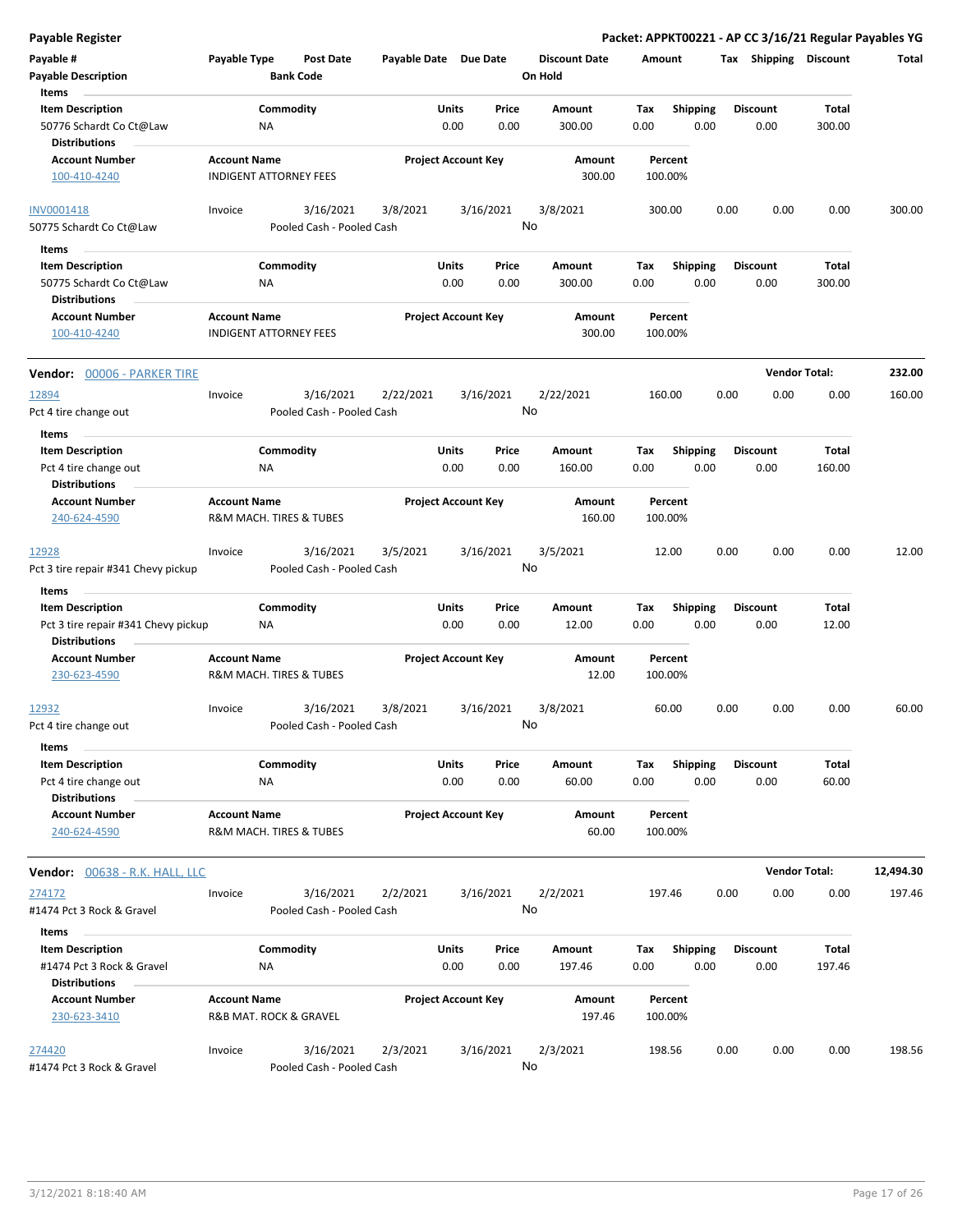**Payable Register** — **Packet: APPKT00221 - AP CC 3/16/21 Regular Payables YG**

| Payable # | Payable Type | Post Date | Payable Date | Due Date | Discount Date | Amount | Tax | Shipping | Discount | Total |
|---|---|---|---|---|---|---|---|---|---|---|
| **Payable Description** | | **Bank Code** | | | **On Hold** | | | | | |

**Items**

| Item Description | Commodity | Units | Price | Amount | Tax | Shipping | Discount | Total |
|---|---|---|---|---|---|---|---|---|
| 50776 Schardt Co Ct@Law | NA | 0.00 | 0.00 | 300.00 | 0.00 | 0.00 | 0.00 | 300.00 |

**Distributions**

| Account Number | Account Name | Project Account Key | Amount | Percent |
|---|---|---|---|---|
| 100-410-4240 | INDIGENT ATTORNEY FEES | | 300.00 | 100.00% |

| Payable # | Payable Type | Post Date | Payable Date | Due Date | Discount Date | Amount | Tax | Shipping | Discount | Total |
|---|---|---|---|---|---|---|---|---|---|---|
| INV0001418 | Invoice | 3/16/2021 | 3/8/2021 | 3/16/2021 | 3/8/2021 | 300.00 | 0.00 | 0.00 | 0.00 | 300.00 |
| 50775 Schardt Co Ct@Law | | Pooled Cash - Pooled Cash | | | No | | | | | |

**Items**

| Item Description | Commodity | Units | Price | Amount | Tax | Shipping | Discount | Total |
|---|---|---|---|---|---|---|---|---|
| 50775 Schardt Co Ct@Law | NA | 0.00 | 0.00 | 300.00 | 0.00 | 0.00 | 0.00 | 300.00 |

**Distributions**

| Account Number | Account Name | Project Account Key | Amount | Percent |
|---|---|---|---|---|
| 100-410-4240 | INDIGENT ATTORNEY FEES | | 300.00 | 100.00% |

**Vendor:** 00006 - PARKER TIRE — **Vendor Total: 232.00**

| Payable # | Payable Type | Post Date | Payable Date | Due Date | Discount Date | Amount | Tax | Shipping | Discount | Total |
|---|---|---|---|---|---|---|---|---|---|---|
| 12894 | Invoice | 3/16/2021 | 2/22/2021 | 3/16/2021 | 2/22/2021 | 160.00 | 0.00 | 0.00 | 0.00 | 160.00 |
| Pct 4 tire change out | | Pooled Cash - Pooled Cash | | | No | | | | | |

**Items**

| Item Description | Commodity | Units | Price | Amount | Tax | Shipping | Discount | Total |
|---|---|---|---|---|---|---|---|---|
| Pct 4 tire change out | NA | 0.00 | 0.00 | 160.00 | 0.00 | 0.00 | 0.00 | 160.00 |

**Distributions**

| Account Number | Account Name | Project Account Key | Amount | Percent |
|---|---|---|---|---|
| 240-624-4590 | R&M MACH. TIRES & TUBES | | 160.00 | 100.00% |

| Payable # | Payable Type | Post Date | Payable Date | Due Date | Discount Date | Amount | Tax | Shipping | Discount | Total |
|---|---|---|---|---|---|---|---|---|---|---|
| 12928 | Invoice | 3/16/2021 | 3/5/2021 | 3/16/2021 | 3/5/2021 | 12.00 | 0.00 | 0.00 | 0.00 | 12.00 |
| Pct 3 tire repair #341 Chevy pickup | | Pooled Cash - Pooled Cash | | | No | | | | | |

**Items**

| Item Description | Commodity | Units | Price | Amount | Tax | Shipping | Discount | Total |
|---|---|---|---|---|---|---|---|---|
| Pct 3 tire repair #341 Chevy pickup | NA | 0.00 | 0.00 | 12.00 | 0.00 | 0.00 | 0.00 | 12.00 |

**Distributions**

| Account Number | Account Name | Project Account Key | Amount | Percent |
|---|---|---|---|---|
| 230-623-4590 | R&M MACH. TIRES & TUBES | | 12.00 | 100.00% |

| Payable # | Payable Type | Post Date | Payable Date | Due Date | Discount Date | Amount | Tax | Shipping | Discount | Total |
|---|---|---|---|---|---|---|---|---|---|---|
| 12932 | Invoice | 3/16/2021 | 3/8/2021 | 3/16/2021 | 3/8/2021 | 60.00 | 0.00 | 0.00 | 0.00 | 60.00 |
| Pct 4 tire change out | | Pooled Cash - Pooled Cash | | | No | | | | | |

**Items**

| Item Description | Commodity | Units | Price | Amount | Tax | Shipping | Discount | Total |
|---|---|---|---|---|---|---|---|---|
| Pct 4 tire change out | NA | 0.00 | 0.00 | 60.00 | 0.00 | 0.00 | 0.00 | 60.00 |

**Distributions**

| Account Number | Account Name | Project Account Key | Amount | Percent |
|---|---|---|---|---|
| 240-624-4590 | R&M MACH. TIRES & TUBES | | 60.00 | 100.00% |

**Vendor:** 00638 - R.K. HALL, LLC — **Vendor Total: 12,494.30**

| Payable # | Payable Type | Post Date | Payable Date | Due Date | Discount Date | Amount | Tax | Shipping | Discount | Total |
|---|---|---|---|---|---|---|---|---|---|---|
| 274172 | Invoice | 3/16/2021 | 2/2/2021 | 3/16/2021 | 2/2/2021 | 197.46 | 0.00 | 0.00 | 0.00 | 197.46 |
| #1474 Pct 3 Rock & Gravel | | Pooled Cash - Pooled Cash | | | No | | | | | |

**Items**

| Item Description | Commodity | Units | Price | Amount | Tax | Shipping | Discount | Total |
|---|---|---|---|---|---|---|---|---|
| #1474 Pct 3 Rock & Gravel | NA | 0.00 | 0.00 | 197.46 | 0.00 | 0.00 | 0.00 | 197.46 |

**Distributions**

| Account Number | Account Name | Project Account Key | Amount | Percent |
|---|---|---|---|---|
| 230-623-3410 | R&B MAT. ROCK & GRAVEL | | 197.46 | 100.00% |

| Payable # | Payable Type | Post Date | Payable Date | Due Date | Discount Date | Amount | Tax | Shipping | Discount | Total |
|---|---|---|---|---|---|---|---|---|---|---|
| 274420 | Invoice | 3/16/2021 | 2/3/2021 | 3/16/2021 | 2/3/2021 | 198.56 | 0.00 | 0.00 | 0.00 | 198.56 |
| #1474 Pct 3 Rock & Gravel | | Pooled Cash - Pooled Cash | | | No | | | | | |

3/12/2021 8:18:40 AM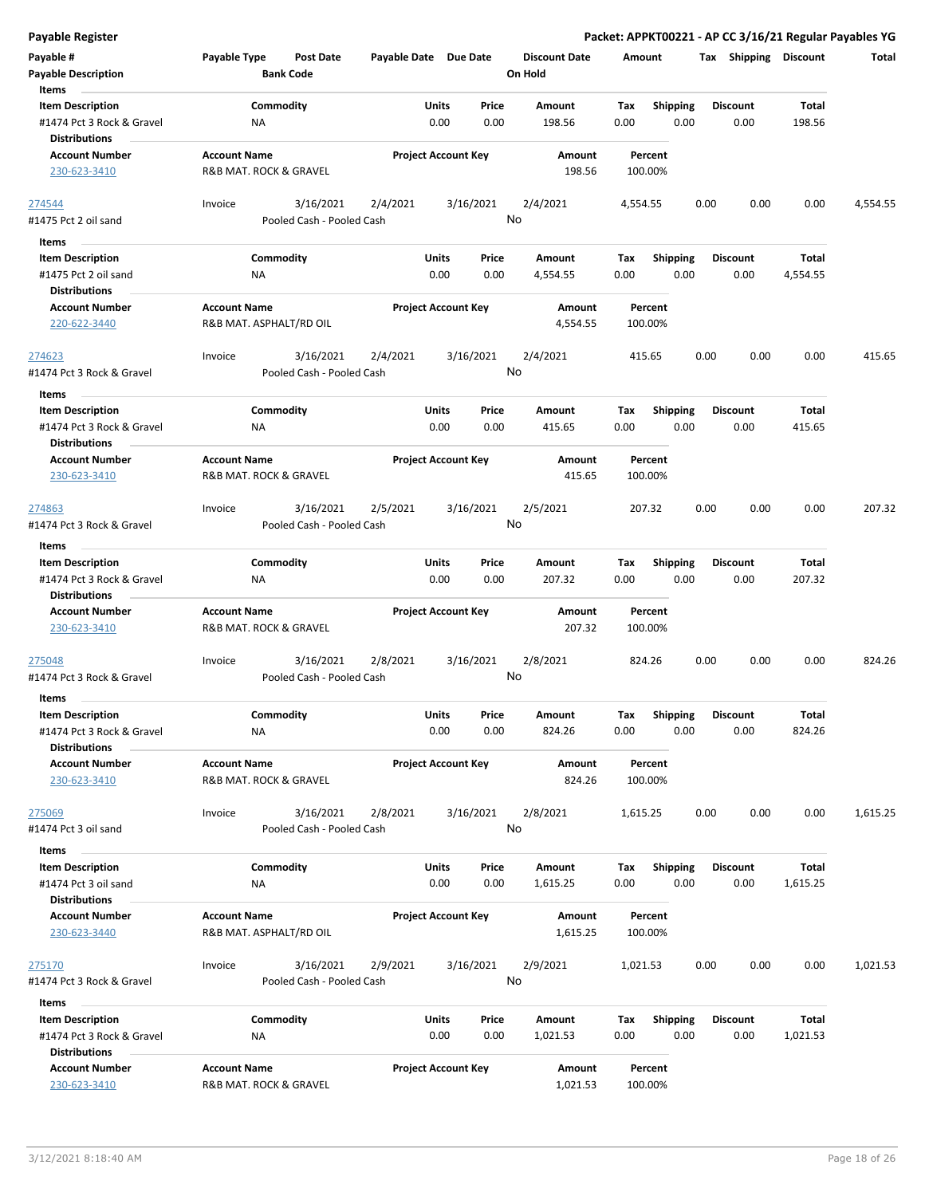# Payable Register

**Packet: APPKT00221 - AP CC 3/16/21 Regular Payables YG**

| Payable # | Payable Type | Post Date | Payable Date | Due Date | Discount Date | Amount | Tax | Shipping | Discount | Total |
|---|---|---|---|---|---|---|---|---|---|---|
| Payable Description | | Bank Code | | | On Hold | | | | | |

**Items**

| Item Description | Commodity | Units | Price | Amount | Tax | Shipping | Discount | Total |
|---|---|---|---|---|---|---|---|---|
| #1474 Pct 3 Rock & Gravel | NA | 0.00 | 0.00 | 198.56 | 0.00 | 0.00 | 0.00 | 198.56 |

**Distributions**

| Account Number | Account Name | Project Account Key | Amount | Percent |
|---|---|---|---|---|
| 230-623-3410 | R&B MAT. ROCK & GRAVEL | | 198.56 | 100.00% |

---

| Payable # | Payable Type | Post Date | Payable Date | Due Date | Discount Date | Amount | Tax | Shipping | Discount | Total |
|---|---|---|---|---|---|---|---|---|---|---|
| 274544 | Invoice | 3/16/2021 | 2/4/2021 | 3/16/2021 | 2/4/2021 | 4,554.55 | 0.00 | 0.00 | 0.00 | 4,554.55 |
| #1475 Pct 2 oil sand | | Pooled Cash - Pooled Cash | | | No | | | | | |

**Items**

| Item Description | Commodity | Units | Price | Amount | Tax | Shipping | Discount | Total |
|---|---|---|---|---|---|---|---|---|
| #1475 Pct 2 oil sand | NA | 0.00 | 0.00 | 4,554.55 | 0.00 | 0.00 | 0.00 | 4,554.55 |

**Distributions**

| Account Number | Account Name | Project Account Key | Amount | Percent |
|---|---|---|---|---|
| 220-622-3440 | R&B MAT. ASPHALT/RD OIL | | 4,554.55 | 100.00% |

---

| Payable # | Payable Type | Post Date | Payable Date | Due Date | Discount Date | Amount | Tax | Shipping | Discount | Total |
|---|---|---|---|---|---|---|---|---|---|---|
| 274623 | Invoice | 3/16/2021 | 2/4/2021 | 3/16/2021 | 2/4/2021 | 415.65 | 0.00 | 0.00 | 0.00 | 415.65 |
| #1474 Pct 3 Rock & Gravel | | Pooled Cash - Pooled Cash | | | No | | | | | |

**Items**

| Item Description | Commodity | Units | Price | Amount | Tax | Shipping | Discount | Total |
|---|---|---|---|---|---|---|---|---|
| #1474 Pct 3 Rock & Gravel | NA | 0.00 | 0.00 | 415.65 | 0.00 | 0.00 | 0.00 | 415.65 |

**Distributions**

| Account Number | Account Name | Project Account Key | Amount | Percent |
|---|---|---|---|---|
| 230-623-3410 | R&B MAT. ROCK & GRAVEL | | 415.65 | 100.00% |

---

| Payable # | Payable Type | Post Date | Payable Date | Due Date | Discount Date | Amount | Tax | Shipping | Discount | Total |
|---|---|---|---|---|---|---|---|---|---|---|
| 274863 | Invoice | 3/16/2021 | 2/5/2021 | 3/16/2021 | 2/5/2021 | 207.32 | 0.00 | 0.00 | 0.00 | 207.32 |
| #1474 Pct 3 Rock & Gravel | | Pooled Cash - Pooled Cash | | | No | | | | | |

**Items**

| Item Description | Commodity | Units | Price | Amount | Tax | Shipping | Discount | Total |
|---|---|---|---|---|---|---|---|---|
| #1474 Pct 3 Rock & Gravel | NA | 0.00 | 0.00 | 207.32 | 0.00 | 0.00 | 0.00 | 207.32 |

**Distributions**

| Account Number | Account Name | Project Account Key | Amount | Percent |
|---|---|---|---|---|
| 230-623-3410 | R&B MAT. ROCK & GRAVEL | | 207.32 | 100.00% |

---

| Payable # | Payable Type | Post Date | Payable Date | Due Date | Discount Date | Amount | Tax | Shipping | Discount | Total |
|---|---|---|---|---|---|---|---|---|---|---|
| 275048 | Invoice | 3/16/2021 | 2/8/2021 | 3/16/2021 | 2/8/2021 | 824.26 | 0.00 | 0.00 | 0.00 | 824.26 |
| #1474 Pct 3 Rock & Gravel | | Pooled Cash - Pooled Cash | | | No | | | | | |

**Items**

| Item Description | Commodity | Units | Price | Amount | Tax | Shipping | Discount | Total |
|---|---|---|---|---|---|---|---|---|
| #1474 Pct 3 Rock & Gravel | NA | 0.00 | 0.00 | 824.26 | 0.00 | 0.00 | 0.00 | 824.26 |

**Distributions**

| Account Number | Account Name | Project Account Key | Amount | Percent |
|---|---|---|---|---|
| 230-623-3410 | R&B MAT. ROCK & GRAVEL | | 824.26 | 100.00% |

---

| Payable # | Payable Type | Post Date | Payable Date | Due Date | Discount Date | Amount | Tax | Shipping | Discount | Total |
|---|---|---|---|---|---|---|---|---|---|---|
| 275069 | Invoice | 3/16/2021 | 2/8/2021 | 3/16/2021 | 2/8/2021 | 1,615.25 | 0.00 | 0.00 | 0.00 | 1,615.25 |
| #1474 Pct 3 oil sand | | Pooled Cash - Pooled Cash | | | No | | | | | |

**Items**

| Item Description | Commodity | Units | Price | Amount | Tax | Shipping | Discount | Total |
|---|---|---|---|---|---|---|---|---|
| #1474 Pct 3 oil sand | NA | 0.00 | 0.00 | 1,615.25 | 0.00 | 0.00 | 0.00 | 1,615.25 |

**Distributions**

| Account Number | Account Name | Project Account Key | Amount | Percent |
|---|---|---|---|---|
| 230-623-3440 | R&B MAT. ASPHALT/RD OIL | | 1,615.25 | 100.00% |

---

| Payable # | Payable Type | Post Date | Payable Date | Due Date | Discount Date | Amount | Tax | Shipping | Discount | Total |
|---|---|---|---|---|---|---|---|---|---|---|
| 275170 | Invoice | 3/16/2021 | 2/9/2021 | 3/16/2021 | 2/9/2021 | 1,021.53 | 0.00 | 0.00 | 0.00 | 1,021.53 |
| #1474 Pct 3 Rock & Gravel | | Pooled Cash - Pooled Cash | | | No | | | | | |

**Items**

| Item Description | Commodity | Units | Price | Amount | Tax | Shipping | Discount | Total |
|---|---|---|---|---|---|---|---|---|
| #1474 Pct 3 Rock & Gravel | NA | 0.00 | 0.00 | 1,021.53 | 0.00 | 0.00 | 0.00 | 1,021.53 |

**Distributions**

| Account Number | Account Name | Project Account Key | Amount | Percent |
|---|---|---|---|---|
| 230-623-3410 | R&B MAT. ROCK & GRAVEL | | 1,021.53 | 100.00% |

3/12/2021 8:18:40 AM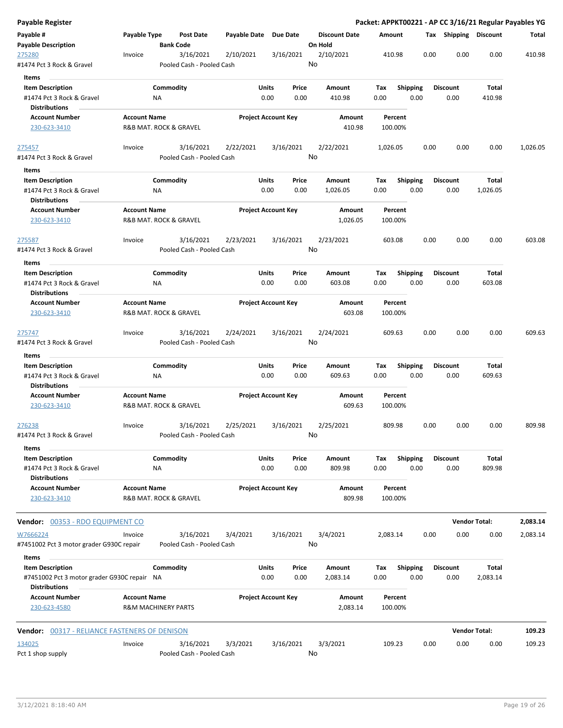**Payable Register** — **Packet: APPKT00221 - AP CC 3/16/21 Regular Payables YG**

| Payable # / Payable Description | Payable Type | Post Date / Bank Code | Payable Date | Due Date | Discount Date / On Hold | Amount | Tax | Shipping | Discount | Total |
|---|---|---|---|---|---|---|---|---|---|---|
| 275280 / #1474 Pct 3 Rock & Gravel | Invoice | 3/16/2021 / Pooled Cash - Pooled Cash | 2/10/2021 | 3/16/2021 | 2/10/2021 / No | 410.98 | 0.00 | 0.00 | 0.00 | 410.98 |

**Items**

| Item Description | Commodity | Units | Price | Amount | Tax | Shipping | Discount | Total |
|---|---|---|---|---|---|---|---|---|
| #1474 Pct 3 Rock & Gravel | NA | 0.00 | 0.00 | 410.98 | 0.00 | 0.00 | 0.00 | 410.98 |

**Distributions**

| Account Number | Account Name | Project Account Key | Amount | Percent |
|---|---|---|---|---|
| 230-623-3410 | R&B MAT. ROCK & GRAVEL | | 410.98 | 100.00% |

| Payable # / Payable Description | Payable Type | Post Date / Bank Code | Payable Date | Due Date | Discount Date / On Hold | Amount | Tax | Shipping | Discount | Total |
|---|---|---|---|---|---|---|---|---|---|---|
| 275457 / #1474 Pct 3 Rock & Gravel | Invoice | 3/16/2021 / Pooled Cash - Pooled Cash | 2/22/2021 | 3/16/2021 | 2/22/2021 / No | 1,026.05 | 0.00 | 0.00 | 0.00 | 1,026.05 |

**Items**

| Item Description | Commodity | Units | Price | Amount | Tax | Shipping | Discount | Total |
|---|---|---|---|---|---|---|---|---|
| #1474 Pct 3 Rock & Gravel | NA | 0.00 | 0.00 | 1,026.05 | 0.00 | 0.00 | 0.00 | 1,026.05 |

**Distributions**

| Account Number | Account Name | Project Account Key | Amount | Percent |
|---|---|---|---|---|
| 230-623-3410 | R&B MAT. ROCK & GRAVEL | | 1,026.05 | 100.00% |

| Payable # / Payable Description | Payable Type | Post Date / Bank Code | Payable Date | Due Date | Discount Date / On Hold | Amount | Tax | Shipping | Discount | Total |
|---|---|---|---|---|---|---|---|---|---|---|
| 275587 / #1474 Pct 3 Rock & Gravel | Invoice | 3/16/2021 / Pooled Cash - Pooled Cash | 2/23/2021 | 3/16/2021 | 2/23/2021 / No | 603.08 | 0.00 | 0.00 | 0.00 | 603.08 |

**Items**

| Item Description | Commodity | Units | Price | Amount | Tax | Shipping | Discount | Total |
|---|---|---|---|---|---|---|---|---|
| #1474 Pct 3 Rock & Gravel | NA | 0.00 | 0.00 | 603.08 | 0.00 | 0.00 | 0.00 | 603.08 |

**Distributions**

| Account Number | Account Name | Project Account Key | Amount | Percent |
|---|---|---|---|---|
| 230-623-3410 | R&B MAT. ROCK & GRAVEL | | 603.08 | 100.00% |

| Payable # / Payable Description | Payable Type | Post Date / Bank Code | Payable Date | Due Date | Discount Date / On Hold | Amount | Tax | Shipping | Discount | Total |
|---|---|---|---|---|---|---|---|---|---|---|
| 275747 / #1474 Pct 3 Rock & Gravel | Invoice | 3/16/2021 / Pooled Cash - Pooled Cash | 2/24/2021 | 3/16/2021 | 2/24/2021 / No | 609.63 | 0.00 | 0.00 | 0.00 | 609.63 |

**Items**

| Item Description | Commodity | Units | Price | Amount | Tax | Shipping | Discount | Total |
|---|---|---|---|---|---|---|---|---|
| #1474 Pct 3 Rock & Gravel | NA | 0.00 | 0.00 | 609.63 | 0.00 | 0.00 | 0.00 | 609.63 |

**Distributions**

| Account Number | Account Name | Project Account Key | Amount | Percent |
|---|---|---|---|---|
| 230-623-3410 | R&B MAT. ROCK & GRAVEL | | 609.63 | 100.00% |

| Payable # / Payable Description | Payable Type | Post Date / Bank Code | Payable Date | Due Date | Discount Date / On Hold | Amount | Tax | Shipping | Discount | Total |
|---|---|---|---|---|---|---|---|---|---|---|
| 276238 / #1474 Pct 3 Rock & Gravel | Invoice | 3/16/2021 / Pooled Cash - Pooled Cash | 2/25/2021 | 3/16/2021 | 2/25/2021 / No | 809.98 | 0.00 | 0.00 | 0.00 | 809.98 |

**Items**

| Item Description | Commodity | Units | Price | Amount | Tax | Shipping | Discount | Total |
|---|---|---|---|---|---|---|---|---|
| #1474 Pct 3 Rock & Gravel | NA | 0.00 | 0.00 | 809.98 | 0.00 | 0.00 | 0.00 | 809.98 |

**Distributions**

| Account Number | Account Name | Project Account Key | Amount | Percent |
|---|---|---|---|---|
| 230-623-3410 | R&B MAT. ROCK & GRAVEL | | 809.98 | 100.00% |

**Vendor:** 00353 - RDO EQUIPMENT CO — **Vendor Total: 2,083.14**

| Payable # / Payable Description | Payable Type | Post Date / Bank Code | Payable Date | Due Date | Discount Date / On Hold | Amount | Tax | Shipping | Discount | Total |
|---|---|---|---|---|---|---|---|---|---|---|
| W7666224 / #7451002 Pct 3 motor grader G930C repair | Invoice | 3/16/2021 / Pooled Cash - Pooled Cash | 3/4/2021 | 3/16/2021 | 3/4/2021 / No | 2,083.14 | 0.00 | 0.00 | 0.00 | 2,083.14 |

**Items**

| Item Description | Commodity | Units | Price | Amount | Tax | Shipping | Discount | Total |
|---|---|---|---|---|---|---|---|---|
| #7451002 Pct 3 motor grader G930C repair | NA | 0.00 | 0.00 | 2,083.14 | 0.00 | 0.00 | 0.00 | 2,083.14 |

**Distributions**

| Account Number | Account Name | Project Account Key | Amount | Percent |
|---|---|---|---|---|
| 230-623-4580 | R&M MACHINERY PARTS | | 2,083.14 | 100.00% |

**Vendor:** 00317 - RELIANCE FASTENERS OF DENISON — **Vendor Total: 109.23**

| Payable # / Payable Description | Payable Type | Post Date / Bank Code | Payable Date | Due Date | Discount Date / On Hold | Amount | Tax | Shipping | Discount | Total |
|---|---|---|---|---|---|---|---|---|---|---|
| 134025 / Pct 1 shop supply | Invoice | 3/16/2021 / Pooled Cash - Pooled Cash | 3/3/2021 | 3/16/2021 | 3/3/2021 / No | 109.23 | 0.00 | 0.00 | 0.00 | 109.23 |

3/12/2021 8:18:40 AM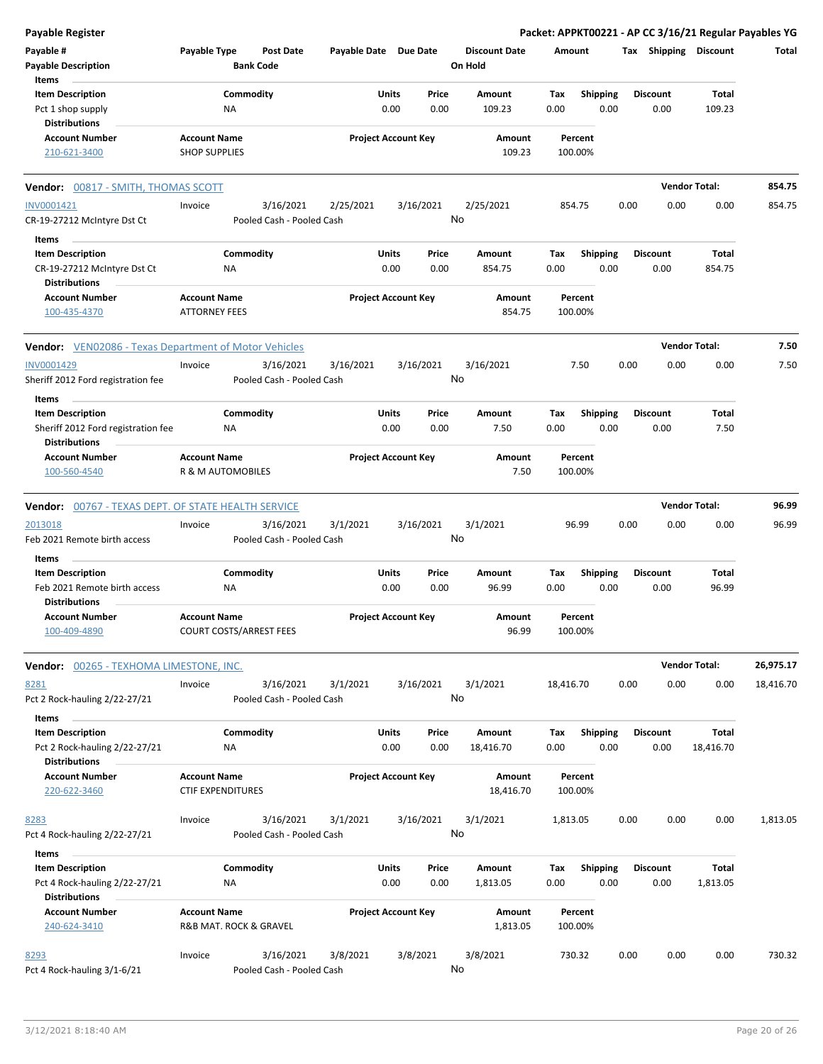| Payable # | Payable Type | Post Date | Payable Date | Due Date | Discount Date | Amount | Tax | Shipping | Discount | Total |
|---|---|---|---|---|---|---|---|---|---|---|
| Payable Description | | Bank Code | | | On Hold | | | | | |

**Items**

| Item Description | Commodity | Units | Price | Amount | Tax | Shipping | Discount | Total |
|---|---|---|---|---|---|---|---|---|
| Pct 1 shop supply | NA | 0.00 | 0.00 | 109.23 | 0.00 | 0.00 | 0.00 | 109.23 |

**Distributions**

| Account Number | Account Name | Project Account Key | Amount | Percent |
|---|---|---|---|---|
| 210-621-3400 | SHOP SUPPLIES | | 109.23 | 100.00% |

**Vendor: 00817 - SMITH, THOMAS SCOTT** — Vendor Total: 854.75

| Payable # | Payable Type | Post Date | Payable Date | Due Date | Discount Date | Amount | Tax | Shipping | Discount | Total |
|---|---|---|---|---|---|---|---|---|---|---|
| INV0001421 | Invoice | 3/16/2021 | 2/25/2021 | 3/16/2021 | 2/25/2021 | 854.75 | 0.00 | 0.00 | 0.00 | 854.75 |
| CR-19-27212 McIntyre Dst Ct | | Pooled Cash - Pooled Cash | | | No | | | | | |

**Items**

| Item Description | Commodity | Units | Price | Amount | Tax | Shipping | Discount | Total |
|---|---|---|---|---|---|---|---|---|
| CR-19-27212 McIntyre Dst Ct | NA | 0.00 | 0.00 | 854.75 | 0.00 | 0.00 | 0.00 | 854.75 |

**Distributions**

| Account Number | Account Name | Project Account Key | Amount | Percent |
|---|---|---|---|---|
| 100-435-4370 | ATTORNEY FEES | | 854.75 | 100.00% |

**Vendor: VEN02086 - Texas Department of Motor Vehicles** — Vendor Total: 7.50

| Payable # | Payable Type | Post Date | Payable Date | Due Date | Discount Date | Amount | Tax | Shipping | Discount | Total |
|---|---|---|---|---|---|---|---|---|---|---|
| INV0001429 | Invoice | 3/16/2021 | 3/16/2021 | 3/16/2021 | 3/16/2021 | 7.50 | 0.00 | 0.00 | 0.00 | 7.50 |
| Sheriff 2012 Ford registration fee | | Pooled Cash - Pooled Cash | | | No | | | | | |

**Items**

| Item Description | Commodity | Units | Price | Amount | Tax | Shipping | Discount | Total |
|---|---|---|---|---|---|---|---|---|
| Sheriff 2012 Ford registration fee | NA | 0.00 | 0.00 | 7.50 | 0.00 | 0.00 | 0.00 | 7.50 |

**Distributions**

| Account Number | Account Name | Project Account Key | Amount | Percent |
|---|---|---|---|---|
| 100-560-4540 | R & M AUTOMOBILES | | 7.50 | 100.00% |

**Vendor: 00767 - TEXAS DEPT. OF STATE HEALTH SERVICE** — Vendor Total: 96.99

| Payable # | Payable Type | Post Date | Payable Date | Due Date | Discount Date | Amount | Tax | Shipping | Discount | Total |
|---|---|---|---|---|---|---|---|---|---|---|
| 2013018 | Invoice | 3/16/2021 | 3/1/2021 | 3/16/2021 | 3/1/2021 | 96.99 | 0.00 | 0.00 | 0.00 | 96.99 |
| Feb 2021 Remote birth access | | Pooled Cash - Pooled Cash | | | No | | | | | |

**Items**

| Item Description | Commodity | Units | Price | Amount | Tax | Shipping | Discount | Total |
|---|---|---|---|---|---|---|---|---|
| Feb 2021 Remote birth access | NA | 0.00 | 0.00 | 96.99 | 0.00 | 0.00 | 0.00 | 96.99 |

**Distributions**

| Account Number | Account Name | Project Account Key | Amount | Percent |
|---|---|---|---|---|
| 100-409-4890 | COURT COSTS/ARREST FEES | | 96.99 | 100.00% |

**Vendor: 00265 - TEXHOMA LIMESTONE, INC.** — Vendor Total: 26,975.17

| Payable # | Payable Type | Post Date | Payable Date | Due Date | Discount Date | Amount | Tax | Shipping | Discount | Total |
|---|---|---|---|---|---|---|---|---|---|---|
| 8281 | Invoice | 3/16/2021 | 3/1/2021 | 3/16/2021 | 3/1/2021 | 18,416.70 | 0.00 | 0.00 | 0.00 | 18,416.70 |
| Pct 2 Rock-hauling 2/22-27/21 | | Pooled Cash - Pooled Cash | | | No | | | | | |

**Items**

| Item Description | Commodity | Units | Price | Amount | Tax | Shipping | Discount | Total |
|---|---|---|---|---|---|---|---|---|
| Pct 2 Rock-hauling 2/22-27/21 | NA | 0.00 | 0.00 | 18,416.70 | 0.00 | 0.00 | 0.00 | 18,416.70 |

**Distributions**

| Account Number | Account Name | Project Account Key | Amount | Percent |
|---|---|---|---|---|
| 220-622-3460 | CTIF EXPENDITURES | | 18,416.70 | 100.00% |

| Payable # | Payable Type | Post Date | Payable Date | Due Date | Discount Date | Amount | Tax | Shipping | Discount | Total |
|---|---|---|---|---|---|---|---|---|---|---|
| 8283 | Invoice | 3/16/2021 | 3/1/2021 | 3/16/2021 | 3/1/2021 | 1,813.05 | 0.00 | 0.00 | 0.00 | 1,813.05 |
| Pct 4 Rock-hauling 2/22-27/21 | | Pooled Cash - Pooled Cash | | | No | | | | | |

**Items**

| Item Description | Commodity | Units | Price | Amount | Tax | Shipping | Discount | Total |
|---|---|---|---|---|---|---|---|---|
| Pct 4 Rock-hauling 2/22-27/21 | NA | 0.00 | 0.00 | 1,813.05 | 0.00 | 0.00 | 0.00 | 1,813.05 |

**Distributions**

| Account Number | Account Name | Project Account Key | Amount | Percent |
|---|---|---|---|---|
| 240-624-3410 | R&B MAT. ROCK & GRAVEL | | 1,813.05 | 100.00% |

| Payable # | Payable Type | Post Date | Payable Date | Due Date | Discount Date | Amount | Tax | Shipping | Discount | Total |
|---|---|---|---|---|---|---|---|---|---|---|
| 8293 | Invoice | 3/16/2021 | 3/8/2021 | 3/8/2021 | 3/8/2021 | 730.32 | 0.00 | 0.00 | 0.00 | 730.32 |
| Pct 4 Rock-hauling 3/1-6/21 | | Pooled Cash - Pooled Cash | | | No | | | | | |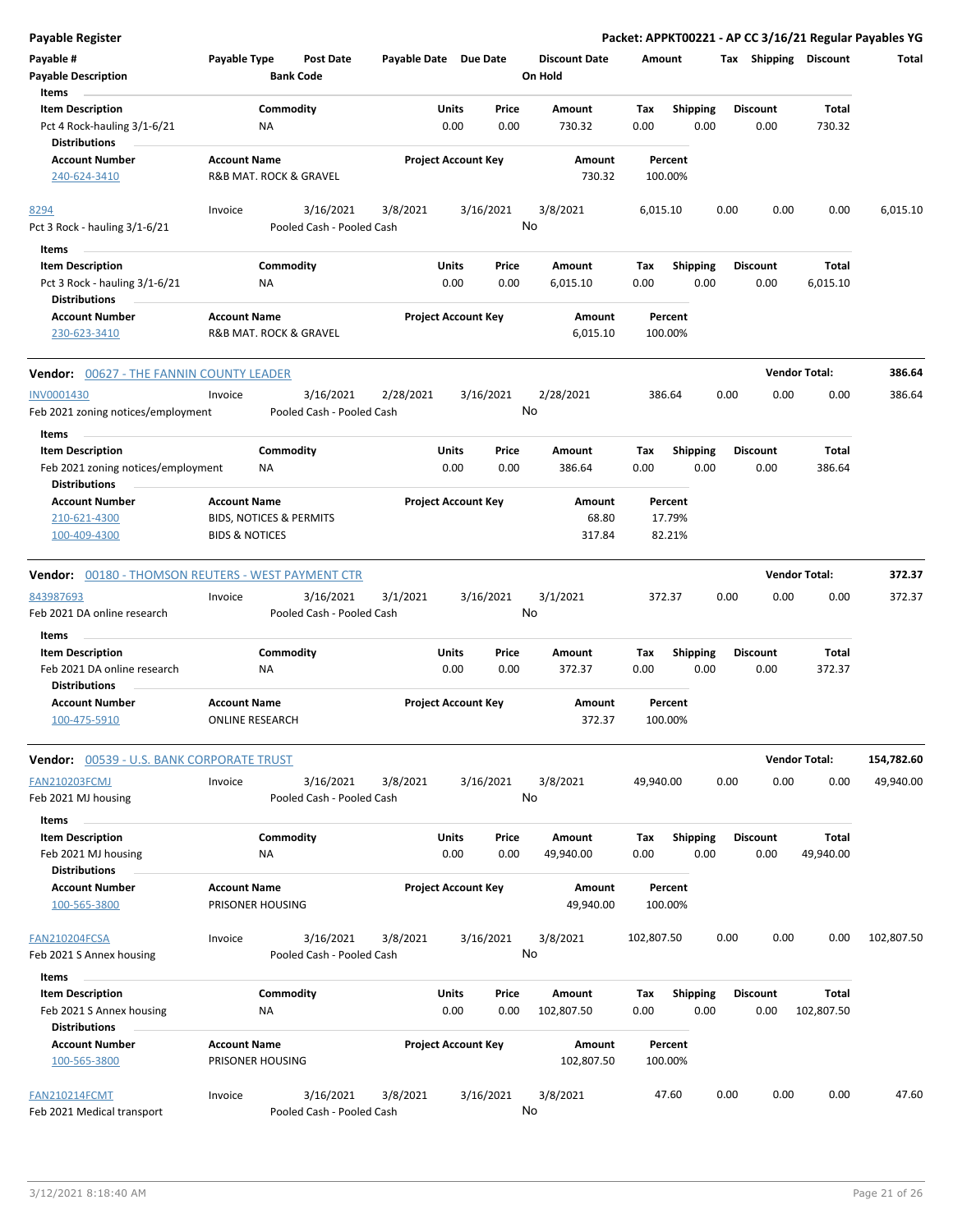## Payable Register

**Packet: APPKT00221 - AP CC 3/16/21 Regular Payables YG**

| Payable # | Payable Type | Post Date | Payable Date | Due Date | Discount Date | Amount | Tax | Shipping | Discount | Total |
|---|---|---|---|---|---|---|---|---|---|---|
| Payable Description | | Bank Code | | | On Hold | | | | | |

**Items**

| Item Description | Commodity | Units | Price | Amount | Tax | Shipping | Discount | Total |
|---|---|---|---|---|---|---|---|---|
| Pct 4 Rock-hauling 3/1-6/21 | NA | 0.00 | 0.00 | 730.32 | 0.00 | 0.00 | 0.00 | 730.32 |

**Distributions**

| Account Number | Account Name | Project Account Key | Amount | Percent |
|---|---|---|---|---|
| 240-624-3410 | R&B MAT. ROCK & GRAVEL | | 730.32 | 100.00% |

| Payable # | Payable Type | Post Date | Payable Date | Due Date | Discount Date | Amount | Tax | Shipping | Discount | Total |
|---|---|---|---|---|---|---|---|---|---|---|
| 8294 | Invoice | 3/16/2021 | 3/8/2021 | 3/16/2021 | 3/8/2021 | 6,015.10 | 0.00 | 0.00 | 0.00 | 6,015.10 |
| Pct 3 Rock - hauling 3/1-6/21 | | Pooled Cash - Pooled Cash | | | No | | | | | |

**Items**

| Item Description | Commodity | Units | Price | Amount | Tax | Shipping | Discount | Total |
|---|---|---|---|---|---|---|---|---|
| Pct 3 Rock - hauling 3/1-6/21 | NA | 0.00 | 0.00 | 6,015.10 | 0.00 | 0.00 | 0.00 | 6,015.10 |

**Distributions**

| Account Number | Account Name | Project Account Key | Amount | Percent |
|---|---|---|---|---|
| 230-623-3410 | R&B MAT. ROCK & GRAVEL | | 6,015.10 | 100.00% |

### Vendor: 00627 - THE FANNIN COUNTY LEADER — Vendor Total: 386.64

| Payable # | Payable Type | Post Date | Payable Date | Due Date | Discount Date | Amount | Tax | Shipping | Discount | Total |
|---|---|---|---|---|---|---|---|---|---|---|
| INV0001430 | Invoice | 3/16/2021 | 2/28/2021 | 3/16/2021 | 2/28/2021 | 386.64 | 0.00 | 0.00 | 0.00 | 386.64 |
| Feb 2021 zoning notices/employment | | Pooled Cash - Pooled Cash | | | No | | | | | |

**Items**

| Item Description | Commodity | Units | Price | Amount | Tax | Shipping | Discount | Total |
|---|---|---|---|---|---|---|---|---|
| Feb 2021 zoning notices/employment | NA | 0.00 | 0.00 | 386.64 | 0.00 | 0.00 | 0.00 | 386.64 |

**Distributions**

| Account Number | Account Name | Project Account Key | Amount | Percent |
|---|---|---|---|---|
| 210-621-4300 | BIDS, NOTICES & PERMITS | | 68.80 | 17.79% |
| 100-409-4300 | BIDS & NOTICES | | 317.84 | 82.21% |

### Vendor: 00180 - THOMSON REUTERS - WEST PAYMENT CTR — Vendor Total: 372.37

| Payable # | Payable Type | Post Date | Payable Date | Due Date | Discount Date | Amount | Tax | Shipping | Discount | Total |
|---|---|---|---|---|---|---|---|---|---|---|
| 843987693 | Invoice | 3/16/2021 | 3/1/2021 | 3/16/2021 | 3/1/2021 | 372.37 | 0.00 | 0.00 | 0.00 | 372.37 |
| Feb 2021 DA online research | | Pooled Cash - Pooled Cash | | | No | | | | | |

**Items**

| Item Description | Commodity | Units | Price | Amount | Tax | Shipping | Discount | Total |
|---|---|---|---|---|---|---|---|---|
| Feb 2021 DA online research | NA | 0.00 | 0.00 | 372.37 | 0.00 | 0.00 | 0.00 | 372.37 |

**Distributions**

| Account Number | Account Name | Project Account Key | Amount | Percent |
|---|---|---|---|---|
| 100-475-5910 | ONLINE RESEARCH | | 372.37 | 100.00% |

### Vendor: 00539 - U.S. BANK CORPORATE TRUST — Vendor Total: 154,782.60

| Payable # | Payable Type | Post Date | Payable Date | Due Date | Discount Date | Amount | Tax | Shipping | Discount | Total |
|---|---|---|---|---|---|---|---|---|---|---|
| FAN210203FCMJ | Invoice | 3/16/2021 | 3/8/2021 | 3/16/2021 | 3/8/2021 | 49,940.00 | 0.00 | 0.00 | 0.00 | 49,940.00 |
| Feb 2021 MJ housing | | Pooled Cash - Pooled Cash | | | No | | | | | |

**Items**

| Item Description | Commodity | Units | Price | Amount | Tax | Shipping | Discount | Total |
|---|---|---|---|---|---|---|---|---|
| Feb 2021 MJ housing | NA | 0.00 | 0.00 | 49,940.00 | 0.00 | 0.00 | 0.00 | 49,940.00 |

**Distributions**

| Account Number | Account Name | Project Account Key | Amount | Percent |
|---|---|---|---|---|
| 100-565-3800 | PRISONER HOUSING | | 49,940.00 | 100.00% |

| Payable # | Payable Type | Post Date | Payable Date | Due Date | Discount Date | Amount | Tax | Shipping | Discount | Total |
|---|---|---|---|---|---|---|---|---|---|---|
| FAN210204FCSA | Invoice | 3/16/2021 | 3/8/2021 | 3/16/2021 | 3/8/2021 | 102,807.50 | 0.00 | 0.00 | 0.00 | 102,807.50 |
| Feb 2021 S Annex housing | | Pooled Cash - Pooled Cash | | | No | | | | | |

**Items**

| Item Description | Commodity | Units | Price | Amount | Tax | Shipping | Discount | Total |
|---|---|---|---|---|---|---|---|---|
| Feb 2021 S Annex housing | NA | 0.00 | 0.00 | 102,807.50 | 0.00 | 0.00 | 0.00 | 102,807.50 |

**Distributions**

| Account Number | Account Name | Project Account Key | Amount | Percent |
|---|---|---|---|---|
| 100-565-3800 | PRISONER HOUSING | | 102,807.50 | 100.00% |

| Payable # | Payable Type | Post Date | Payable Date | Due Date | Discount Date | Amount | Tax | Shipping | Discount | Total |
|---|---|---|---|---|---|---|---|---|---|---|
| FAN210214FCMT | Invoice | 3/16/2021 | 3/8/2021 | 3/16/2021 | 3/8/2021 | 47.60 | 0.00 | 0.00 | 0.00 | 47.60 |
| Feb 2021 Medical transport | | Pooled Cash - Pooled Cash | | | No | | | | | |

3/12/2021 8:18:40 AM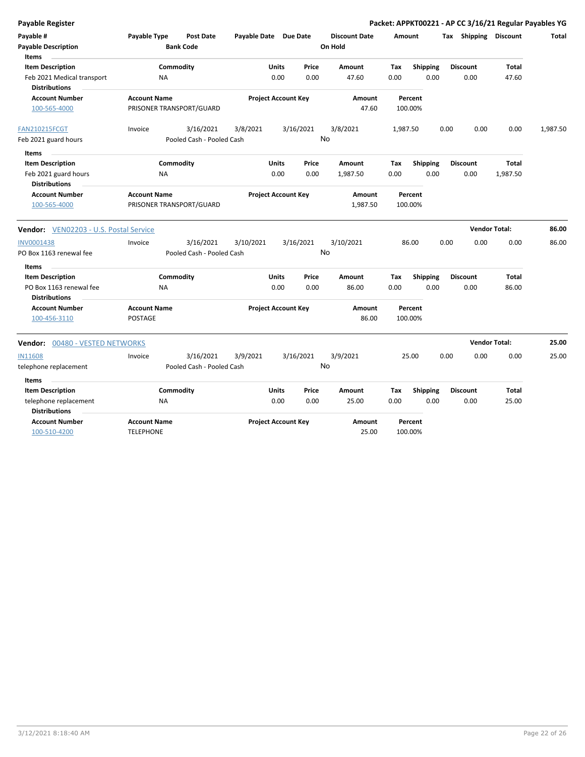**Payable Register** — **Packet: APPKT00221 - AP CC 3/16/21 Regular Payables YG**

| Payable # | Payable Type | Post Date | Payable Date | Due Date | Discount Date | Amount | Tax | Shipping | Discount | Total |
|---|---|---|---|---|---|---|---|---|---|---|
| **Payable Description** | | **Bank Code** | | | **On Hold** | | | | | |

**Items**

| Item Description | Commodity | Units | Price | Amount | Tax | Shipping | Discount | Total |
|---|---|---|---|---|---|---|---|---|
| Feb 2021 Medical transport | NA | 0.00 | 0.00 | 47.60 | 0.00 | 0.00 | 0.00 | 47.60 |

**Distributions**

| Account Number | Account Name | Project Account Key | Amount | Percent |
|---|---|---|---|---|
| 100-565-4000 | PRISONER TRANSPORT/GUARD | | 47.60 | 100.00% |

| Payable # | Payable Type | Post Date | Payable Date | Due Date | Discount Date | Amount | Tax | Shipping | Discount | Total |
|---|---|---|---|---|---|---|---|---|---|---|
| FAN210215FCGT | Invoice | 3/16/2021 | 3/8/2021 | 3/16/2021 | 3/8/2021 | 1,987.50 | 0.00 | 0.00 | 0.00 | 1,987.50 |
| Feb 2021 guard hours | | Pooled Cash - Pooled Cash | | | No | | | | | |

**Items**

| Item Description | Commodity | Units | Price | Amount | Tax | Shipping | Discount | Total |
|---|---|---|---|---|---|---|---|---|
| Feb 2021 guard hours | NA | 0.00 | 0.00 | 1,987.50 | 0.00 | 0.00 | 0.00 | 1,987.50 |

**Distributions**

| Account Number | Account Name | Project Account Key | Amount | Percent |
|---|---|---|---|---|
| 100-565-4000 | PRISONER TRANSPORT/GUARD | | 1,987.50 | 100.00% |

**Vendor:** VEN02203 - U.S. Postal Service — **Vendor Total: 86.00**

| Payable # | Payable Type | Post Date | Payable Date | Due Date | Discount Date | Amount | Tax | Shipping | Discount | Total |
|---|---|---|---|---|---|---|---|---|---|---|
| INV0001438 | Invoice | 3/16/2021 | 3/10/2021 | 3/16/2021 | 3/10/2021 | 86.00 | 0.00 | 0.00 | 0.00 | 86.00 |
| PO Box 1163 renewal fee | | Pooled Cash - Pooled Cash | | | No | | | | | |

**Items**

| Item Description | Commodity | Units | Price | Amount | Tax | Shipping | Discount | Total |
|---|---|---|---|---|---|---|---|---|
| PO Box 1163 renewal fee | NA | 0.00 | 0.00 | 86.00 | 0.00 | 0.00 | 0.00 | 86.00 |

**Distributions**

| Account Number | Account Name | Project Account Key | Amount | Percent |
|---|---|---|---|---|
| 100-456-3110 | POSTAGE | | 86.00 | 100.00% |

**Vendor:** 00480 - VESTED NETWORKS — **Vendor Total: 25.00**

| Payable # | Payable Type | Post Date | Payable Date | Due Date | Discount Date | Amount | Tax | Shipping | Discount | Total |
|---|---|---|---|---|---|---|---|---|---|---|
| IN11608 | Invoice | 3/16/2021 | 3/9/2021 | 3/16/2021 | 3/9/2021 | 25.00 | 0.00 | 0.00 | 0.00 | 25.00 |
| telephone replacement | | Pooled Cash - Pooled Cash | | | No | | | | | |

**Items**

| Item Description | Commodity | Units | Price | Amount | Tax | Shipping | Discount | Total |
|---|---|---|---|---|---|---|---|---|
| telephone replacement | NA | 0.00 | 0.00 | 25.00 | 0.00 | 0.00 | 0.00 | 25.00 |

**Distributions**

| Account Number | Account Name | Project Account Key | Amount | Percent |
|---|---|---|---|---|
| 100-510-4200 | TELEPHONE | | 25.00 | 100.00% |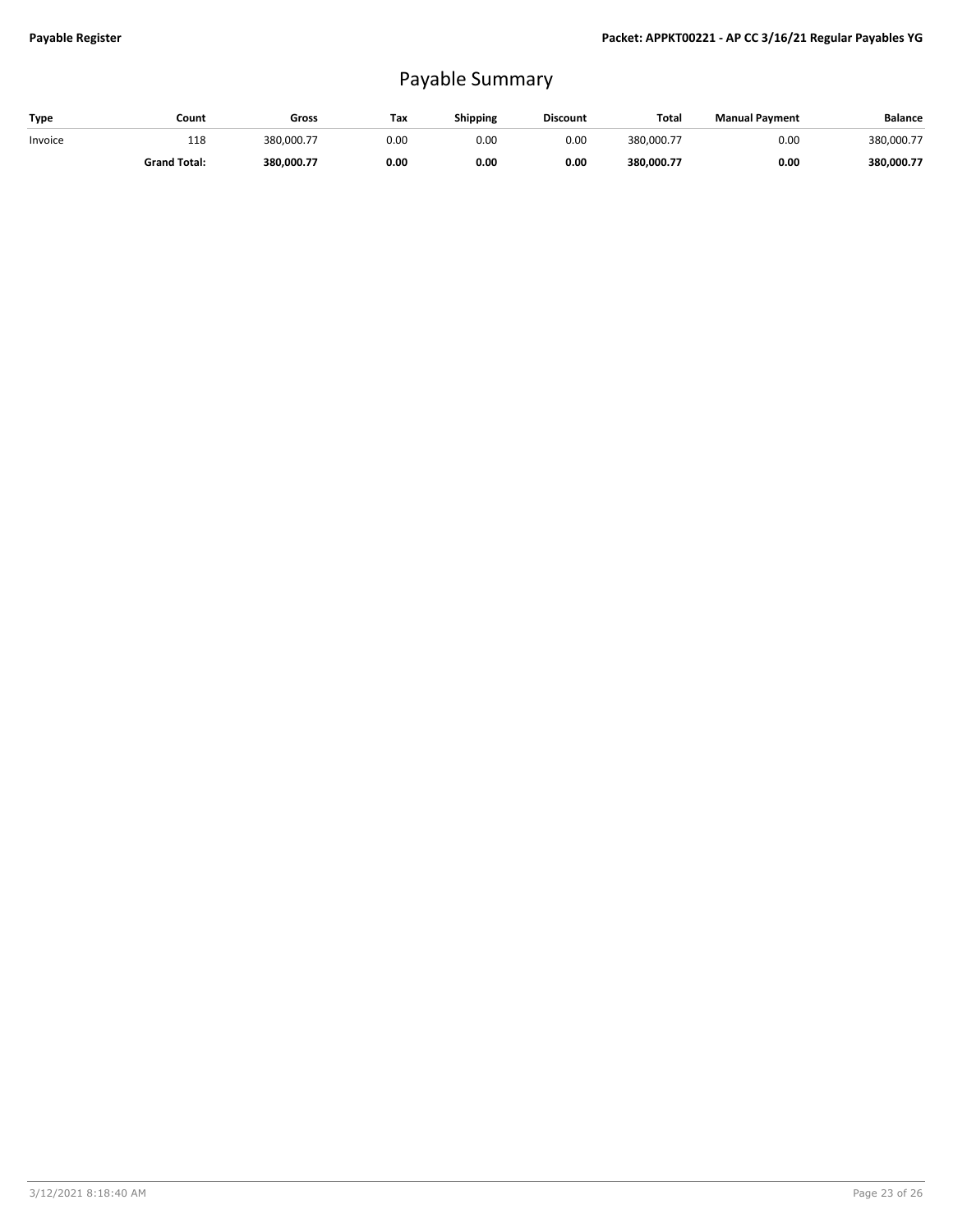# Payable Summary

| Type | Count | Gross | Tax | Shipping | Discount | Total | Manual Payment | Balance |
|---|---|---|---|---|---|---|---|---|
| Invoice | 118 | 380,000.77 | 0.00 | 0.00 | 0.00 | 380,000.77 | 0.00 | 380,000.77 |
| | **Grand Total:** | **380,000.77** | **0.00** | **0.00** | **0.00** | **380,000.77** | **0.00** | **380,000.77** |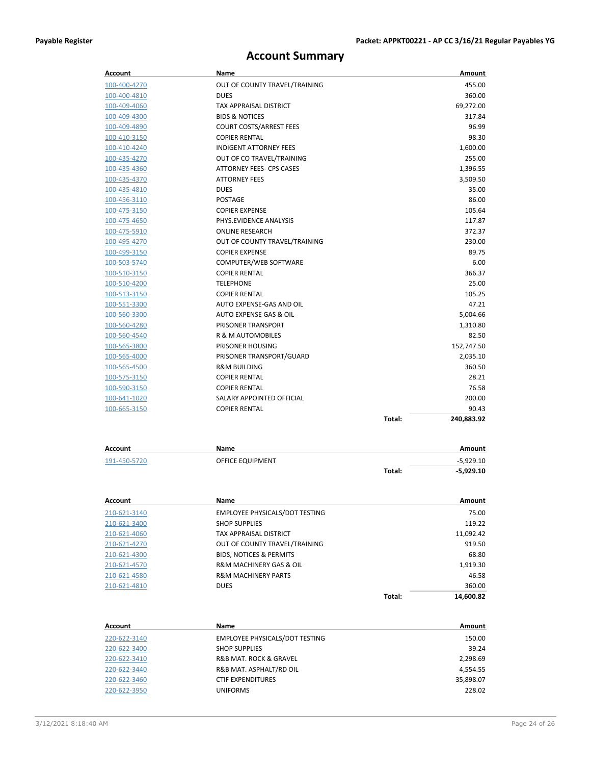# Account Summary

| Account | Name | | Amount |
|---|---|---|---|
| 100-400-4270 | OUT OF COUNTY TRAVEL/TRAINING | | 455.00 |
| 100-400-4810 | DUES | | 360.00 |
| 100-409-4060 | TAX APPRAISAL DISTRICT | | 69,272.00 |
| 100-409-4300 | BIDS & NOTICES | | 317.84 |
| 100-409-4890 | COURT COSTS/ARREST FEES | | 96.99 |
| 100-410-3150 | COPIER RENTAL | | 98.30 |
| 100-410-4240 | INDIGENT ATTORNEY FEES | | 1,600.00 |
| 100-435-4270 | OUT OF CO TRAVEL/TRAINING | | 255.00 |
| 100-435-4360 | ATTORNEY FEES- CPS CASES | | 1,396.55 |
| 100-435-4370 | ATTORNEY FEES | | 3,509.50 |
| 100-435-4810 | DUES | | 35.00 |
| 100-456-3110 | POSTAGE | | 86.00 |
| 100-475-3150 | COPIER EXPENSE | | 105.64 |
| 100-475-4650 | PHYS.EVIDENCE ANALYSIS | | 117.87 |
| 100-475-5910 | ONLINE RESEARCH | | 372.37 |
| 100-495-4270 | OUT OF COUNTY TRAVEL/TRAINING | | 230.00 |
| 100-499-3150 | COPIER EXPENSE | | 89.75 |
| 100-503-5740 | COMPUTER/WEB SOFTWARE | | 6.00 |
| 100-510-3150 | COPIER RENTAL | | 366.37 |
| 100-510-4200 | TELEPHONE | | 25.00 |
| 100-513-3150 | COPIER RENTAL | | 105.25 |
| 100-551-3300 | AUTO EXPENSE-GAS AND OIL | | 47.21 |
| 100-560-3300 | AUTO EXPENSE GAS & OIL | | 5,004.66 |
| 100-560-4280 | PRISONER TRANSPORT | | 1,310.80 |
| 100-560-4540 | R & M AUTOMOBILES | | 82.50 |
| 100-565-3800 | PRISONER HOUSING | | 152,747.50 |
| 100-565-4000 | PRISONER TRANSPORT/GUARD | | 2,035.10 |
| 100-565-4500 | R&M BUILDING | | 360.50 |
| 100-575-3150 | COPIER RENTAL | | 28.21 |
| 100-590-3150 | COPIER RENTAL | | 76.58 |
| 100-641-1020 | SALARY APPOINTED OFFICIAL | | 200.00 |
| 100-665-3150 | COPIER RENTAL | | 90.43 |
| | | **Total:** | **240,883.92** |

| Account | Name | | Amount |
|---|---|---|---|
| 191-450-5720 | OFFICE EQUIPMENT | | -5,929.10 |
| | | **Total:** | **-5,929.10** |

| Account | Name | | Amount |
|---|---|---|---|
| 210-621-3140 | EMPLOYEE PHYSICALS/DOT TESTING | | 75.00 |
| 210-621-3400 | SHOP SUPPLIES | | 119.22 |
| 210-621-4060 | TAX APPRAISAL DISTRICT | | 11,092.42 |
| 210-621-4270 | OUT OF COUNTY TRAVEL/TRAINING | | 919.50 |
| 210-621-4300 | BIDS, NOTICES & PERMITS | | 68.80 |
| 210-621-4570 | R&M MACHINERY GAS & OIL | | 1,919.30 |
| 210-621-4580 | R&M MACHINERY PARTS | | 46.58 |
| 210-621-4810 | DUES | | 360.00 |
| | | **Total:** | **14,600.82** |

| Account | Name | | Amount |
|---|---|---|---|
| 220-622-3140 | EMPLOYEE PHYSICALS/DOT TESTING | | 150.00 |
| 220-622-3400 | SHOP SUPPLIES | | 39.24 |
| 220-622-3410 | R&B MAT. ROCK & GRAVEL | | 2,298.69 |
| 220-622-3440 | R&B MAT. ASPHALT/RD OIL | | 4,554.55 |
| 220-622-3460 | CTIF EXPENDITURES | | 35,898.07 |
| 220-622-3950 | UNIFORMS | | 228.02 |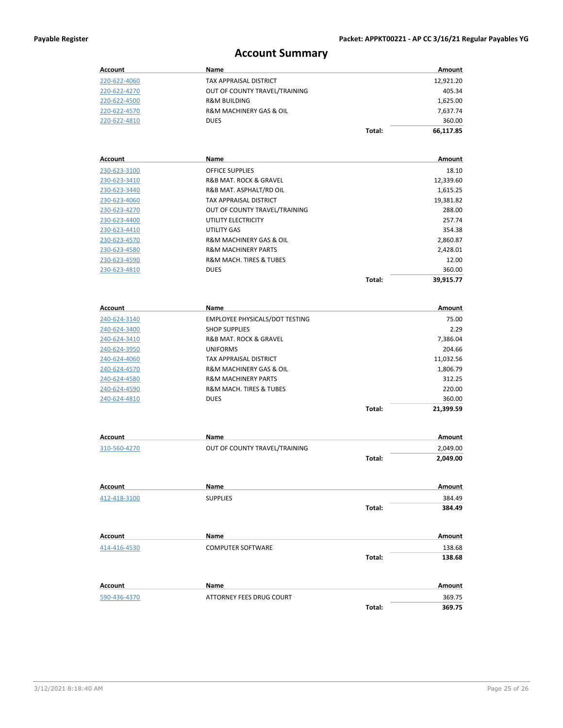## Account Summary

| Account | Name | | Amount |
|---|---|---|---|
| 220-622-4060 | TAX APPRAISAL DISTRICT | | 12,921.20 |
| 220-622-4270 | OUT OF COUNTY TRAVEL/TRAINING | | 405.34 |
| 220-622-4500 | R&M BUILDING | | 1,625.00 |
| 220-622-4570 | R&M MACHINERY GAS & OIL | | 7,637.74 |
| 220-622-4810 | DUES | | 360.00 |
| | | **Total:** | **66,117.85** |

| Account | Name | | Amount |
|---|---|---|---|
| 230-623-3100 | OFFICE SUPPLIES | | 18.10 |
| 230-623-3410 | R&B MAT. ROCK & GRAVEL | | 12,339.60 |
| 230-623-3440 | R&B MAT. ASPHALT/RD OIL | | 1,615.25 |
| 230-623-4060 | TAX APPRAISAL DISTRICT | | 19,381.82 |
| 230-623-4270 | OUT OF COUNTY TRAVEL/TRAINING | | 288.00 |
| 230-623-4400 | UTILITY ELECTRICITY | | 257.74 |
| 230-623-4410 | UTILITY GAS | | 354.38 |
| 230-623-4570 | R&M MACHINERY GAS & OIL | | 2,860.87 |
| 230-623-4580 | R&M MACHINERY PARTS | | 2,428.01 |
| 230-623-4590 | R&M MACH. TIRES & TUBES | | 12.00 |
| 230-623-4810 | DUES | | 360.00 |
| | | **Total:** | **39,915.77** |

| Account | Name | | Amount |
|---|---|---|---|
| 240-624-3140 | EMPLOYEE PHYSICALS/DOT TESTING | | 75.00 |
| 240-624-3400 | SHOP SUPPLIES | | 2.29 |
| 240-624-3410 | R&B MAT. ROCK & GRAVEL | | 7,386.04 |
| 240-624-3950 | UNIFORMS | | 204.66 |
| 240-624-4060 | TAX APPRAISAL DISTRICT | | 11,032.56 |
| 240-624-4570 | R&M MACHINERY GAS & OIL | | 1,806.79 |
| 240-624-4580 | R&M MACHINERY PARTS | | 312.25 |
| 240-624-4590 | R&M MACH. TIRES & TUBES | | 220.00 |
| 240-624-4810 | DUES | | 360.00 |
| | | **Total:** | **21,399.59** |

| Account | Name | | Amount |
|---|---|---|---|
| 310-560-4270 | OUT OF COUNTY TRAVEL/TRAINING | | 2,049.00 |
| | | **Total:** | **2,049.00** |

| Account | Name | | Amount |
|---|---|---|---|
| 412-418-3100 | SUPPLIES | | 384.49 |
| | | **Total:** | **384.49** |

| Account | Name | | Amount |
|---|---|---|---|
| 414-416-4530 | COMPUTER SOFTWARE | | 138.68 |
| | | **Total:** | **138.68** |

| Account | Name | | Amount |
|---|---|---|---|
| 590-436-4370 | ATTORNEY FEES DRUG COURT | | 369.75 |
| | | **Total:** | **369.75** |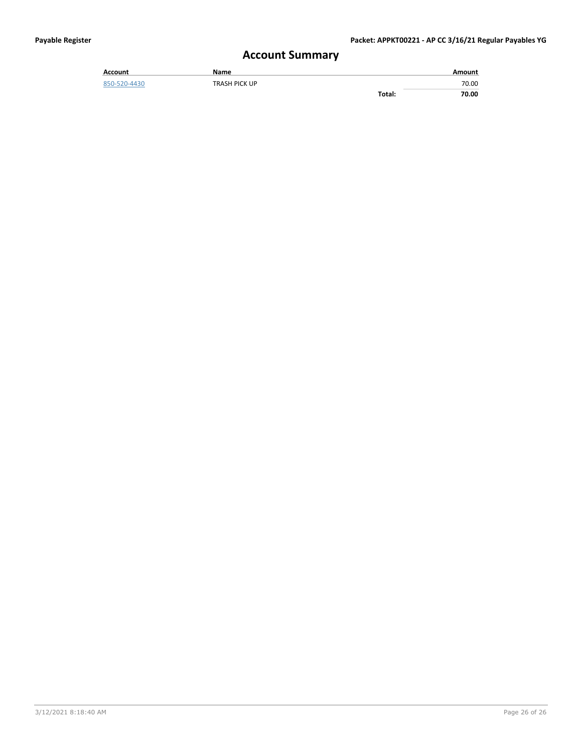# Account Summary

| Account | Name | | Amount |
|---|---|---|---|
| 850-520-4430 | TRASH PICK UP | | 70.00 |
| | | **Total:** | **70.00** |